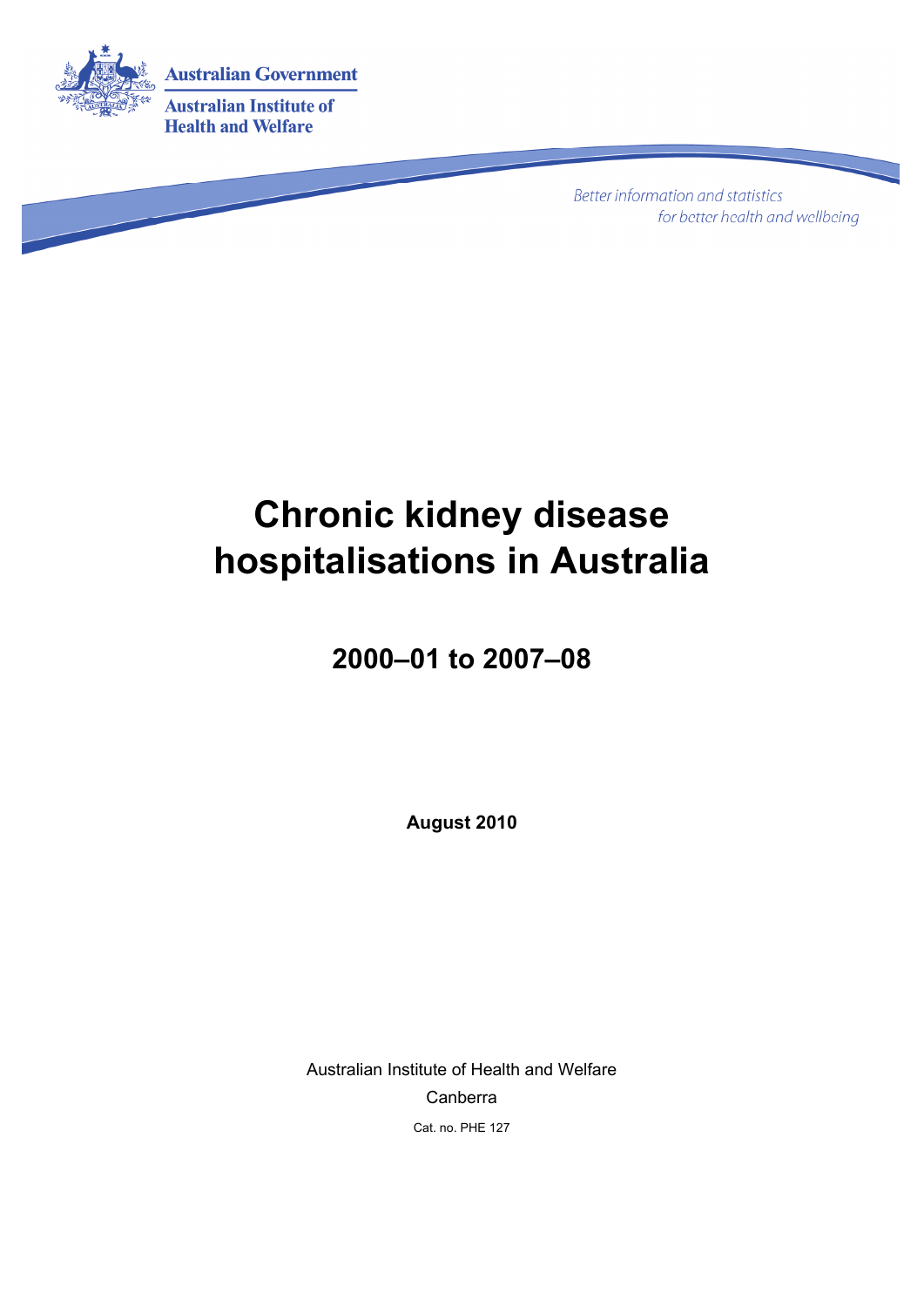Australian Government

Australian Institute of Health and Welfare

*Better information and statistics for better health and wellbeing*

# Chronic kidney disease hospitalisations in Australia

## 2000–01 to 2007–08

**August 2010**

Australian Institute of Health and Welfare

Canberra

Cat. no. PHE 127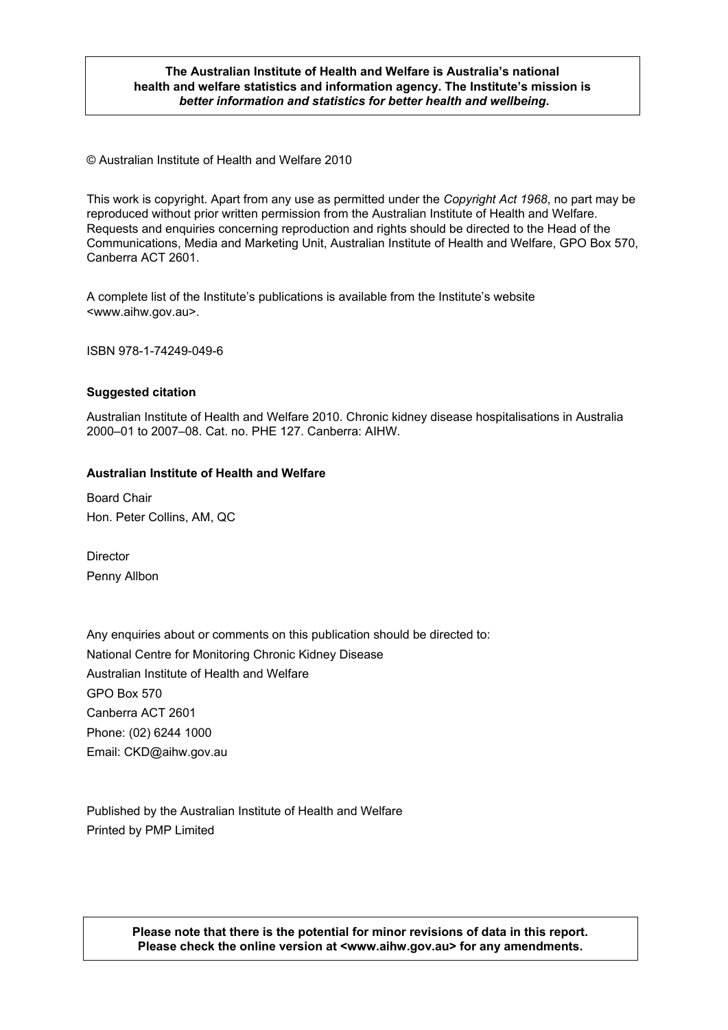**The Australian Institute of Health and Welfare is Australia's national health and welfare statistics and information agency. The Institute's mission is *better information and statistics for better health and wellbeing*.**

© Australian Institute of Health and Welfare 2010

This work is copyright. Apart from any use as permitted under the *Copyright Act 1968*, no part may be reproduced without prior written permission from the Australian Institute of Health and Welfare. Requests and enquiries concerning reproduction and rights should be directed to the Head of the Communications, Media and Marketing Unit, Australian Institute of Health and Welfare, GPO Box 570, Canberra ACT 2601.

A complete list of the Institute's publications is available from the Institute's website <www.aihw.gov.au>.

ISBN 978-1-74249-049-6

**Suggested citation**

Australian Institute of Health and Welfare 2010. Chronic kidney disease hospitalisations in Australia 2000–01 to 2007–08. Cat. no. PHE 127. Canberra: AIHW.

**Australian Institute of Health and Welfare**

Board Chair
Hon. Peter Collins, AM, QC

Director
Penny Allbon

Any enquiries about or comments on this publication should be directed to:
National Centre for Monitoring Chronic Kidney Disease
Australian Institute of Health and Welfare
GPO Box 570
Canberra ACT 2601
Phone: (02) 6244 1000
Email: CKD@aihw.gov.au

Published by the Australian Institute of Health and Welfare
Printed by PMP Limited

**Please note that there is the potential for minor revisions of data in this report. Please check the online version at <www.aihw.gov.au> for any amendments.**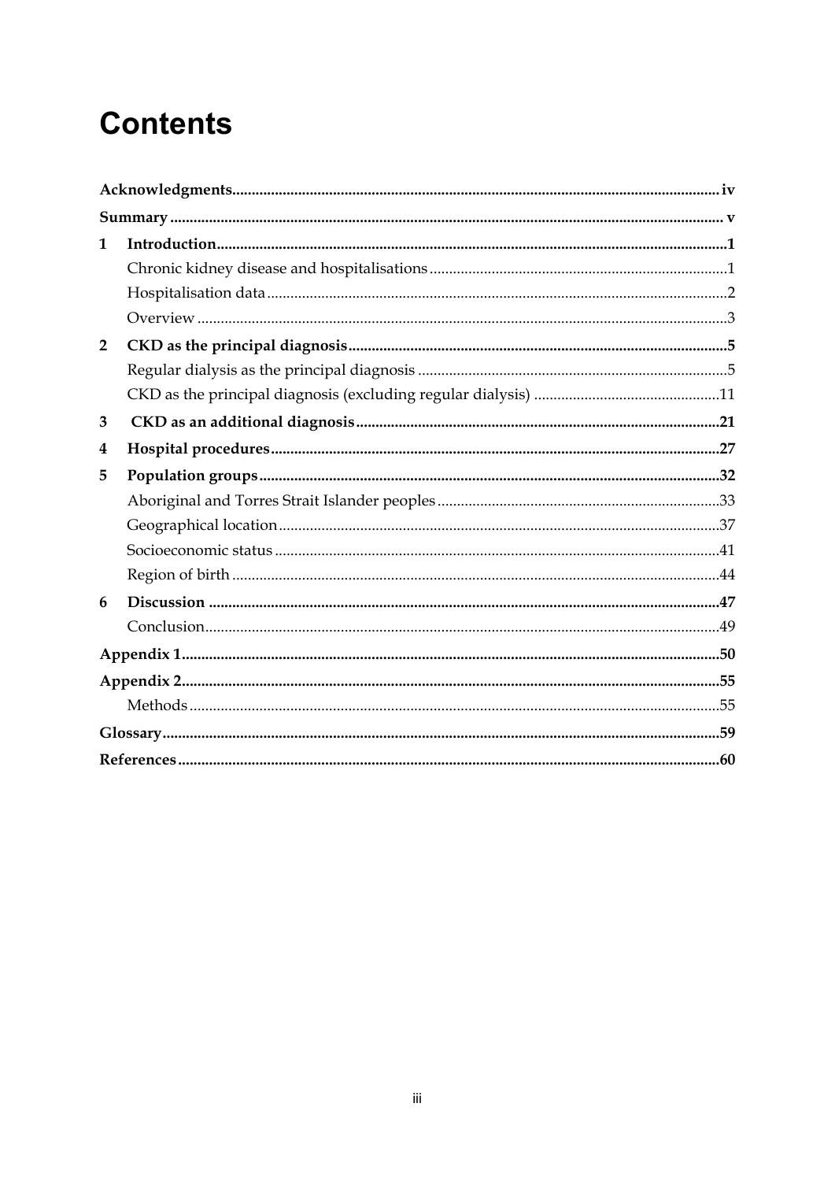# Contents

**Acknowledgments** ..... iv

**Summary** ..... v

**1 Introduction** ..... 1

- Chronic kidney disease and hospitalisations ..... 1
- Hospitalisation data ..... 2
- Overview ..... 3

**2 CKD as the principal diagnosis** ..... 5

- Regular dialysis as the principal diagnosis ..... 5
- CKD as the principal diagnosis (excluding regular dialysis) ..... 11

**3 CKD as an additional diagnosis** ..... 21

**4 Hospital procedures** ..... 27

**5 Population groups** ..... 32

- Aboriginal and Torres Strait Islander peoples ..... 33
- Geographical location ..... 37
- Socioeconomic status ..... 41
- Region of birth ..... 44

**6 Discussion** ..... 47

- Conclusion ..... 49

**Appendix 1** ..... 50

**Appendix 2** ..... 55

- Methods ..... 55

**Glossary** ..... 59

**References** ..... 60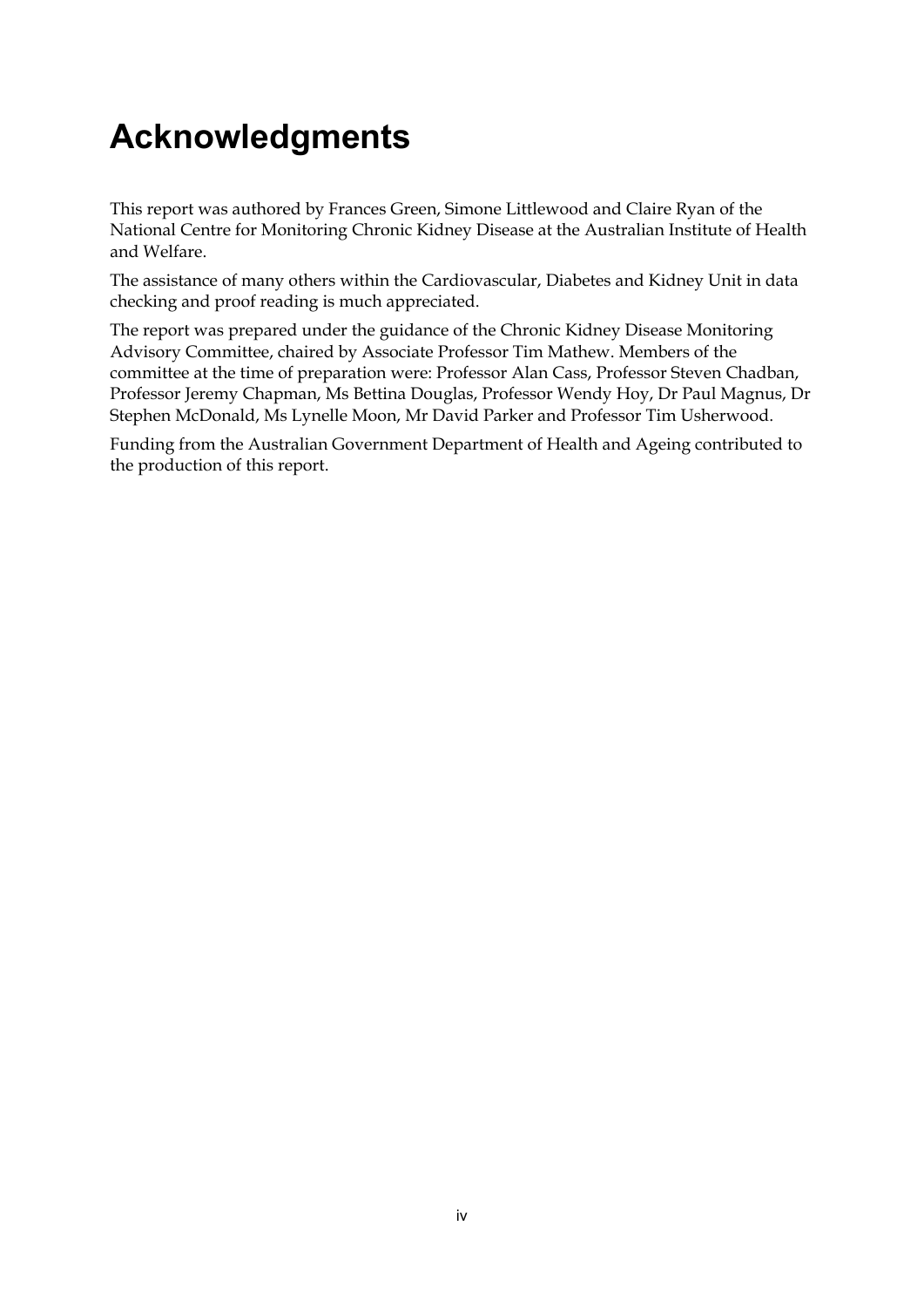# Acknowledgments

This report was authored by Frances Green, Simone Littlewood and Claire Ryan of the National Centre for Monitoring Chronic Kidney Disease at the Australian Institute of Health and Welfare.

The assistance of many others within the Cardiovascular, Diabetes and Kidney Unit in data checking and proof reading is much appreciated.

The report was prepared under the guidance of the Chronic Kidney Disease Monitoring Advisory Committee, chaired by Associate Professor Tim Mathew. Members of the committee at the time of preparation were: Professor Alan Cass, Professor Steven Chadban, Professor Jeremy Chapman, Ms Bettina Douglas, Professor Wendy Hoy, Dr Paul Magnus, Dr Stephen McDonald, Ms Lynelle Moon, Mr David Parker and Professor Tim Usherwood.

Funding from the Australian Government Department of Health and Ageing contributed to the production of this report.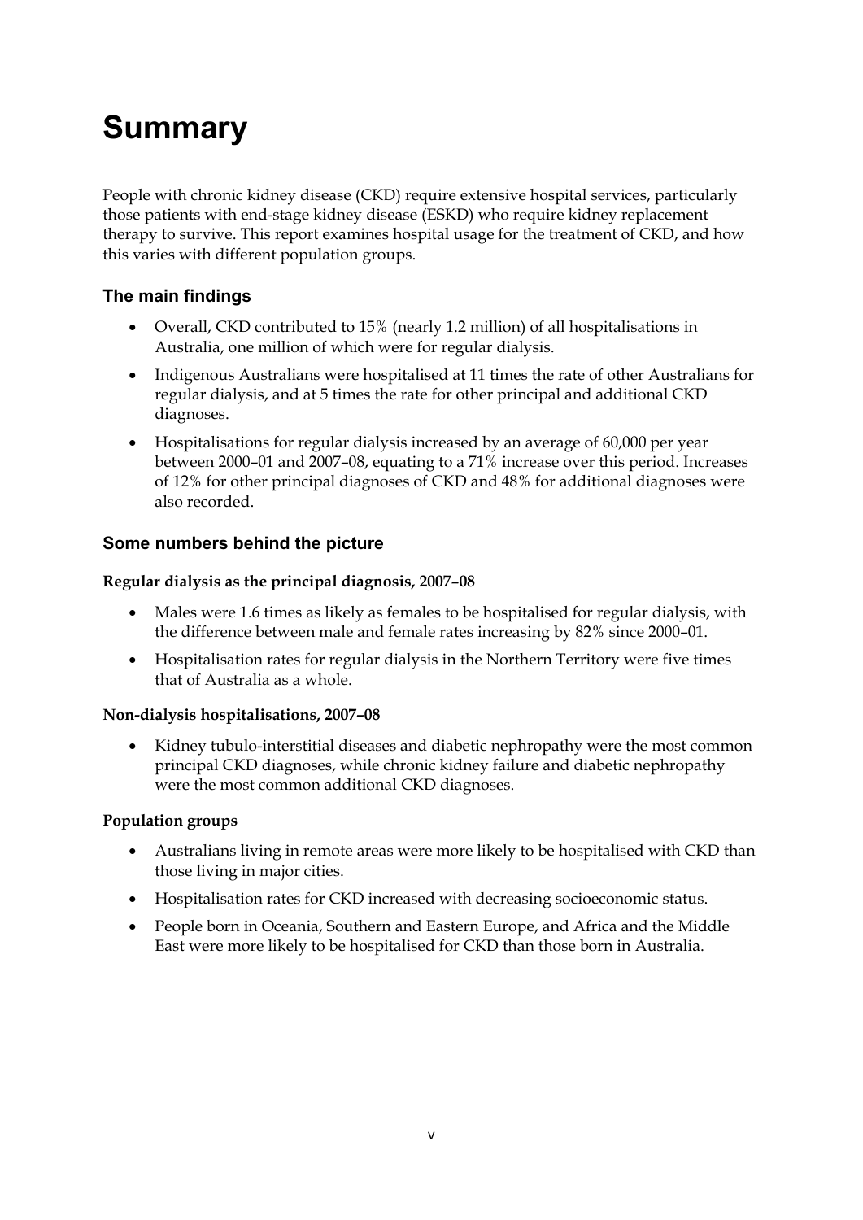# Summary

People with chronic kidney disease (CKD) require extensive hospital services, particularly those patients with end-stage kidney disease (ESKD) who require kidney replacement therapy to survive. This report examines hospital usage for the treatment of CKD, and how this varies with different population groups.

## The main findings

- Overall, CKD contributed to 15% (nearly 1.2 million) of all hospitalisations in Australia, one million of which were for regular dialysis.
- Indigenous Australians were hospitalised at 11 times the rate of other Australians for regular dialysis, and at 5 times the rate for other principal and additional CKD diagnoses.
- Hospitalisations for regular dialysis increased by an average of 60,000 per year between 2000–01 and 2007–08, equating to a 71% increase over this period. Increases of 12% for other principal diagnoses of CKD and 48% for additional diagnoses were also recorded.

## Some numbers behind the picture

**Regular dialysis as the principal diagnosis, 2007–08**

- Males were 1.6 times as likely as females to be hospitalised for regular dialysis, with the difference between male and female rates increasing by 82% since 2000–01.
- Hospitalisation rates for regular dialysis in the Northern Territory were five times that of Australia as a whole.

**Non-dialysis hospitalisations, 2007–08**

- Kidney tubulo-interstitial diseases and diabetic nephropathy were the most common principal CKD diagnoses, while chronic kidney failure and diabetic nephropathy were the most common additional CKD diagnoses.

**Population groups**

- Australians living in remote areas were more likely to be hospitalised with CKD than those living in major cities.
- Hospitalisation rates for CKD increased with decreasing socioeconomic status.
- People born in Oceania, Southern and Eastern Europe, and Africa and the Middle East were more likely to be hospitalised for CKD than those born in Australia.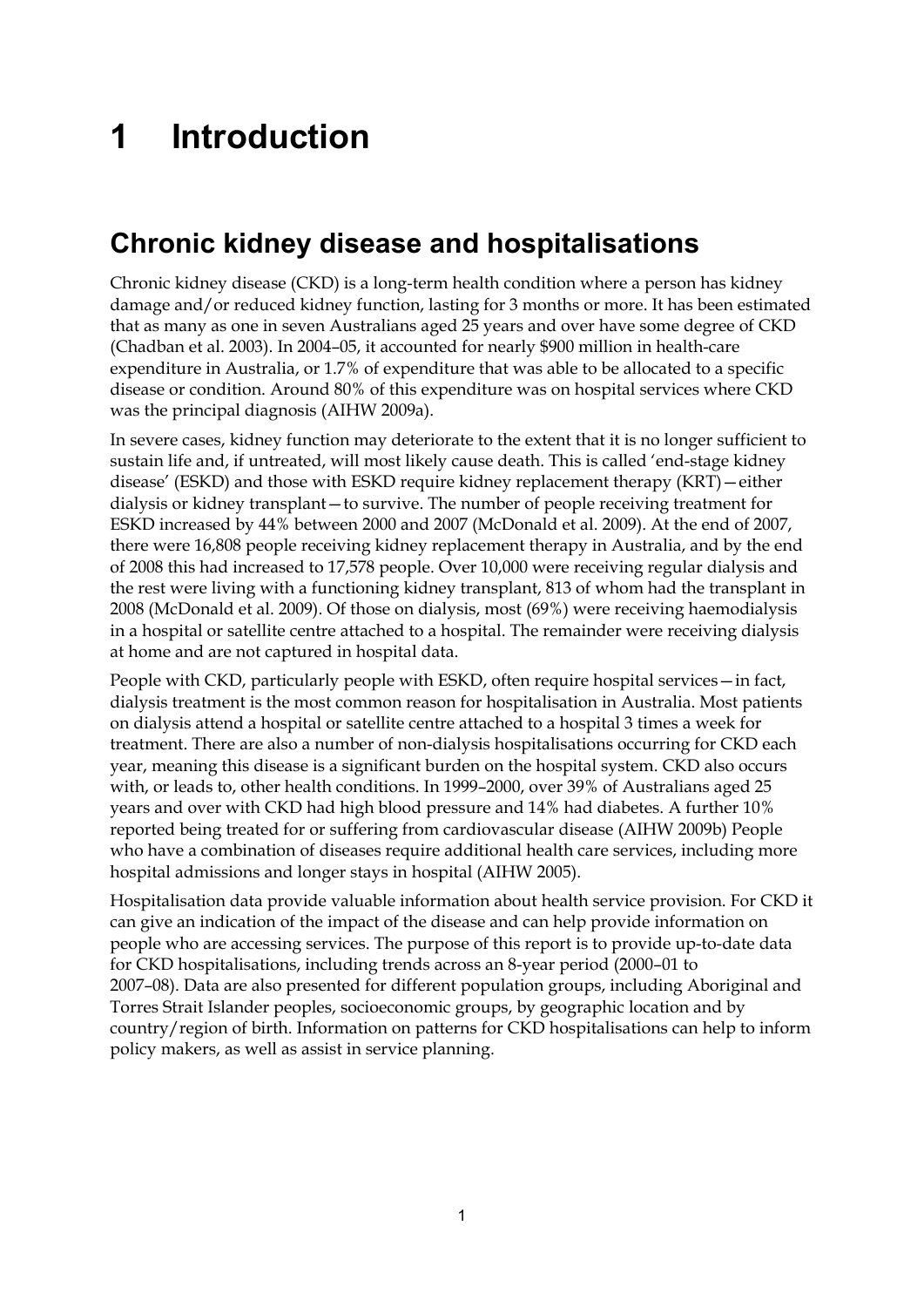# 1 Introduction

## Chronic kidney disease and hospitalisations

Chronic kidney disease (CKD) is a long-term health condition where a person has kidney damage and/or reduced kidney function, lasting for 3 months or more. It has been estimated that as many as one in seven Australians aged 25 years and over have some degree of CKD (Chadban et al. 2003). In 2004–05, it accounted for nearly $900 million in health-care expenditure in Australia, or 1.7% of expenditure that was able to be allocated to a specific disease or condition. Around 80% of this expenditure was on hospital services where CKD was the principal diagnosis (AIHW 2009a).

In severe cases, kidney function may deteriorate to the extent that it is no longer sufficient to sustain life and, if untreated, will most likely cause death. This is called 'end-stage kidney disease' (ESKD) and those with ESKD require kidney replacement therapy (KRT)—either dialysis or kidney transplant—to survive. The number of people receiving treatment for ESKD increased by 44% between 2000 and 2007 (McDonald et al. 2009). At the end of 2007, there were 16,808 people receiving kidney replacement therapy in Australia, and by the end of 2008 this had increased to 17,578 people. Over 10,000 were receiving regular dialysis and the rest were living with a functioning kidney transplant, 813 of whom had the transplant in 2008 (McDonald et al. 2009). Of those on dialysis, most (69%) were receiving haemodialysis in a hospital or satellite centre attached to a hospital. The remainder were receiving dialysis at home and are not captured in hospital data.

People with CKD, particularly people with ESKD, often require hospital services—in fact, dialysis treatment is the most common reason for hospitalisation in Australia. Most patients on dialysis attend a hospital or satellite centre attached to a hospital 3 times a week for treatment. There are also a number of non-dialysis hospitalisations occurring for CKD each year, meaning this disease is a significant burden on the hospital system. CKD also occurs with, or leads to, other health conditions. In 1999–2000, over 39% of Australians aged 25 years and over with CKD had high blood pressure and 14% had diabetes. A further 10% reported being treated for or suffering from cardiovascular disease (AIHW 2009b) People who have a combination of diseases require additional health care services, including more hospital admissions and longer stays in hospital (AIHW 2005).

Hospitalisation data provide valuable information about health service provision. For CKD it can give an indication of the impact of the disease and can help provide information on people who are accessing services. The purpose of this report is to provide up-to-date data for CKD hospitalisations, including trends across an 8-year period (2000–01 to 2007–08). Data are also presented for different population groups, including Aboriginal and Torres Strait Islander peoples, socioeconomic groups, by geographic location and by country/region of birth. Information on patterns for CKD hospitalisations can help to inform policy makers, as well as assist in service planning.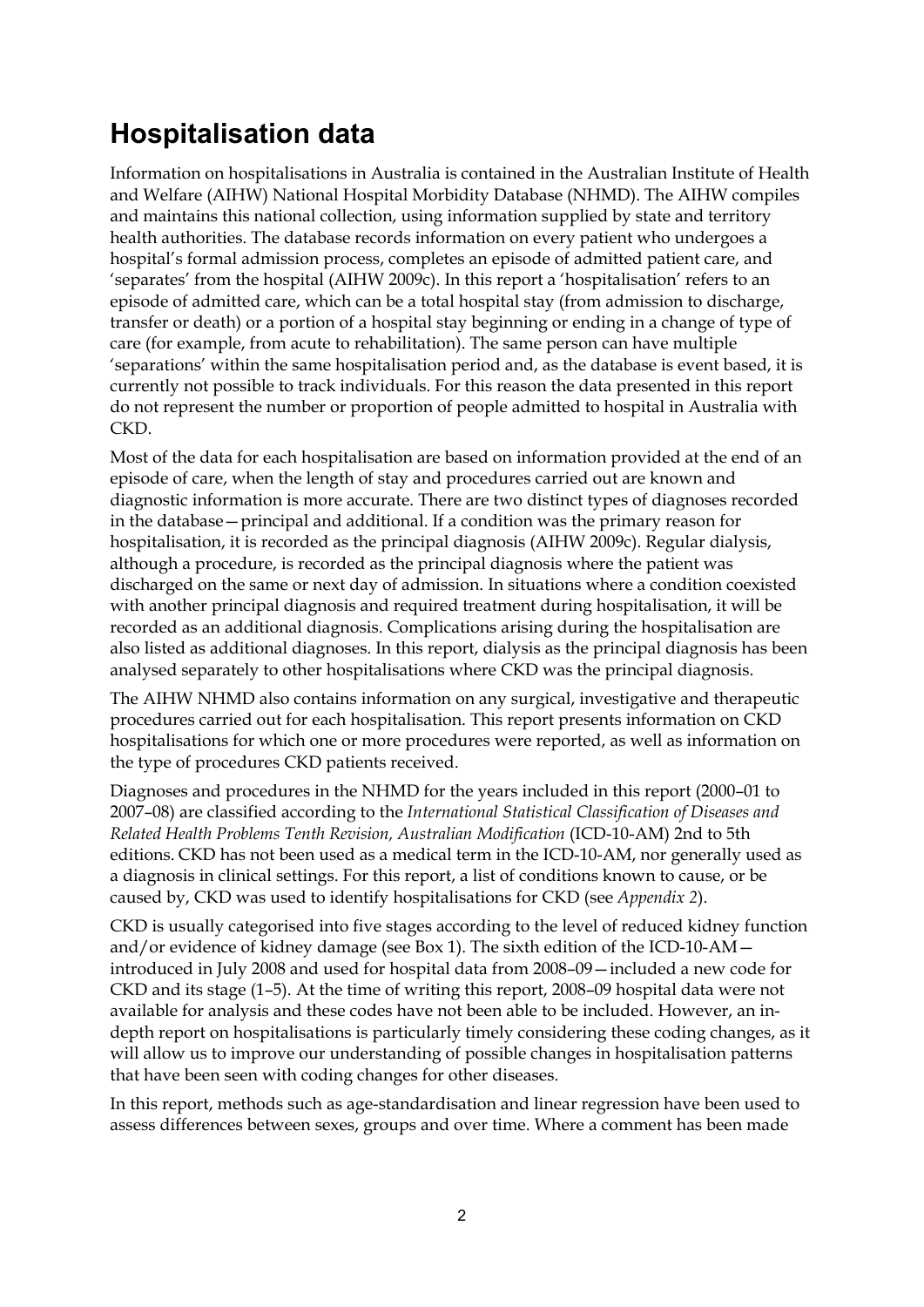## Hospitalisation data

Information on hospitalisations in Australia is contained in the Australian Institute of Health and Welfare (AIHW) National Hospital Morbidity Database (NHMD). The AIHW compiles and maintains this national collection, using information supplied by state and territory health authorities. The database records information on every patient who undergoes a hospital's formal admission process, completes an episode of admitted patient care, and 'separates' from the hospital (AIHW 2009c). In this report a 'hospitalisation' refers to an episode of admitted care, which can be a total hospital stay (from admission to discharge, transfer or death) or a portion of a hospital stay beginning or ending in a change of type of care (for example, from acute to rehabilitation). The same person can have multiple 'separations' within the same hospitalisation period and, as the database is event based, it is currently not possible to track individuals. For this reason the data presented in this report do not represent the number or proportion of people admitted to hospital in Australia with CKD.

Most of the data for each hospitalisation are based on information provided at the end of an episode of care, when the length of stay and procedures carried out are known and diagnostic information is more accurate. There are two distinct types of diagnoses recorded in the database—principal and additional. If a condition was the primary reason for hospitalisation, it is recorded as the principal diagnosis (AIHW 2009c). Regular dialysis, although a procedure, is recorded as the principal diagnosis where the patient was discharged on the same or next day of admission. In situations where a condition coexisted with another principal diagnosis and required treatment during hospitalisation, it will be recorded as an additional diagnosis. Complications arising during the hospitalisation are also listed as additional diagnoses. In this report, dialysis as the principal diagnosis has been analysed separately to other hospitalisations where CKD was the principal diagnosis.

The AIHW NHMD also contains information on any surgical, investigative and therapeutic procedures carried out for each hospitalisation. This report presents information on CKD hospitalisations for which one or more procedures were reported, as well as information on the type of procedures CKD patients received.

Diagnoses and procedures in the NHMD for the years included in this report (2000–01 to 2007–08) are classified according to the *International Statistical Classification of Diseases and Related Health Problems Tenth Revision, Australian Modification* (ICD-10-AM) 2nd to 5th editions. CKD has not been used as a medical term in the ICD-10-AM, nor generally used as a diagnosis in clinical settings. For this report, a list of conditions known to cause, or be caused by, CKD was used to identify hospitalisations for CKD (see *Appendix 2*).

CKD is usually categorised into five stages according to the level of reduced kidney function and/or evidence of kidney damage (see Box 1). The sixth edition of the ICD-10-AM—introduced in July 2008 and used for hospital data from 2008–09—included a new code for CKD and its stage (1–5). At the time of writing this report, 2008–09 hospital data were not available for analysis and these codes have not been able to be included. However, an in-depth report on hospitalisations is particularly timely considering these coding changes, as it will allow us to improve our understanding of possible changes in hospitalisation patterns that have been seen with coding changes for other diseases.

In this report, methods such as age-standardisation and linear regression have been used to assess differences between sexes, groups and over time. Where a comment has been made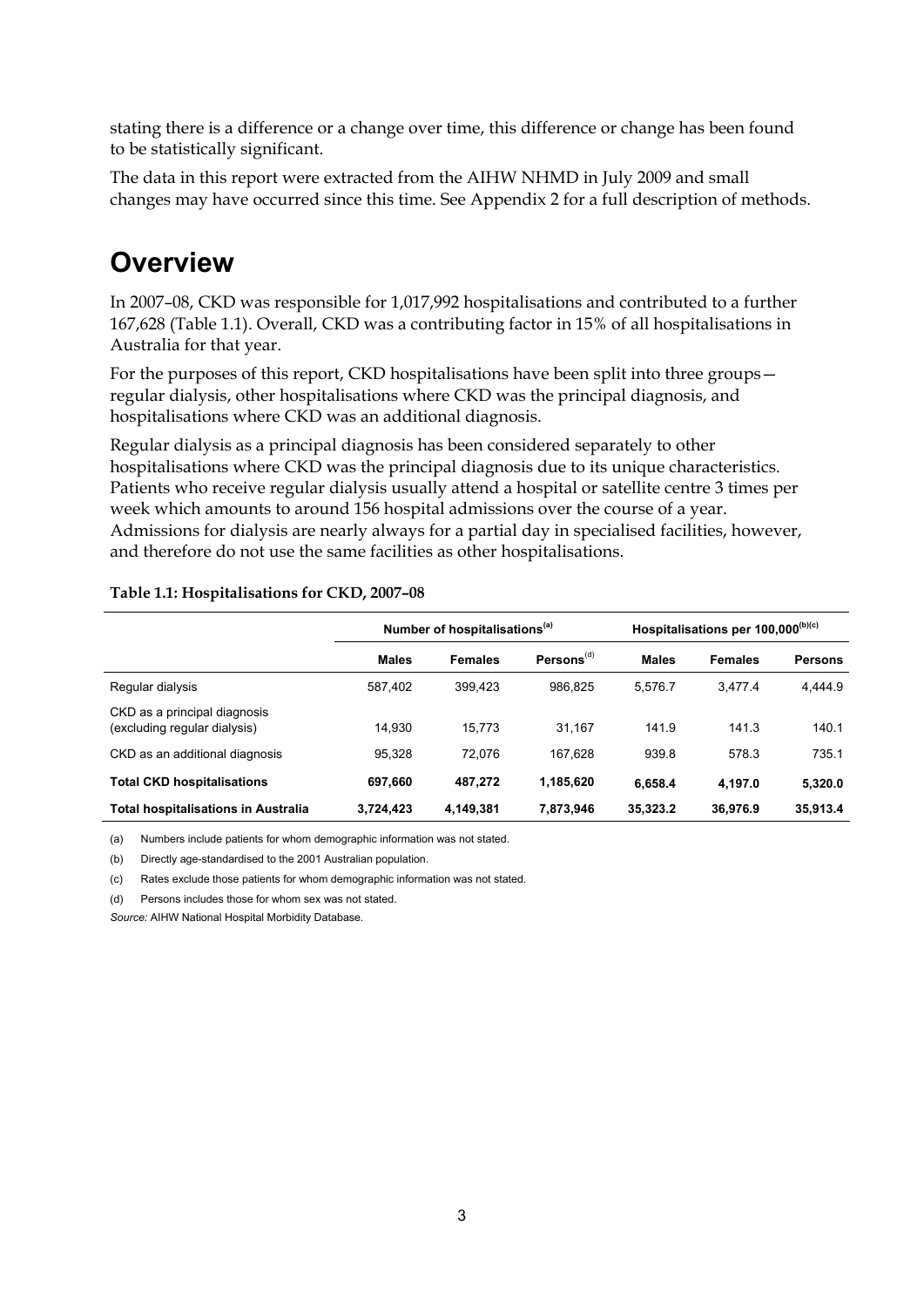stating there is a difference or a change over time, this difference or change has been found to be statistically significant.

The data in this report were extracted from the AIHW NHMD in July 2009 and small changes may have occurred since this time. See Appendix 2 for a full description of methods.

# Overview

In 2007–08, CKD was responsible for 1,017,992 hospitalisations and contributed to a further 167,628 (Table 1.1). Overall, CKD was a contributing factor in 15% of all hospitalisations in Australia for that year.

For the purposes of this report, CKD hospitalisations have been split into three groups—regular dialysis, other hospitalisations where CKD was the principal diagnosis, and hospitalisations where CKD was an additional diagnosis.

Regular dialysis as a principal diagnosis has been considered separately to other hospitalisations where CKD was the principal diagnosis due to its unique characteristics. Patients who receive regular dialysis usually attend a hospital or satellite centre 3 times per week which amounts to around 156 hospital admissions over the course of a year. Admissions for dialysis are nearly always for a partial day in specialised facilities, however, and therefore do not use the same facilities as other hospitalisations.

**Table 1.1: Hospitalisations for CKD, 2007–08**

| | Number of hospitalisations[(a)] | | | Hospitalisations per 100,000[(b)(c)] | | |
|---|---|---|---|---|---|---|
| | **Males** | **Females** | **Persons**[(d)] | **Males** | **Females** | **Persons** |
| Regular dialysis | 587,402 | 399,423 | 986,825 | 5,576.7 | 3,477.4 | 4,444.9 |
| CKD as a principal diagnosis (excluding regular dialysis) | 14,930 | 15,773 | 31,167 | 141.9 | 141.3 | 140.1 |
| CKD as an additional diagnosis | 95,328 | 72,076 | 167,628 | 939.8 | 578.3 | 735.1 |
| **Total CKD hospitalisations** | **697,660** | **487,272** | **1,185,620** | **6,658.4** | **4,197.0** | **5,320.0** |
| **Total hospitalisations in Australia** | **3,724,423** | **4,149,381** | **7,873,946** | **35,323.2** | **36,976.9** | **35,913.4** |

(a) Numbers include patients for whom demographic information was not stated.

(b) Directly age-standardised to the 2001 Australian population.

(c) Rates exclude those patients for whom demographic information was not stated.

(d) Persons includes those for whom sex was not stated.

*Source:* AIHW National Hospital Morbidity Database.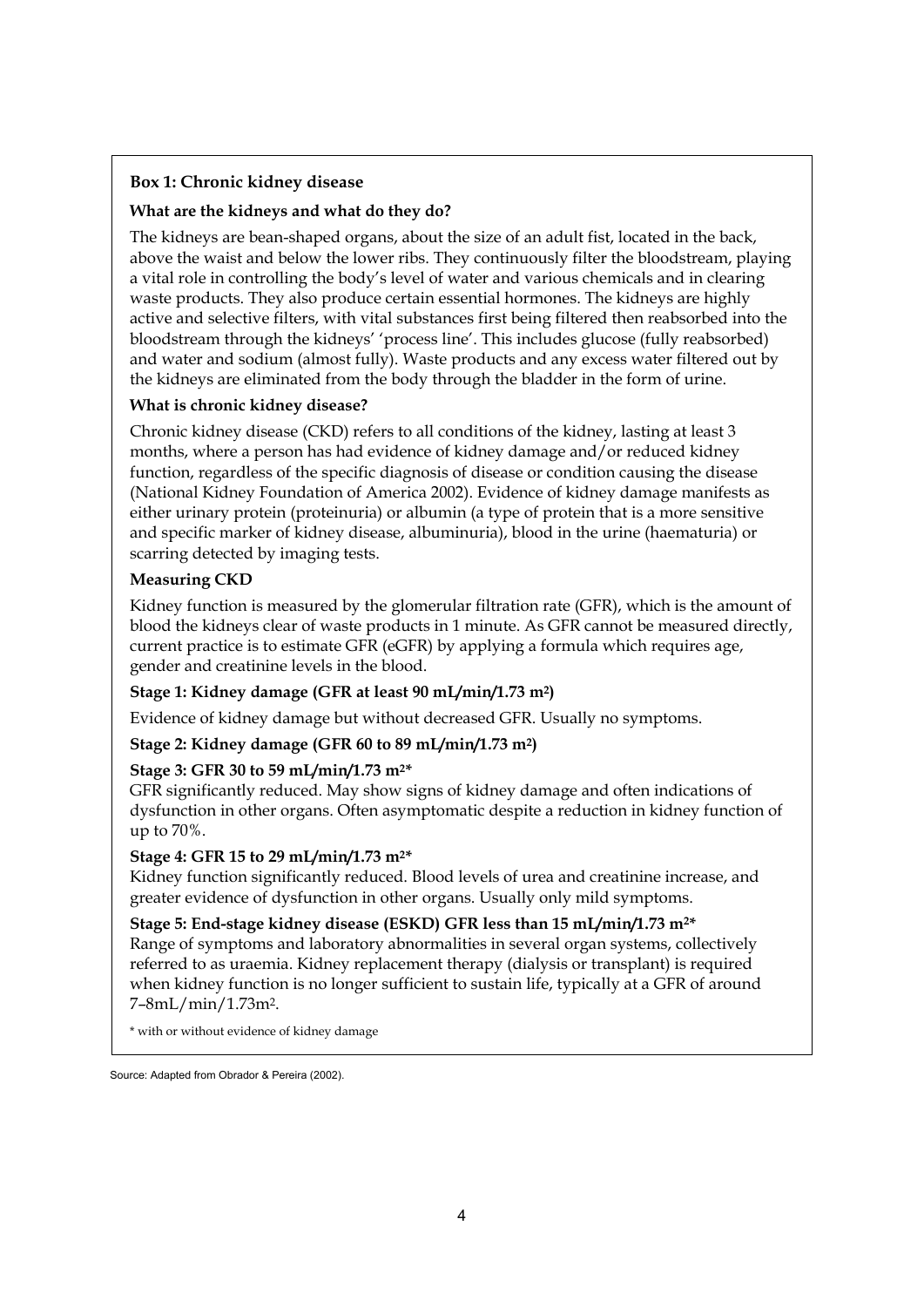## Box 1: Chronic kidney disease

### What are the kidneys and what do they do?

The kidneys are bean-shaped organs, about the size of an adult fist, located in the back, above the waist and below the lower ribs. They continuously filter the bloodstream, playing a vital role in controlling the body's level of water and various chemicals and in clearing waste products. They also produce certain essential hormones. The kidneys are highly active and selective filters, with vital substances first being filtered then reabsorbed into the bloodstream through the kidneys' 'process line'. This includes glucose (fully reabsorbed) and water and sodium (almost fully). Waste products and any excess water filtered out by the kidneys are eliminated from the body through the bladder in the form of urine.

### What is chronic kidney disease?

Chronic kidney disease (CKD) refers to all conditions of the kidney, lasting at least 3 months, where a person has had evidence of kidney damage and/or reduced kidney function, regardless of the specific diagnosis of disease or condition causing the disease (National Kidney Foundation of America 2002). Evidence of kidney damage manifests as either urinary protein (proteinuria) or albumin (a type of protein that is a more sensitive and specific marker of kidney disease, albuminuria), blood in the urine (haematuria) or scarring detected by imaging tests.

### Measuring CKD

Kidney function is measured by the glomerular filtration rate (GFR), which is the amount of blood the kidneys clear of waste products in 1 minute. As GFR cannot be measured directly, current practice is to estimate GFR (eGFR) by applying a formula which requires age, gender and creatinine levels in the blood.

**Stage 1: Kidney damage (GFR at least 90 mL/min/1.73 $m^2$)**

Evidence of kidney damage but without decreased GFR. Usually no symptoms.

**Stage 2: Kidney damage (GFR 60 to 89 mL/min/1.73 $m^2$)**

**Stage 3: GFR 30 to 59 mL/min/1.73 $m^2$\***
GFR significantly reduced. May show signs of kidney damage and often indications of dysfunction in other organs. Often asymptomatic despite a reduction in kidney function of up to 70%.

**Stage 4: GFR 15 to 29 mL/min/1.73 $m^2$\***
Kidney function significantly reduced. Blood levels of urea and creatinine increase, and greater evidence of dysfunction in other organs. Usually only mild symptoms.

**Stage 5: End-stage kidney disease (ESKD) GFR less than 15 mL/min/1.73 $m^2$\***
Range of symptoms and laboratory abnormalities in several organ systems, collectively referred to as uraemia. Kidney replacement therapy (dialysis or transplant) is required when kidney function is no longer sufficient to sustain life, typically at a GFR of around 7–8mL/min/1.73$m^2$.

\* with or without evidence of kidney damage

Source: Adapted from Obrador & Pereira (2002).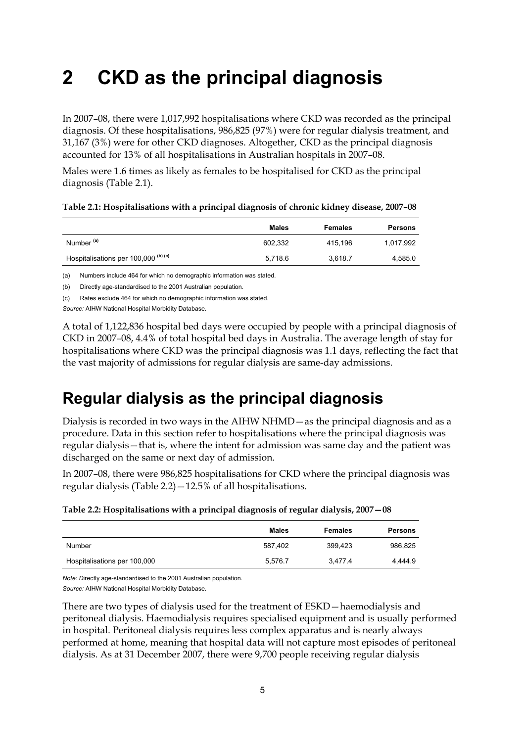# 2 CKD as the principal diagnosis

In 2007–08, there were 1,017,992 hospitalisations where CKD was recorded as the principal diagnosis. Of these hospitalisations, 986,825 (97%) were for regular dialysis treatment, and 31,167 (3%) were for other CKD diagnoses. Altogether, CKD as the principal diagnosis accounted for 13% of all hospitalisations in Australian hospitals in 2007–08.

Males were 1.6 times as likely as females to be hospitalised for CKD as the principal diagnosis (Table 2.1).

**Table 2.1: Hospitalisations with a principal diagnosis of chronic kidney disease, 2007–08**

| | Males | Females | Persons |
|---|---|---|---|
| Number [(a)] | 602,332 | 415,196 | 1,017,992 |
| Hospitalisations per 100,000 [(b) (c)] | 5,718.6 | 3,618.7 | 4,585.0 |

(a) Numbers include 464 for which no demographic information was stated.

(b) Directly age-standardised to the 2001 Australian population.

(c) Rates exclude 464 for which no demographic information was stated.

*Source:* AIHW National Hospital Morbidity Database.

A total of 1,122,836 hospital bed days were occupied by people with a principal diagnosis of CKD in 2007–08, 4.4% of total hospital bed days in Australia. The average length of stay for hospitalisations where CKD was the principal diagnosis was 1.1 days, reflecting the fact that the vast majority of admissions for regular dialysis are same-day admissions.

## Regular dialysis as the principal diagnosis

Dialysis is recorded in two ways in the AIHW NHMD—as the principal diagnosis and as a procedure. Data in this section refer to hospitalisations where the principal diagnosis was regular dialysis—that is, where the intent for admission was same day and the patient was discharged on the same or next day of admission.

In 2007–08, there were 986,825 hospitalisations for CKD where the principal diagnosis was regular dialysis (Table 2.2)—12.5% of all hospitalisations.

**Table 2.2: Hospitalisations with a principal diagnosis of regular dialysis, 2007—08**

| | Males | Females | Persons |
|---|---|---|---|
| Number | 587,402 | 399,423 | 986,825 |
| Hospitalisations per 100,000 | 5,576.7 | 3,477.4 | 4,444.9 |

*Note: D*irectly age-standardised to the 2001 Australian population.

*Source:* AIHW National Hospital Morbidity Database.

There are two types of dialysis used for the treatment of ESKD—haemodialysis and peritoneal dialysis. Haemodialysis requires specialised equipment and is usually performed in hospital. Peritoneal dialysis requires less complex apparatus and is nearly always performed at home, meaning that hospital data will not capture most episodes of peritoneal dialysis. As at 31 December 2007, there were 9,700 people receiving regular dialysis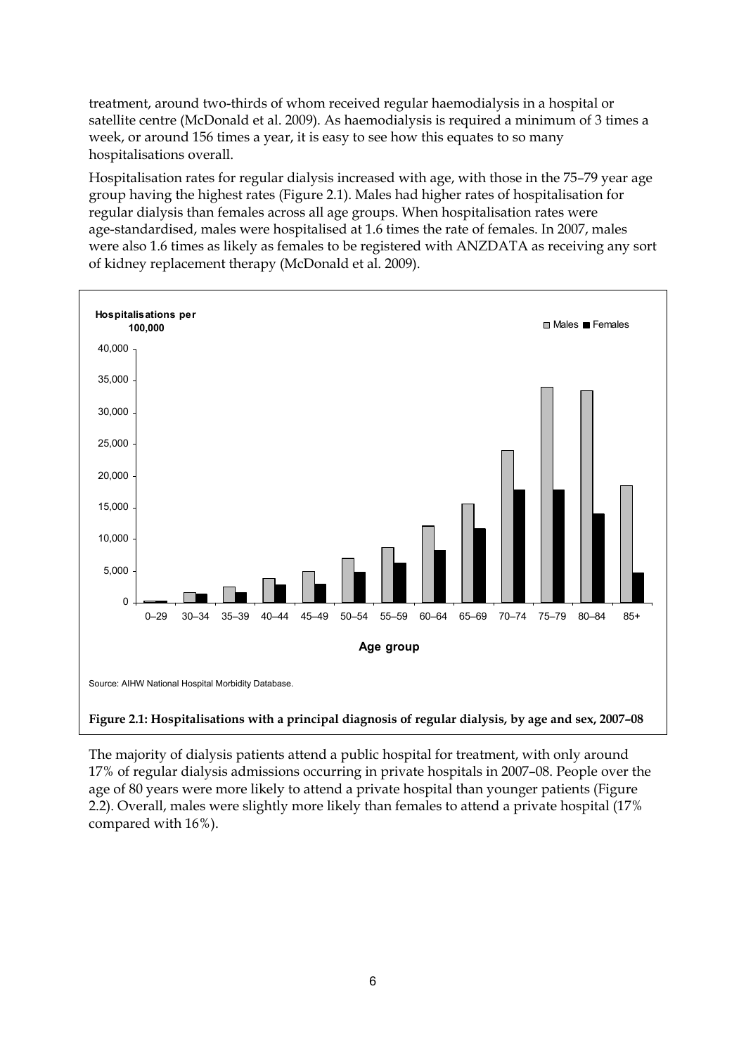treatment, around two-thirds of whom received regular haemodialysis in a hospital or satellite centre (McDonald et al. 2009). As haemodialysis is required a minimum of 3 times a week, or around 156 times a year, it is easy to see how this equates to so many hospitalisations overall.

Hospitalisation rates for regular dialysis increased with age, with those in the 75–79 year age group having the highest rates (Figure 2.1). Males had higher rates of hospitalisation for regular dialysis than females across all age groups. When hospitalisation rates were age-standardised, males were hospitalised at 1.6 times the rate of females. In 2007, males were also 1.6 times as likely as females to be registered with ANZDATA as receiving any sort of kidney replacement therapy (McDonald et al. 2009).

Source: AIHW National Hospital Morbidity Database.

**Figure 2.1: Hospitalisations with a principal diagnosis of regular dialysis, by age and sex, 2007–08**

The majority of dialysis patients attend a public hospital for treatment, with only around 17% of regular dialysis admissions occurring in private hospitals in 2007–08. People over the age of 80 years were more likely to attend a private hospital than younger patients (Figure 2.2). Overall, males were slightly more likely than females to attend a private hospital (17% compared with 16%).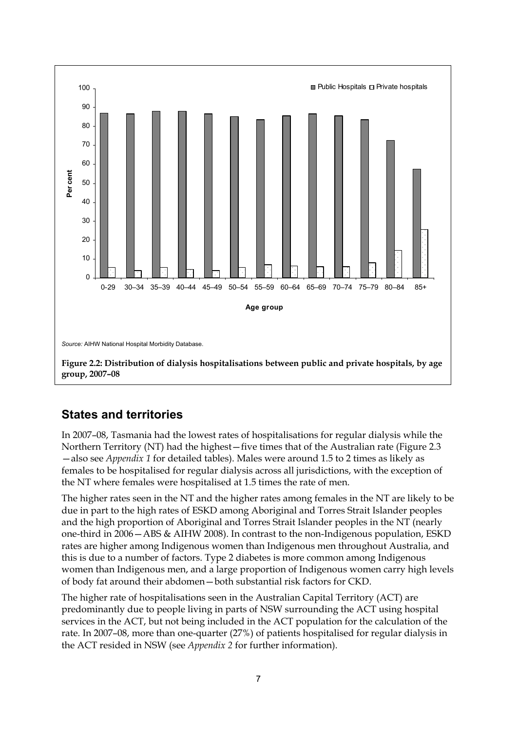Source: AIHW National Hospital Morbidity Database.

**Figure 2.2: Distribution of dialysis hospitalisations between public and private hospitals, by age group, 2007–08**

## States and territories

In 2007–08, Tasmania had the lowest rates of hospitalisations for regular dialysis while the Northern Territory (NT) had the highest—five times that of the Australian rate (Figure 2.3—also see *Appendix 1* for detailed tables). Males were around 1.5 to 2 times as likely as females to be hospitalised for regular dialysis across all jurisdictions, with the exception of the NT where females were hospitalised at 1.5 times the rate of men.

The higher rates seen in the NT and the higher rates among females in the NT are likely to be due in part to the high rates of ESKD among Aboriginal and Torres Strait Islander peoples and the high proportion of Aboriginal and Torres Strait Islander peoples in the NT (nearly one-third in 2006—ABS & AIHW 2008). In contrast to the non-Indigenous population, ESKD rates are higher among Indigenous women than Indigenous men throughout Australia, and this is due to a number of factors. Type 2 diabetes is more common among Indigenous women than Indigenous men, and a large proportion of Indigenous women carry high levels of body fat around their abdomen—both substantial risk factors for CKD.

The higher rate of hospitalisations seen in the Australian Capital Territory (ACT) are predominantly due to people living in parts of NSW surrounding the ACT using hospital services in the ACT, but not being included in the ACT population for the calculation of the rate. In 2007–08, more than one-quarter (27%) of patients hospitalised for regular dialysis in the ACT resided in NSW (see *Appendix 2* for further information).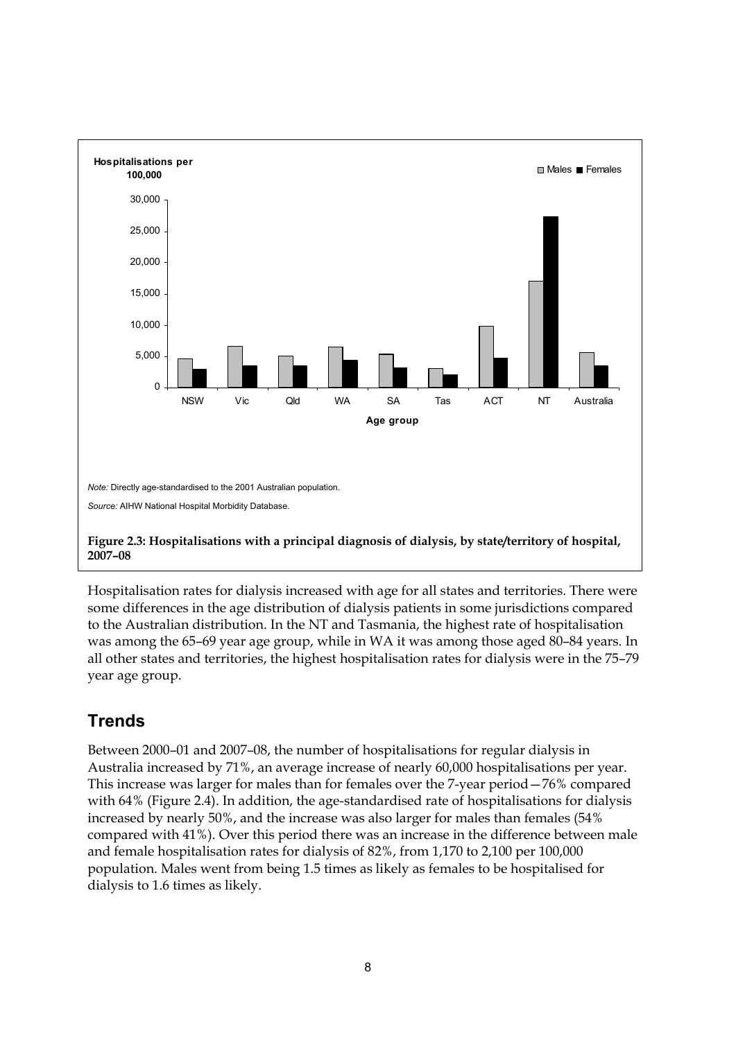Note: Directly age-standardised to the 2001 Australian population.

Source: AIHW National Hospital Morbidity Database.

**Figure 2.3: Hospitalisations with a principal diagnosis of dialysis, by state/territory of hospital, 2007–08**

Hospitalisation rates for dialysis increased with age for all states and territories. There were some differences in the age distribution of dialysis patients in some jurisdictions compared to the Australian distribution. In the NT and Tasmania, the highest rate of hospitalisation was among the 65–69 year age group, while in WA it was among those aged 80–84 years. In all other states and territories, the highest hospitalisation rates for dialysis were in the 75–79 year age group.

## Trends

Between 2000–01 and 2007–08, the number of hospitalisations for regular dialysis in Australia increased by 71%, an average increase of nearly 60,000 hospitalisations per year. This increase was larger for males than for females over the 7-year period—76% compared with 64% (Figure 2.4). In addition, the age-standardised rate of hospitalisations for dialysis increased by nearly 50%, and the increase was also larger for males than females (54% compared with 41%). Over this period there was an increase in the difference between male and female hospitalisation rates for dialysis of 82%, from 1,170 to 2,100 per 100,000 population. Males went from being 1.5 times as likely as females to be hospitalised for dialysis to 1.6 times as likely.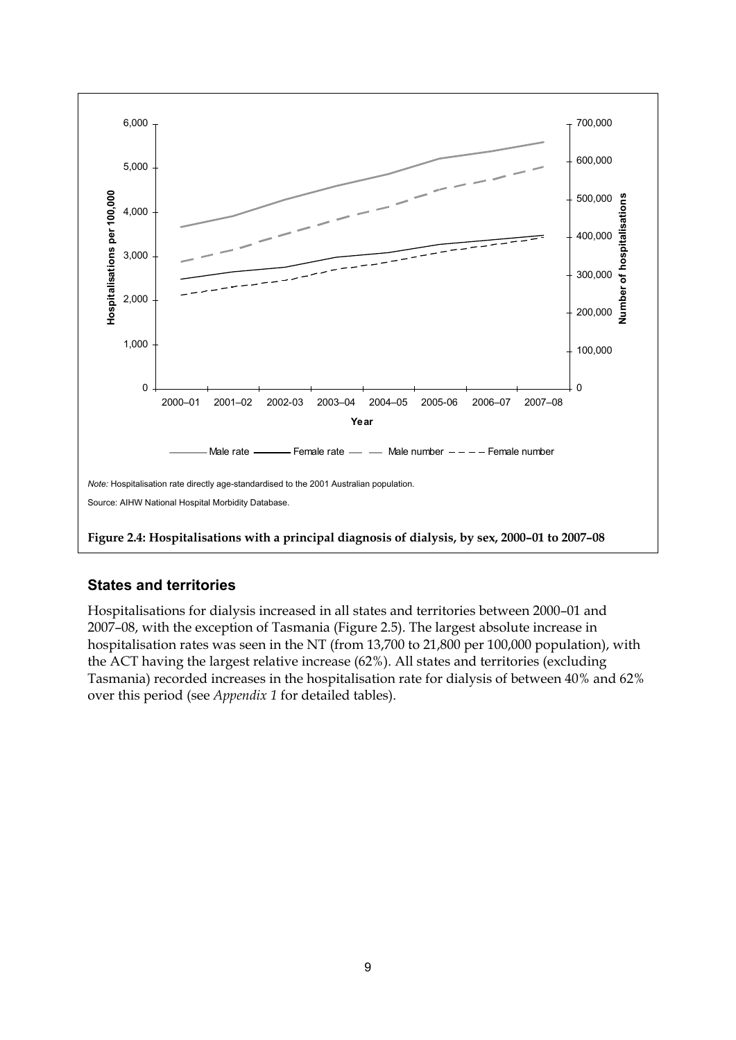*Note:* Hospitalisation rate directly age-standardised to the 2001 Australian population.

Source: AIHW National Hospital Morbidity Database.

**Figure 2.4: Hospitalisations with a principal diagnosis of dialysis, by sex, 2000–01 to 2007–08**

### States and territories

Hospitalisations for dialysis increased in all states and territories between 2000–01 and 2007–08, with the exception of Tasmania (Figure 2.5). The largest absolute increase in hospitalisation rates was seen in the NT (from 13,700 to 21,800 per 100,000 population), with the ACT having the largest relative increase (62%). All states and territories (excluding Tasmania) recorded increases in the hospitalisation rate for dialysis of between 40% and 62% over this period (see *Appendix 1* for detailed tables).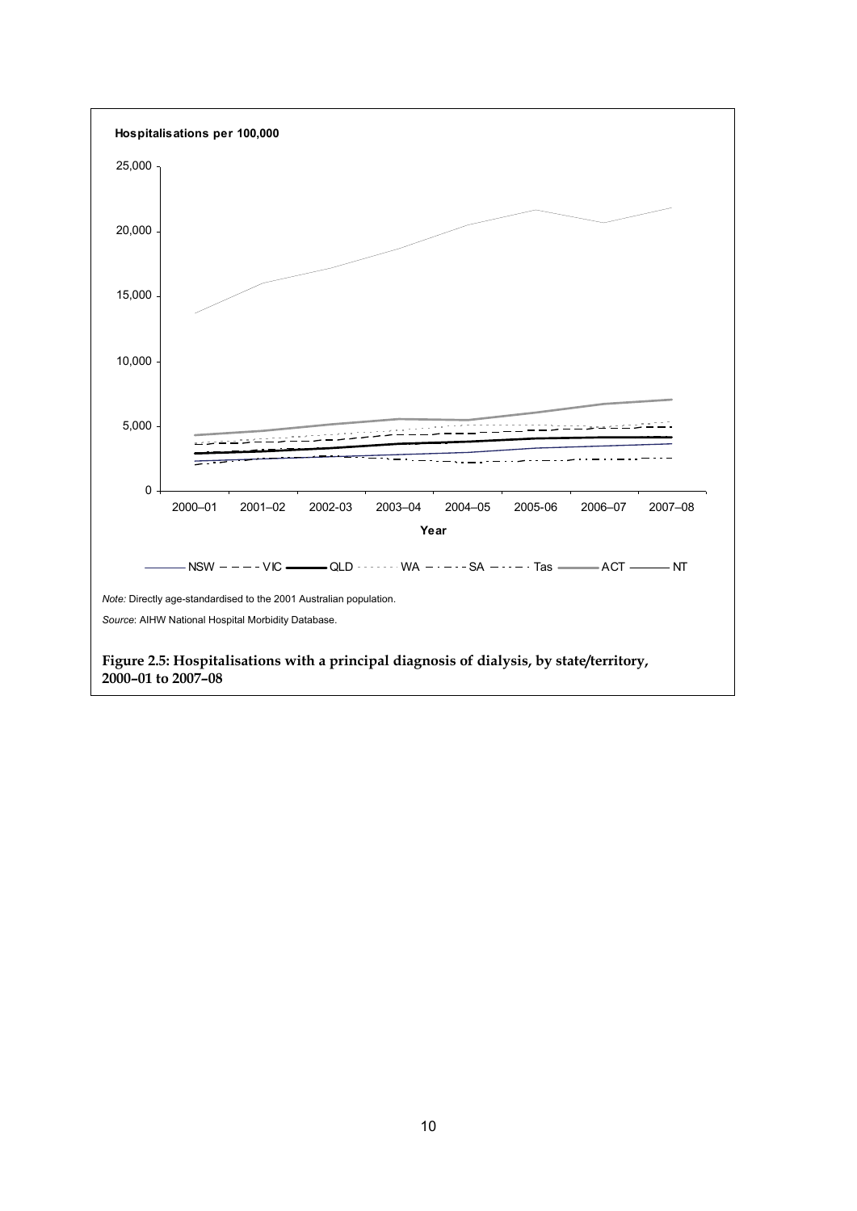**Hospitalisations per 100,000**

25,000

20,000

15,000

10,000

5,000

0

2000–01 2001–02 2002-03 2003–04 2004–05 2005-06 2006–07 2007–08

**Year**

NSW VIC QLD WA SA Tas ACT NT

*Note:* Directly age-standardised to the 2001 Australian population.

*Source*: AIHW National Hospital Morbidity Database.

**Figure 2.5: Hospitalisations with a principal diagnosis of dialysis, by state/territory, 2000–01 to 2007–08**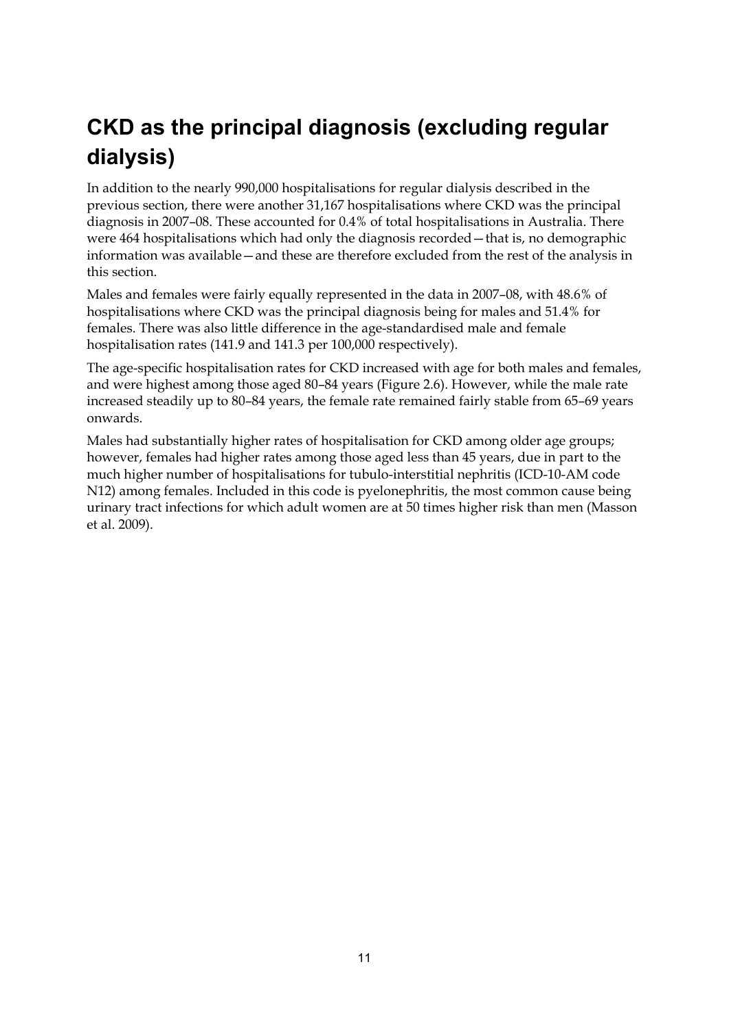## CKD as the principal diagnosis (excluding regular dialysis)

In addition to the nearly 990,000 hospitalisations for regular dialysis described in the previous section, there were another 31,167 hospitalisations where CKD was the principal diagnosis in 2007–08. These accounted for 0.4% of total hospitalisations in Australia. There were 464 hospitalisations which had only the diagnosis recorded—that is, no demographic information was available—and these are therefore excluded from the rest of the analysis in this section.

Males and females were fairly equally represented in the data in 2007–08, with 48.6% of hospitalisations where CKD was the principal diagnosis being for males and 51.4% for females. There was also little difference in the age-standardised male and female hospitalisation rates (141.9 and 141.3 per 100,000 respectively).

The age-specific hospitalisation rates for CKD increased with age for both males and females, and were highest among those aged 80–84 years (Figure 2.6). However, while the male rate increased steadily up to 80–84 years, the female rate remained fairly stable from 65–69 years onwards.

Males had substantially higher rates of hospitalisation for CKD among older age groups; however, females had higher rates among those aged less than 45 years, due in part to the much higher number of hospitalisations for tubulo-interstitial nephritis (ICD-10-AM code N12) among females. Included in this code is pyelonephritis, the most common cause being urinary tract infections for which adult women are at 50 times higher risk than men (Masson et al. 2009).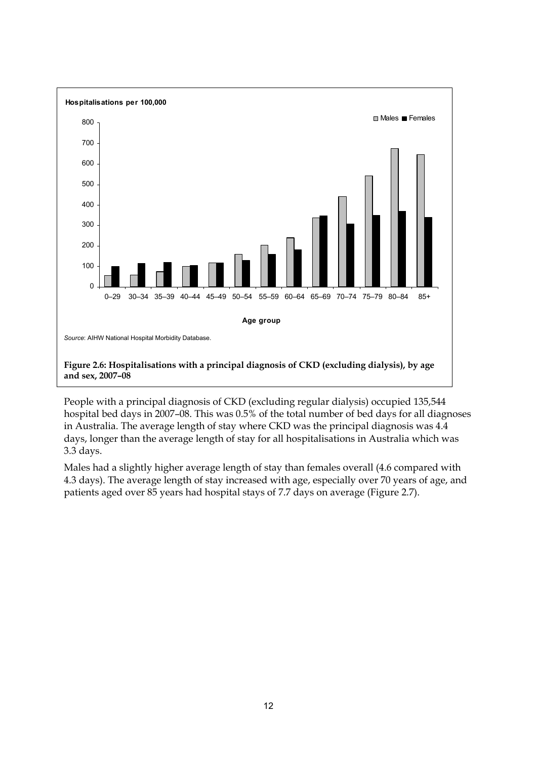Hospitalisations per 100,000

Source: AIHW National Hospital Morbidity Database.

**Figure 2.6: Hospitalisations with a principal diagnosis of CKD (excluding dialysis), by age and sex, 2007–08**

People with a principal diagnosis of CKD (excluding regular dialysis) occupied 135,544 hospital bed days in 2007–08. This was 0.5% of the total number of bed days for all diagnoses in Australia. The average length of stay where CKD was the principal diagnosis was 4.4 days, longer than the average length of stay for all hospitalisations in Australia which was 3.3 days.

Males had a slightly higher average length of stay than females overall (4.6 compared with 4.3 days). The average length of stay increased with age, especially over 70 years of age, and patients aged over 85 years had hospital stays of 7.7 days on average (Figure 2.7).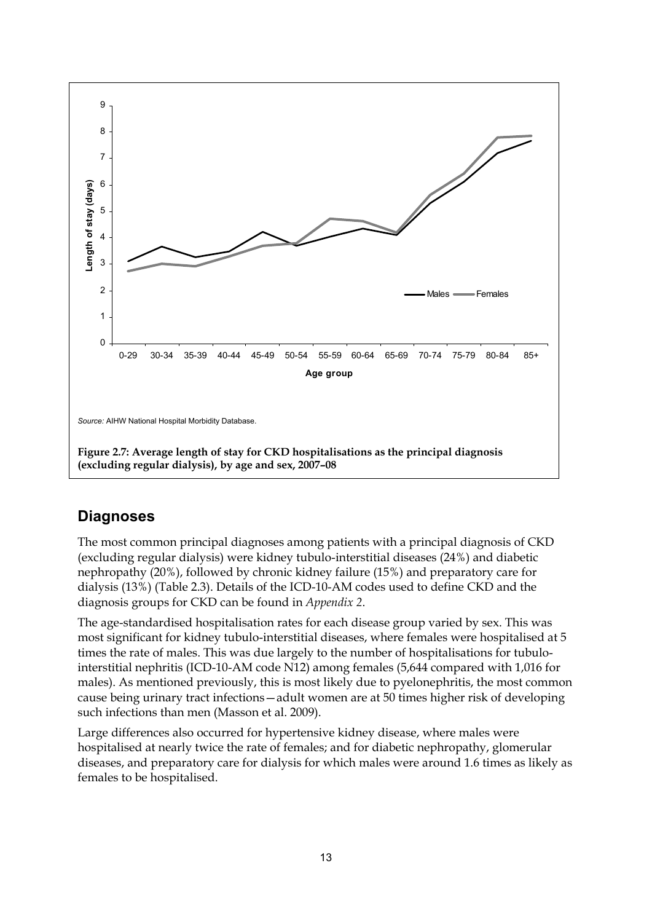Source: AIHW National Hospital Morbidity Database.

**Figure 2.7: Average length of stay for CKD hospitalisations as the principal diagnosis (excluding regular dialysis), by age and sex, 2007–08**

## Diagnoses

The most common principal diagnoses among patients with a principal diagnosis of CKD (excluding regular dialysis) were kidney tubulo-interstitial diseases (24%) and diabetic nephropathy (20%), followed by chronic kidney failure (15%) and preparatory care for dialysis (13%) (Table 2.3). Details of the ICD-10-AM codes used to define CKD and the diagnosis groups for CKD can be found in *Appendix 2*.

The age-standardised hospitalisation rates for each disease group varied by sex. This was most significant for kidney tubulo-interstitial diseases, where females were hospitalised at 5 times the rate of males. This was due largely to the number of hospitalisations for tubulo-interstitial nephritis (ICD-10-AM code N12) among females (5,644 compared with 1,016 for males). As mentioned previously, this is most likely due to pyelonephritis, the most common cause being urinary tract infections—adult women are at 50 times higher risk of developing such infections than men (Masson et al. 2009).

Large differences also occurred for hypertensive kidney disease, where males were hospitalised at nearly twice the rate of females; and for diabetic nephropathy, glomerular diseases, and preparatory care for dialysis for which males were around 1.6 times as likely as females to be hospitalised.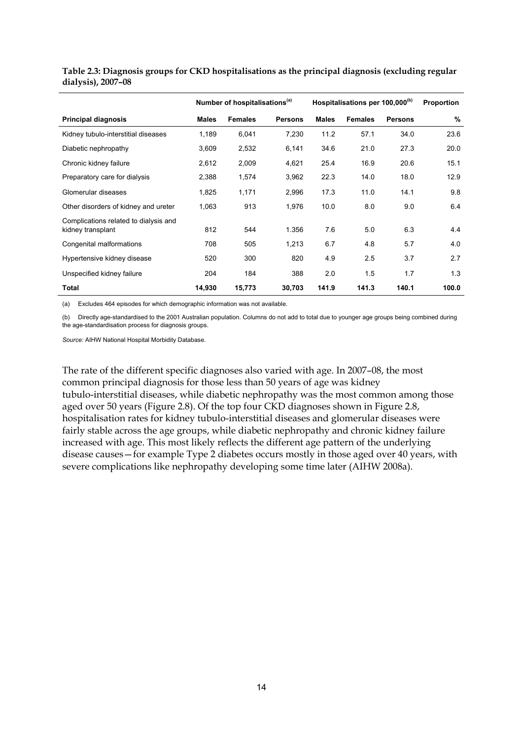**Table 2.3: Diagnosis groups for CKD hospitalisations as the principal diagnosis (excluding regular dialysis), 2007–08**

| | Number of hospitalisations[(a)] | | | Hospitalisations per 100,000[(b)] | | | Proportion |
|---|---|---|---|---|---|---|---|
| **Principal diagnosis** | **Males** | **Females** | **Persons** | **Males** | **Females** | **Persons** | **%** |
| Kidney tubulo-interstitial diseases | 1,189 | 6,041 | 7,230 | 11.2 | 57.1 | 34.0 | 23.6 |
| Diabetic nephropathy | 3,609 | 2,532 | 6,141 | 34.6 | 21.0 | 27.3 | 20.0 |
| Chronic kidney failure | 2,612 | 2,009 | 4,621 | 25.4 | 16.9 | 20.6 | 15.1 |
| Preparatory care for dialysis | 2,388 | 1,574 | 3,962 | 22.3 | 14.0 | 18.0 | 12.9 |
| Glomerular diseases | 1,825 | 1,171 | 2,996 | 17.3 | 11.0 | 14.1 | 9.8 |
| Other disorders of kidney and ureter | 1,063 | 913 | 1,976 | 10.0 | 8.0 | 9.0 | 6.4 |
| Complications related to dialysis and kidney transplant | 812 | 544 | 1.356 | 7.6 | 5.0 | 6.3 | 4.4 |
| Congenital malformations | 708 | 505 | 1,213 | 6.7 | 4.8 | 5.7 | 4.0 |
| Hypertensive kidney disease | 520 | 300 | 820 | 4.9 | 2.5 | 3.7 | 2.7 |
| Unspecified kidney failure | 204 | 184 | 388 | 2.0 | 1.5 | 1.7 | 1.3 |
| **Total** | **14,930** | **15,773** | **30,703** | **141.9** | **141.3** | **140.1** | **100.0** |

(a) Excludes 464 episodes for which demographic information was not available.

(b) Directly age-standardised to the 2001 Australian population. Columns do not add to total due to younger age groups being combined during the age-standardisation process for diagnosis groups.

*Source:* AIHW National Hospital Morbidity Database.

The rate of the different specific diagnoses also varied with age. In 2007–08, the most common principal diagnosis for those less than 50 years of age was kidney tubulo-interstitial diseases, while diabetic nephropathy was the most common among those aged over 50 years (Figure 2.8). Of the top four CKD diagnoses shown in Figure 2.8, hospitalisation rates for kidney tubulo-interstitial diseases and glomerular diseases were fairly stable across the age groups, while diabetic nephropathy and chronic kidney failure increased with age. This most likely reflects the different age pattern of the underlying disease causes—for example Type 2 diabetes occurs mostly in those aged over 40 years, with severe complications like nephropathy developing some time later (AIHW 2008a).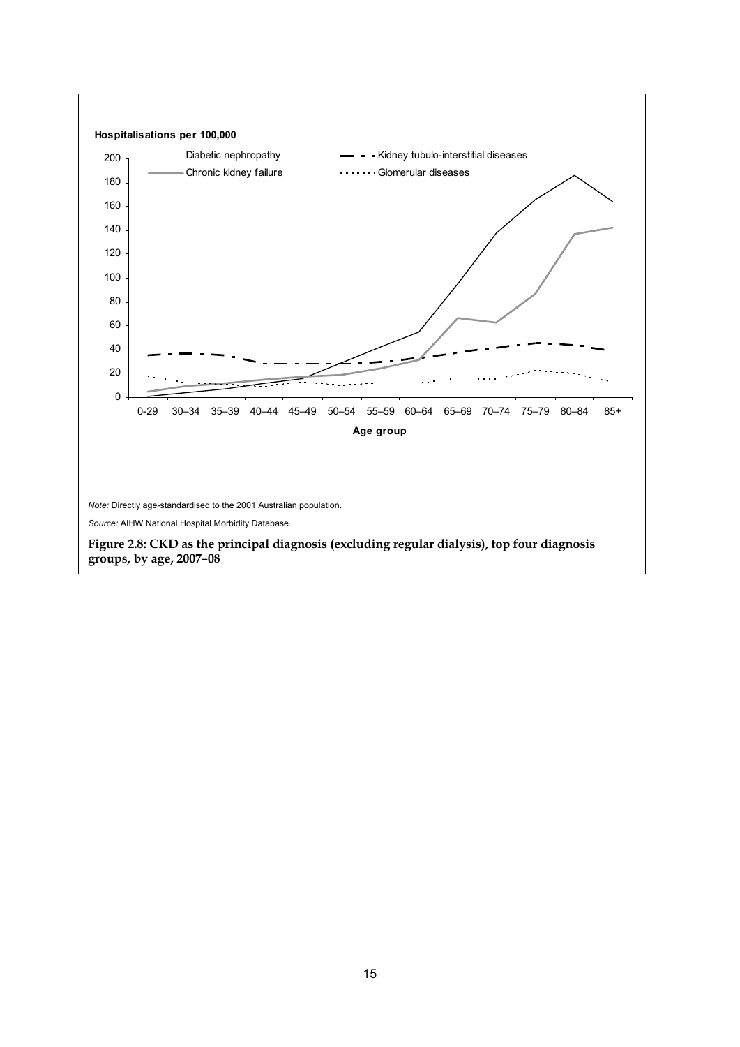Hospitalisations per 100,000

*Note:* Directly age-standardised to the 2001 Australian population.

*Source:* AIHW National Hospital Morbidity Database.

**Figure 2.8: CKD as the principal diagnosis (excluding regular dialysis), top four diagnosis groups, by age, 2007–08**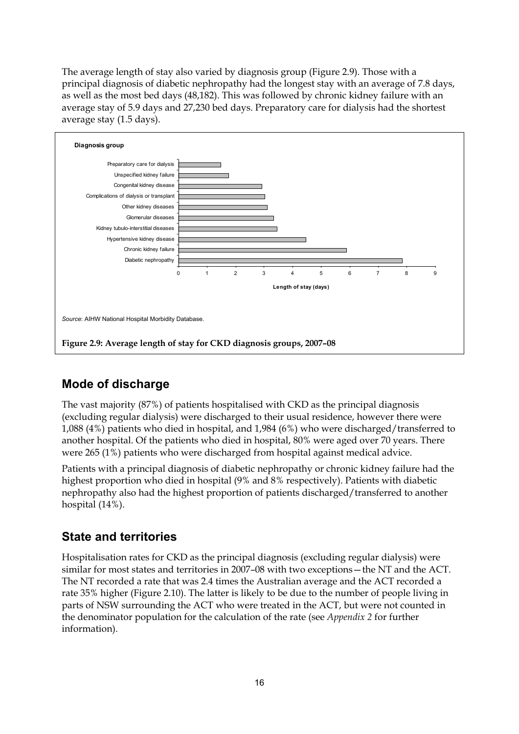The average length of stay also varied by diagnosis group (Figure 2.9). Those with a principal diagnosis of diabetic nephropathy had the longest stay with an average of 7.8 days, as well as the most bed days (48,182). This was followed by chronic kidney failure with an average stay of 5.9 days and 27,230 bed days. Preparatory care for dialysis had the shortest average stay (1.5 days).

*Source*: AIHW National Hospital Morbidity Database.

**Figure 2.9: Average length of stay for CKD diagnosis groups, 2007–08**

## Mode of discharge

The vast majority (87%) of patients hospitalised with CKD as the principal diagnosis (excluding regular dialysis) were discharged to their usual residence, however there were 1,088 (4%) patients who died in hospital, and 1,984 (6%) who were discharged/transferred to another hospital. Of the patients who died in hospital, 80% were aged over 70 years. There were 265 (1%) patients who were discharged from hospital against medical advice.

Patients with a principal diagnosis of diabetic nephropathy or chronic kidney failure had the highest proportion who died in hospital (9% and 8% respectively). Patients with diabetic nephropathy also had the highest proportion of patients discharged/transferred to another hospital (14%).

## State and territories

Hospitalisation rates for CKD as the principal diagnosis (excluding regular dialysis) were similar for most states and territories in 2007–08 with two exceptions—the NT and the ACT. The NT recorded a rate that was 2.4 times the Australian average and the ACT recorded a rate 35% higher (Figure 2.10). The latter is likely to be due to the number of people living in parts of NSW surrounding the ACT who were treated in the ACT, but were not counted in the denominator population for the calculation of the rate (see *Appendix 2* for further information).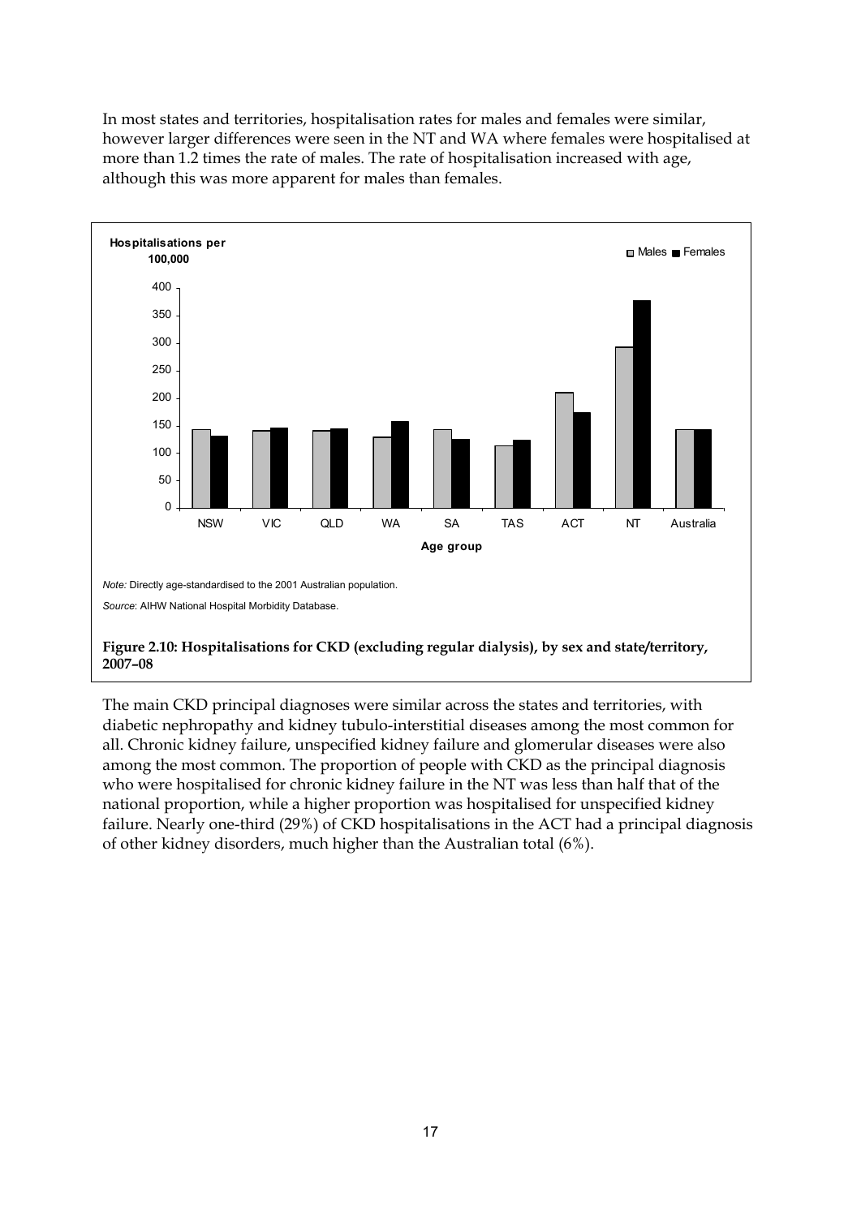In most states and territories, hospitalisation rates for males and females were similar, however larger differences were seen in the NT and WA where females were hospitalised at more than 1.2 times the rate of males. The rate of hospitalisation increased with age, although this was more apparent for males than females.

*Note:* Directly age-standardised to the 2001 Australian population.

*Source*: AIHW National Hospital Morbidity Database.

**Figure 2.10: Hospitalisations for CKD (excluding regular dialysis), by sex and state/territory, 2007–08**

The main CKD principal diagnoses were similar across the states and territories, with diabetic nephropathy and kidney tubulo-interstitial diseases among the most common for all. Chronic kidney failure, unspecified kidney failure and glomerular diseases were also among the most common. The proportion of people with CKD as the principal diagnosis who were hospitalised for chronic kidney failure in the NT was less than half that of the national proportion, while a higher proportion was hospitalised for unspecified kidney failure. Nearly one-third (29%) of CKD hospitalisations in the ACT had a principal diagnosis of other kidney disorders, much higher than the Australian total (6%).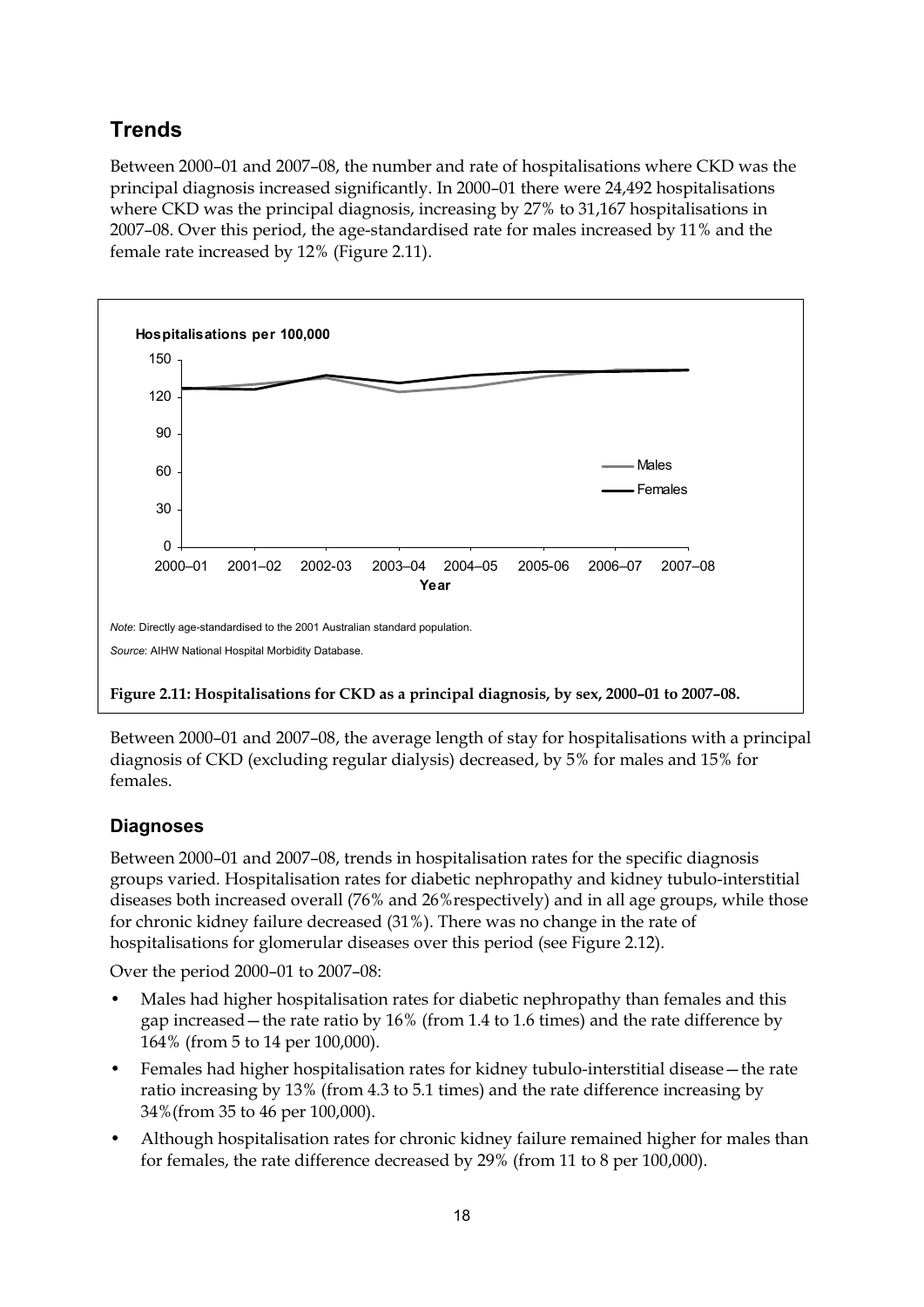## Trends

Between 2000–01 and 2007–08, the number and rate of hospitalisations where CKD was the principal diagnosis increased significantly. In 2000–01 there were 24,492 hospitalisations where CKD was the principal diagnosis, increasing by 27% to 31,167 hospitalisations in 2007–08. Over this period, the age-standardised rate for males increased by 11% and the female rate increased by 12% (Figure 2.11).

*Note*: Directly age-standardised to the 2001 Australian standard population.

*Source*: AIHW National Hospital Morbidity Database.

**Figure 2.11: Hospitalisations for CKD as a principal diagnosis, by sex, 2000–01 to 2007–08.**

Between 2000–01 and 2007–08, the average length of stay for hospitalisations with a principal diagnosis of CKD (excluding regular dialysis) decreased, by 5% for males and 15% for females.

### Diagnoses

Between 2000–01 and 2007–08, trends in hospitalisation rates for the specific diagnosis groups varied. Hospitalisation rates for diabetic nephropathy and kidney tubulo-interstitial diseases both increased overall (76% and 26%respectively) and in all age groups, while those for chronic kidney failure decreased (31%). There was no change in the rate of hospitalisations for glomerular diseases over this period (see Figure 2.12).

Over the period 2000–01 to 2007–08:

- Males had higher hospitalisation rates for diabetic nephropathy than females and this gap increased — the rate ratio by 16% (from 1.4 to 1.6 times) and the rate difference by 164% (from 5 to 14 per 100,000).
- Females had higher hospitalisation rates for kidney tubulo-interstitial disease — the rate ratio increasing by 13% (from 4.3 to 5.1 times) and the rate difference increasing by 34%(from 35 to 46 per 100,000).
- Although hospitalisation rates for chronic kidney failure remained higher for males than for females, the rate difference decreased by 29% (from 11 to 8 per 100,000).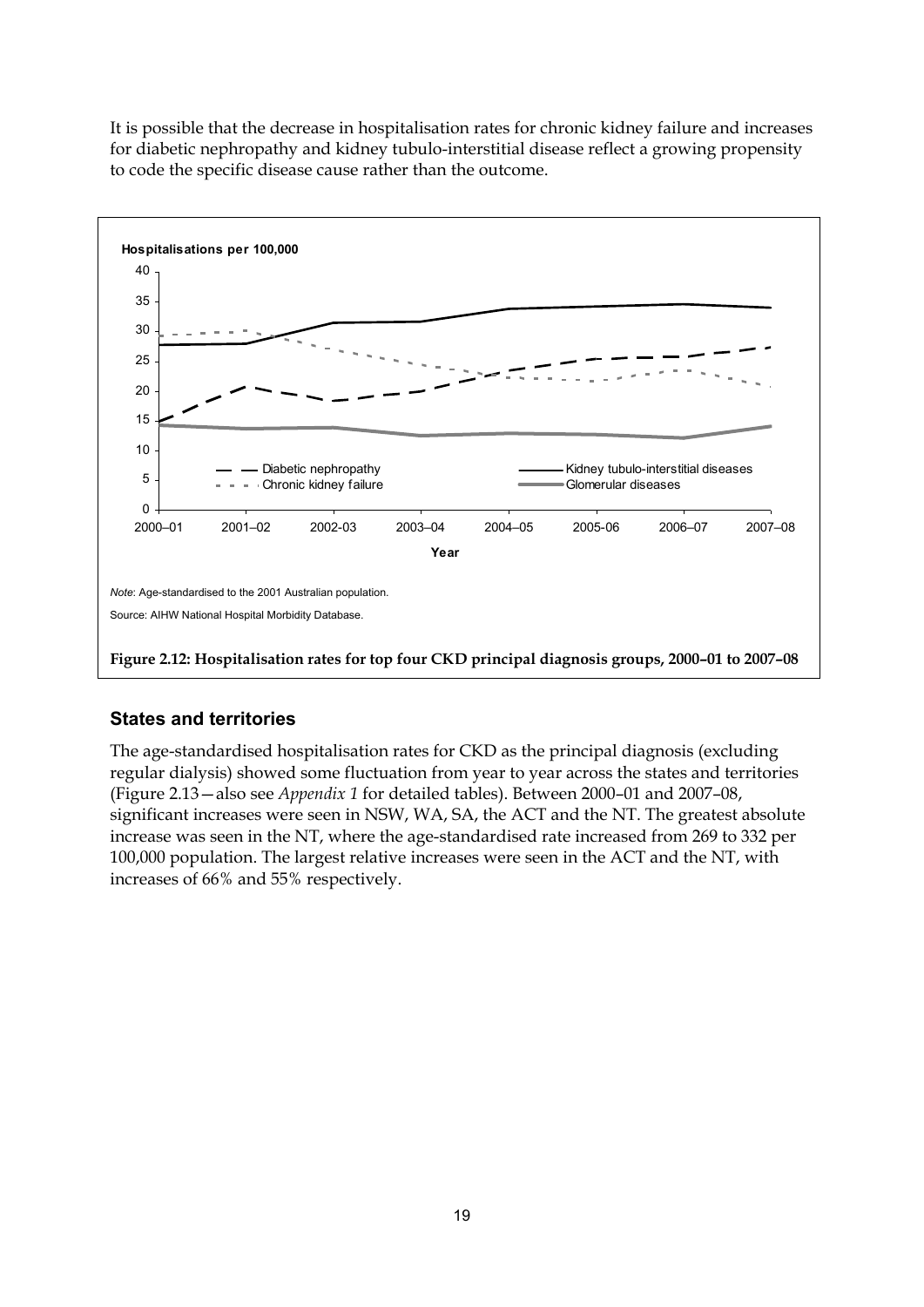It is possible that the decrease in hospitalisation rates for chronic kidney failure and increases for diabetic nephropathy and kidney tubulo-interstitial disease reflect a growing propensity to code the specific disease cause rather than the outcome.

*Note*: Age-standardised to the 2001 Australian population.

Source: AIHW National Hospital Morbidity Database.

**Figure 2.12: Hospitalisation rates for top four CKD principal diagnosis groups, 2000–01 to 2007–08**

### States and territories

The age-standardised hospitalisation rates for CKD as the principal diagnosis (excluding regular dialysis) showed some fluctuation from year to year across the states and territories (Figure 2.13—also see *Appendix 1* for detailed tables). Between 2000–01 and 2007–08, significant increases were seen in NSW, WA, SA, the ACT and the NT. The greatest absolute increase was seen in the NT, where the age-standardised rate increased from 269 to 332 per 100,000 population. The largest relative increases were seen in the ACT and the NT, with increases of 66% and 55% respectively.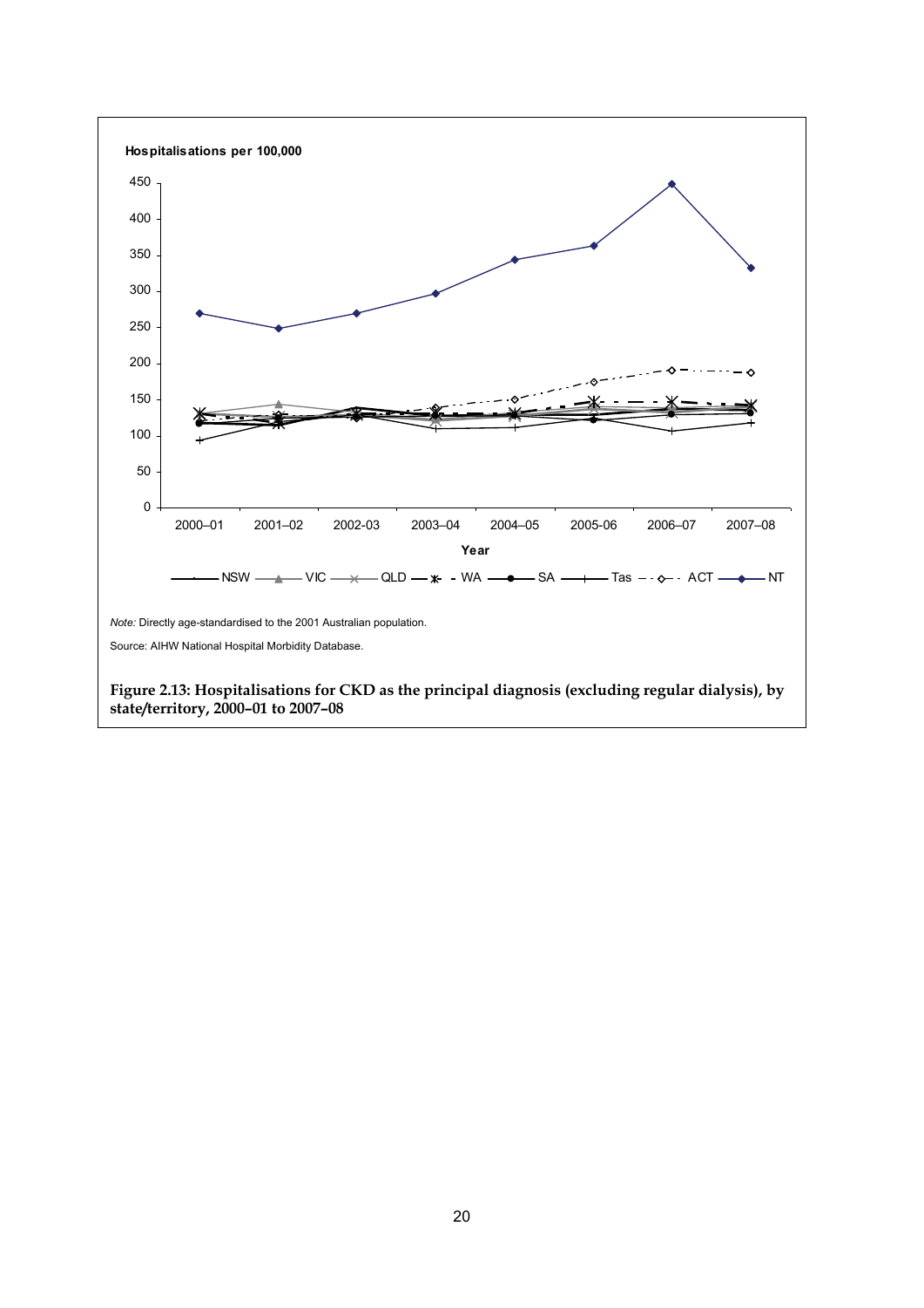Hospitalisations per 100,000

Year

NSW, VIC, QLD, WA, SA, Tas, ACT, NT

*Note:* Directly age-standardised to the 2001 Australian population.

Source: AIHW National Hospital Morbidity Database.

**Figure 2.13: Hospitalisations for CKD as the principal diagnosis (excluding regular dialysis), by state/territory, 2000–01 to 2007–08**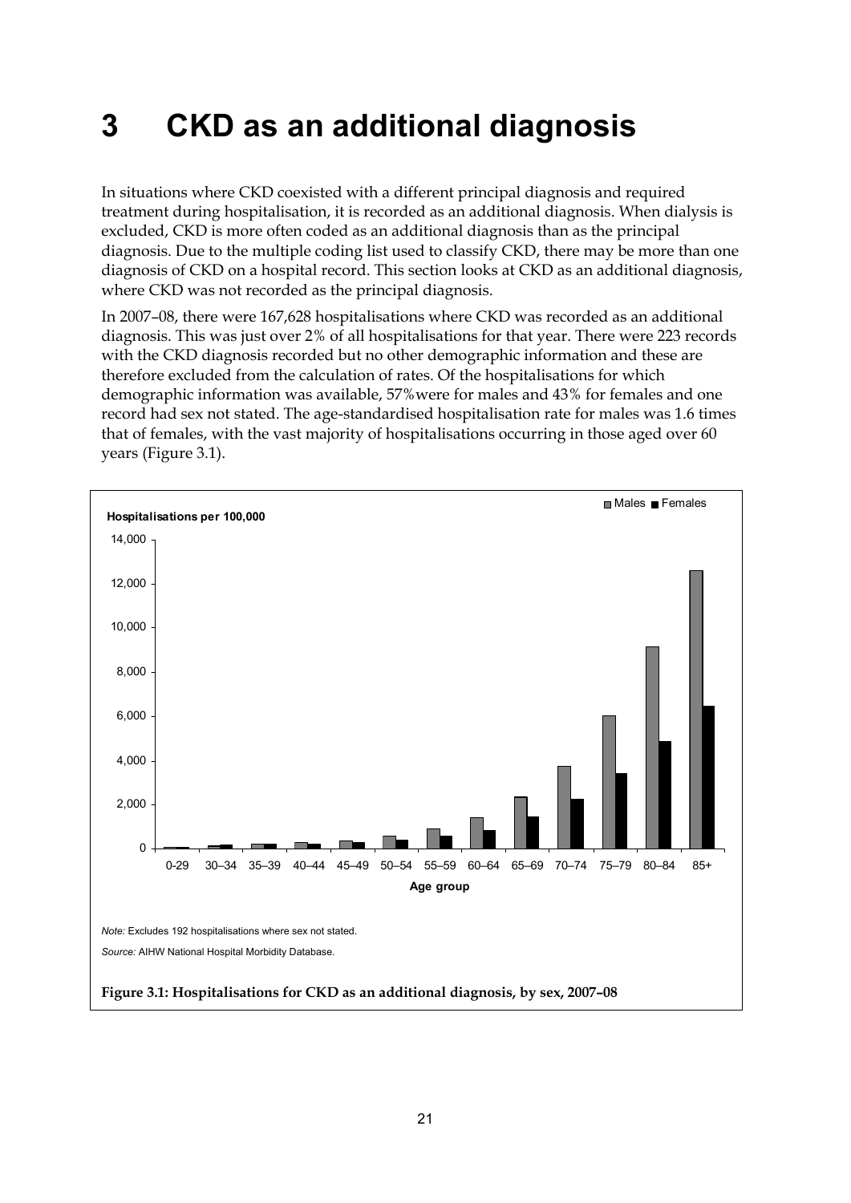# 3 CKD as an additional diagnosis

In situations where CKD coexisted with a different principal diagnosis and required treatment during hospitalisation, it is recorded as an additional diagnosis. When dialysis is excluded, CKD is more often coded as an additional diagnosis than as the principal diagnosis. Due to the multiple coding list used to classify CKD, there may be more than one diagnosis of CKD on a hospital record. This section looks at CKD as an additional diagnosis, where CKD was not recorded as the principal diagnosis.

In 2007–08, there were 167,628 hospitalisations where CKD was recorded as an additional diagnosis. This was just over 2% of all hospitalisations for that year. There were 223 records with the CKD diagnosis recorded but no other demographic information and these are therefore excluded from the calculation of rates. Of the hospitalisations for which demographic information was available, 57%were for males and 43% for females and one record had sex not stated. The age-standardised hospitalisation rate for males was 1.6 times that of females, with the vast majority of hospitalisations occurring in those aged over 60 years (Figure 3.1).

*Note:* Excludes 192 hospitalisations where sex not stated.

*Source:* AIHW National Hospital Morbidity Database.

**Figure 3.1: Hospitalisations for CKD as an additional diagnosis, by sex, 2007–08**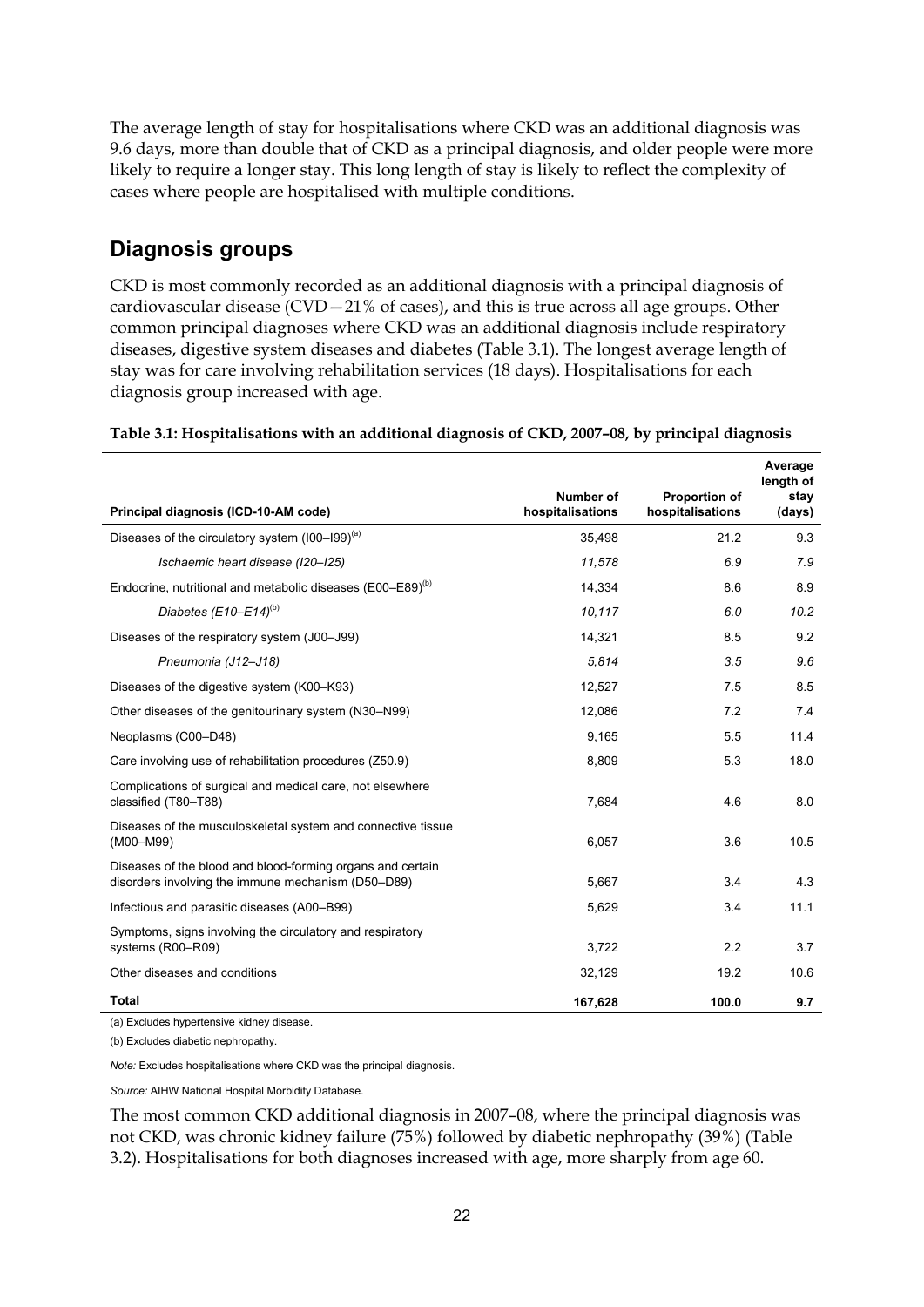The average length of stay for hospitalisations where CKD was an additional diagnosis was 9.6 days, more than double that of CKD as a principal diagnosis, and older people were more likely to require a longer stay. This long length of stay is likely to reflect the complexity of cases where people are hospitalised with multiple conditions.

## Diagnosis groups

CKD is most commonly recorded as an additional diagnosis with a principal diagnosis of cardiovascular disease (CVD—21% of cases), and this is true across all age groups. Other common principal diagnoses where CKD was an additional diagnosis include respiratory diseases, digestive system diseases and diabetes (Table 3.1). The longest average length of stay was for care involving rehabilitation services (18 days). Hospitalisations for each diagnosis group increased with age.

**Table 3.1: Hospitalisations with an additional diagnosis of CKD, 2007–08, by principal diagnosis**

| Principal diagnosis (ICD-10-AM code) | Number of hospitalisations | Proportion of hospitalisations | Average length of stay (days) |
|---|---|---|---|
| Diseases of the circulatory system (I00–I99)[(a)] | 35,498 | 21.2 | 9.3 |
| *Ischaemic heart disease (I20–I25)* | *11,578* | *6.9* | *7.9* |
| Endocrine, nutritional and metabolic diseases (E00–E89)[(b)] | 14,334 | 8.6 | 8.9 |
| *Diabetes (E10–E14)*[(b)] | *10,117* | *6.0* | *10.2* |
| Diseases of the respiratory system (J00–J99) | 14,321 | 8.5 | 9.2 |
| *Pneumonia (J12–J18)* | *5,814* | *3.5* | *9.6* |
| Diseases of the digestive system (K00–K93) | 12,527 | 7.5 | 8.5 |
| Other diseases of the genitourinary system (N30–N99) | 12,086 | 7.2 | 7.4 |
| Neoplasms (C00–D48) | 9,165 | 5.5 | 11.4 |
| Care involving use of rehabilitation procedures (Z50.9) | 8,809 | 5.3 | 18.0 |
| Complications of surgical and medical care, not elsewhere classified (T80–T88) | 7,684 | 4.6 | 8.0 |
| Diseases of the musculoskeletal system and connective tissue (M00–M99) | 6,057 | 3.6 | 10.5 |
| Diseases of the blood and blood-forming organs and certain disorders involving the immune mechanism (D50–D89) | 5,667 | 3.4 | 4.3 |
| Infectious and parasitic diseases (A00–B99) | 5,629 | 3.4 | 11.1 |
| Symptoms, signs involving the circulatory and respiratory systems (R00–R09) | 3,722 | 2.2 | 3.7 |
| Other diseases and conditions | 32,129 | 19.2 | 10.6 |
| **Total** | **167,628** | **100.0** | **9.7** |

(a) Excludes hypertensive kidney disease.

(b) Excludes diabetic nephropathy.

*Note:* Excludes hospitalisations where CKD was the principal diagnosis.

*Source:* AIHW National Hospital Morbidity Database.

The most common CKD additional diagnosis in 2007–08, where the principal diagnosis was not CKD, was chronic kidney failure (75%) followed by diabetic nephropathy (39%) (Table 3.2). Hospitalisations for both diagnoses increased with age, more sharply from age 60.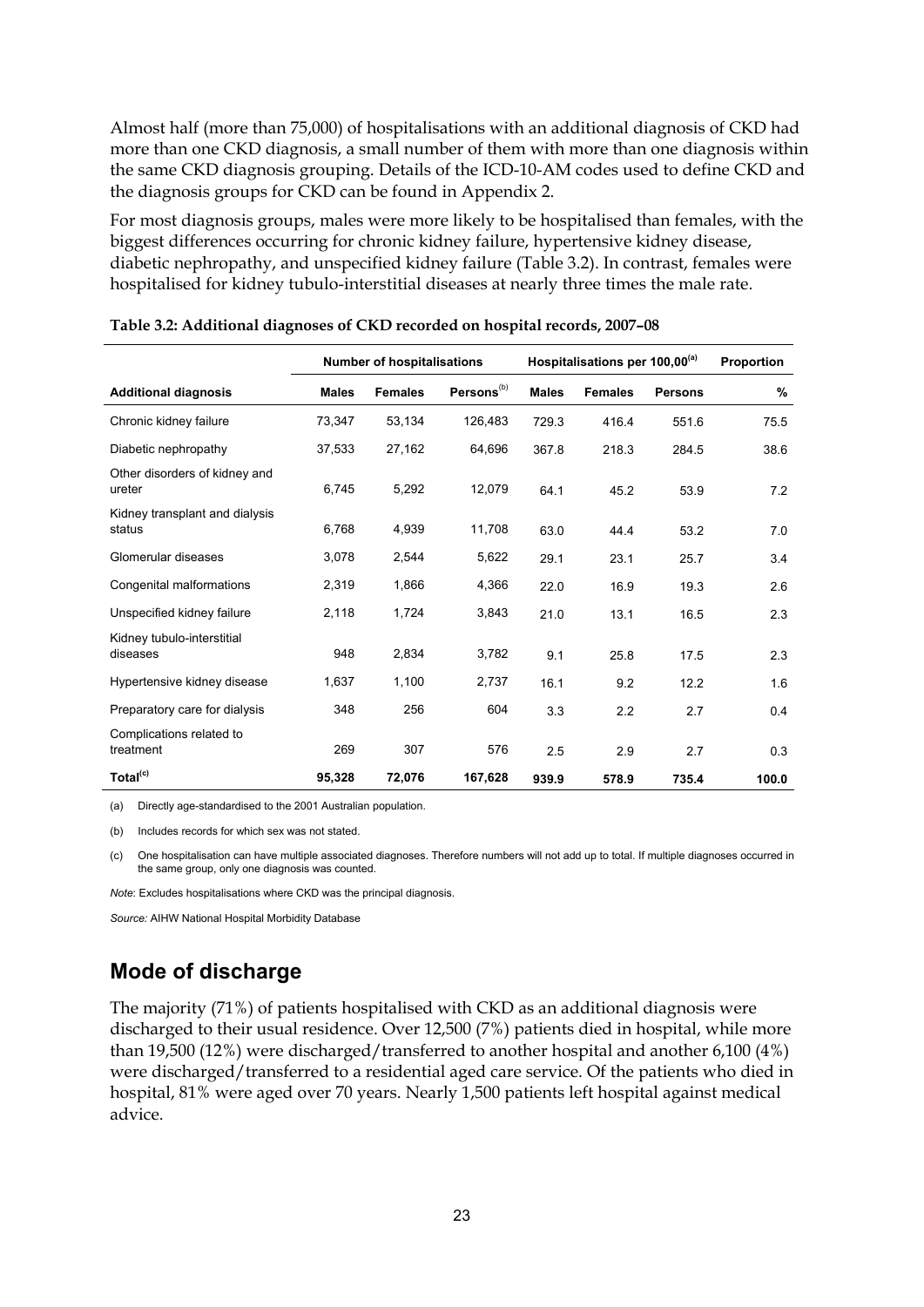Almost half (more than 75,000) of hospitalisations with an additional diagnosis of CKD had more than one CKD diagnosis, a small number of them with more than one diagnosis within the same CKD diagnosis grouping. Details of the ICD-10-AM codes used to define CKD and the diagnosis groups for CKD can be found in Appendix 2.

For most diagnosis groups, males were more likely to be hospitalised than females, with the biggest differences occurring for chronic kidney failure, hypertensive kidney disease, diabetic nephropathy, and unspecified kidney failure (Table 3.2). In contrast, females were hospitalised for kidney tubulo-interstitial diseases at nearly three times the male rate.

**Table 3.2: Additional diagnoses of CKD recorded on hospital records, 2007–08**

| | Number of hospitalisations | | | Hospitalisations per 100,00[(a)] | | | Proportion |
|---|---|---|---|---|---|---|---|
| **Additional diagnosis** | **Males** | **Females** | **Persons[(b)]** | **Males** | **Females** | **Persons** | **%** |
| Chronic kidney failure | 73,347 | 53,134 | 126,483 | 729.3 | 416.4 | 551.6 | 75.5 |
| Diabetic nephropathy | 37,533 | 27,162 | 64,696 | 367.8 | 218.3 | 284.5 | 38.6 |
| Other disorders of kidney and ureter | 6,745 | 5,292 | 12,079 | 64.1 | 45.2 | 53.9 | 7.2 |
| Kidney transplant and dialysis status | 6,768 | 4,939 | 11,708 | 63.0 | 44.4 | 53.2 | 7.0 |
| Glomerular diseases | 3,078 | 2,544 | 5,622 | 29.1 | 23.1 | 25.7 | 3.4 |
| Congenital malformations | 2,319 | 1,866 | 4,366 | 22.0 | 16.9 | 19.3 | 2.6 |
| Unspecified kidney failure | 2,118 | 1,724 | 3,843 | 21.0 | 13.1 | 16.5 | 2.3 |
| Kidney tubulo-interstitial diseases | 948 | 2,834 | 3,782 | 9.1 | 25.8 | 17.5 | 2.3 |
| Hypertensive kidney disease | 1,637 | 1,100 | 2,737 | 16.1 | 9.2 | 12.2 | 1.6 |
| Preparatory care for dialysis | 348 | 256 | 604 | 3.3 | 2.2 | 2.7 | 0.4 |
| Complications related to treatment | 269 | 307 | 576 | 2.5 | 2.9 | 2.7 | 0.3 |
| **Total[(c)]** | **95,328** | **72,076** | **167,628** | **939.9** | **578.9** | **735.4** | **100.0** |

(a) Directly age-standardised to the 2001 Australian population.

(b) Includes records for which sex was not stated.

(c) One hospitalisation can have multiple associated diagnoses. Therefore numbers will not add up to total. If multiple diagnoses occurred in the same group, only one diagnosis was counted.

*Note*: Excludes hospitalisations where CKD was the principal diagnosis.

*Source:* AIHW National Hospital Morbidity Database

## Mode of discharge

The majority (71%) of patients hospitalised with CKD as an additional diagnosis were discharged to their usual residence. Over 12,500 (7%) patients died in hospital, while more than 19,500 (12%) were discharged/transferred to another hospital and another 6,100 (4%) were discharged/transferred to a residential aged care service. Of the patients who died in hospital, 81% were aged over 70 years. Nearly 1,500 patients left hospital against medical advice.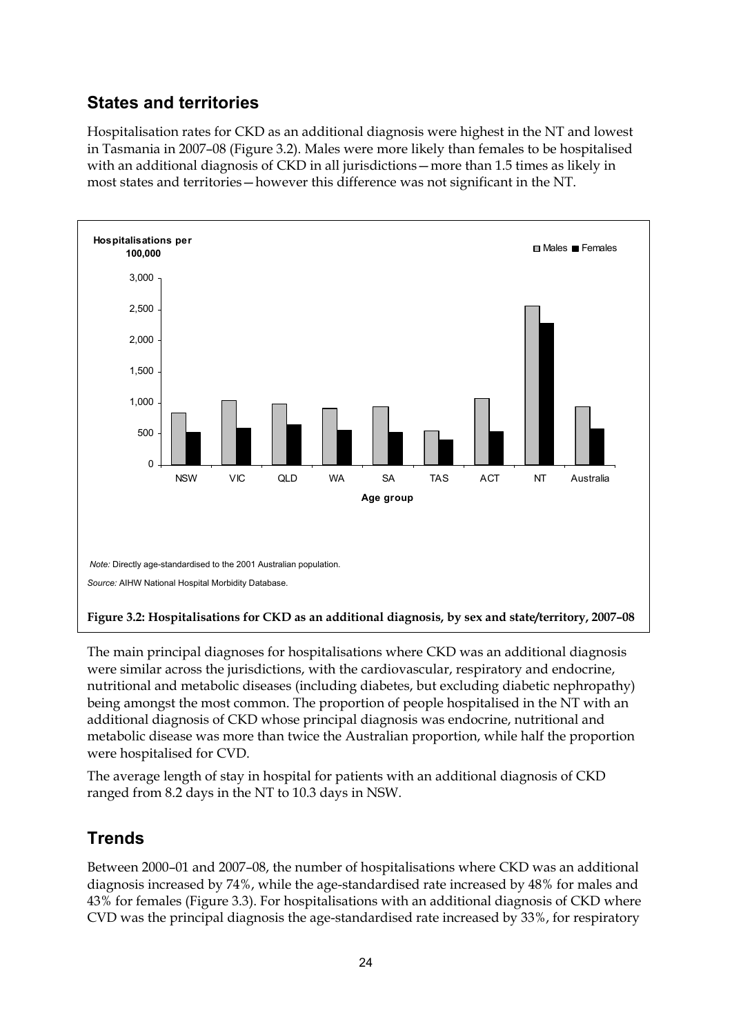## States and territories

Hospitalisation rates for CKD as an additional diagnosis were highest in the NT and lowest in Tasmania in 2007–08 (Figure 3.2). Males were more likely than females to be hospitalised with an additional diagnosis of CKD in all jurisdictions—more than 1.5 times as likely in most states and territories—however this difference was not significant in the NT.

*Note:* Directly age-standardised to the 2001 Australian population.

*Source:* AIHW National Hospital Morbidity Database.

**Figure 3.2: Hospitalisations for CKD as an additional diagnosis, by sex and state/territory, 2007–08**

The main principal diagnoses for hospitalisations where CKD was an additional diagnosis were similar across the jurisdictions, with the cardiovascular, respiratory and endocrine, nutritional and metabolic diseases (including diabetes, but excluding diabetic nephropathy) being amongst the most common. The proportion of people hospitalised in the NT with an additional diagnosis of CKD whose principal diagnosis was endocrine, nutritional and metabolic disease was more than twice the Australian proportion, while half the proportion were hospitalised for CVD.

The average length of stay in hospital for patients with an additional diagnosis of CKD ranged from 8.2 days in the NT to 10.3 days in NSW.

## Trends

Between 2000–01 and 2007–08, the number of hospitalisations where CKD was an additional diagnosis increased by 74%, while the age-standardised rate increased by 48% for males and 43% for females (Figure 3.3). For hospitalisations with an additional diagnosis of CKD where CVD was the principal diagnosis the age-standardised rate increased by 33%, for respiratory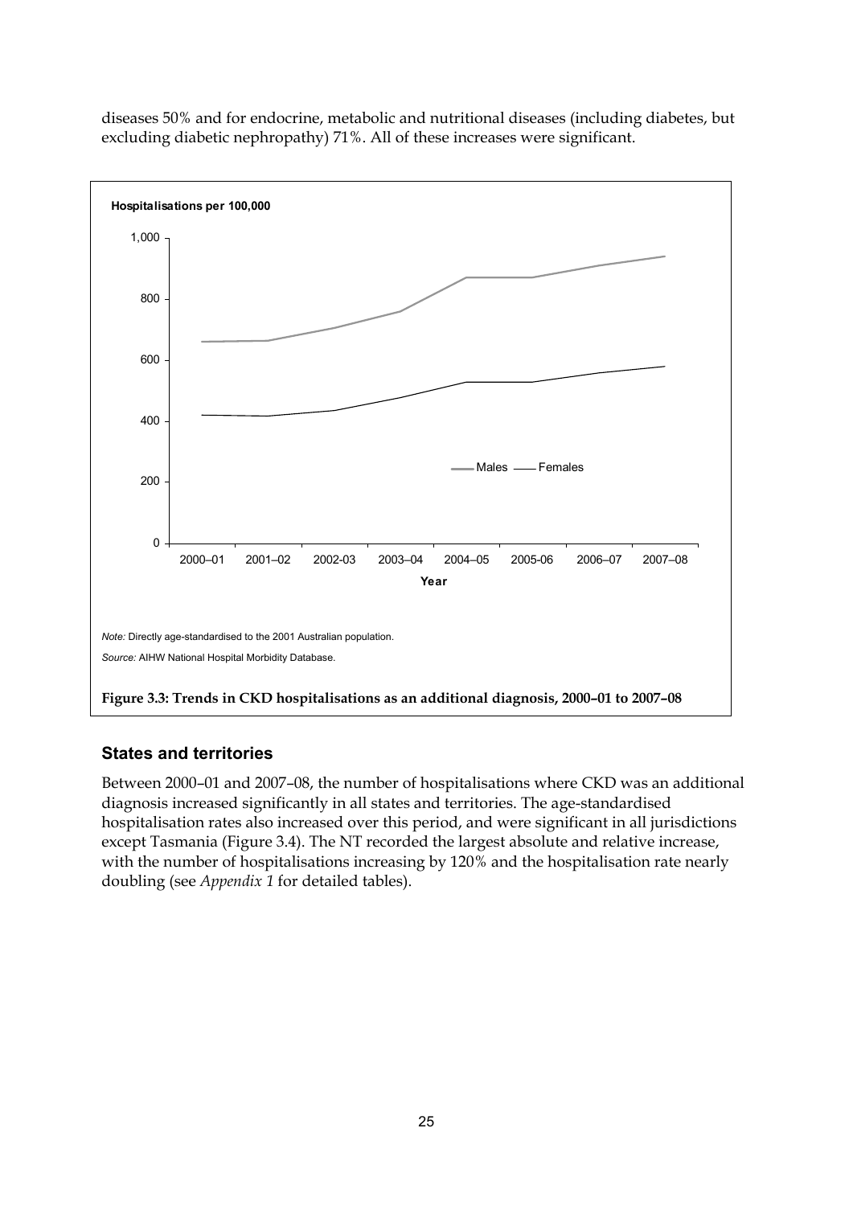diseases 50% and for endocrine, metabolic and nutritional diseases (including diabetes, but excluding diabetic nephropathy) 71%. All of these increases were significant.

*Note:* Directly age-standardised to the 2001 Australian population.

*Source:* AIHW National Hospital Morbidity Database.

**Figure 3.3: Trends in CKD hospitalisations as an additional diagnosis, 2000–01 to 2007–08**

## States and territories

Between 2000–01 and 2007–08, the number of hospitalisations where CKD was an additional diagnosis increased significantly in all states and territories. The age-standardised hospitalisation rates also increased over this period, and were significant in all jurisdictions except Tasmania (Figure 3.4). The NT recorded the largest absolute and relative increase, with the number of hospitalisations increasing by 120% and the hospitalisation rate nearly doubling (see *Appendix 1* for detailed tables).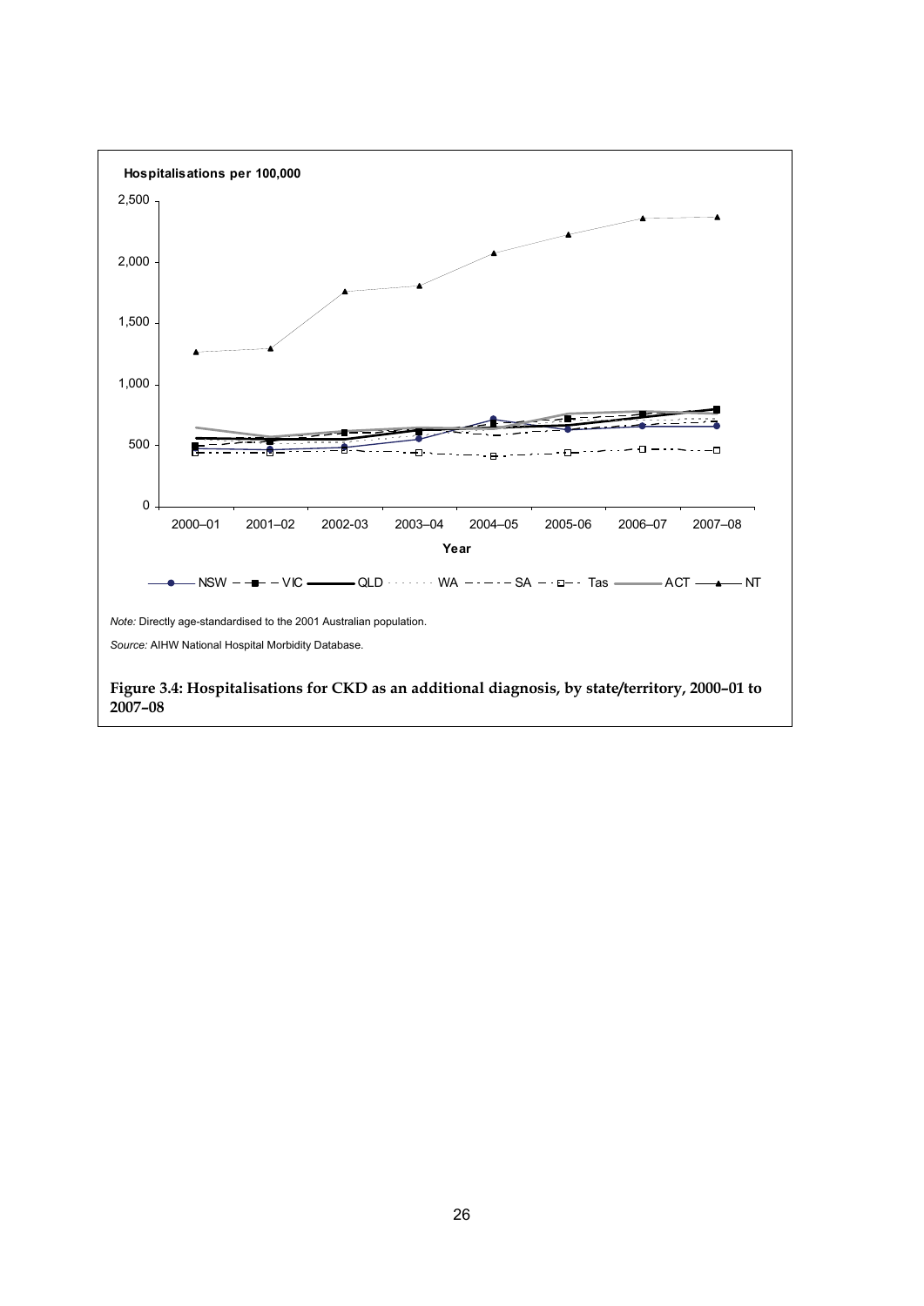Hospitalisations per 100,000

2,500

2,000

1,500

1,000

500

0

2000–01 2001–02 2002-03 2003–04 2004–05 2005-06 2006–07 2007–08

Year

NSW VIC QLD WA SA Tas ACT NT

*Note:* Directly age-standardised to the 2001 Australian population.

*Source:* AIHW National Hospital Morbidity Database.

**Figure 3.4: Hospitalisations for CKD as an additional diagnosis, by state/territory, 2000–01 to 2007–08**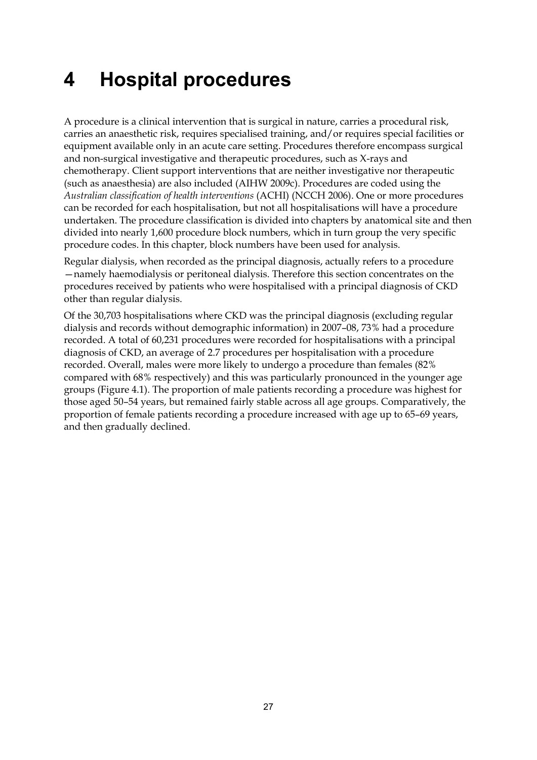# 4 Hospital procedures

A procedure is a clinical intervention that is surgical in nature, carries a procedural risk, carries an anaesthetic risk, requires specialised training, and/or requires special facilities or equipment available only in an acute care setting. Procedures therefore encompass surgical and non-surgical investigative and therapeutic procedures, such as X-rays and chemotherapy. Client support interventions that are neither investigative nor therapeutic (such as anaesthesia) are also included (AIHW 2009c). Procedures are coded using the *Australian classification of health interventions* (ACHI) (NCCH 2006). One or more procedures can be recorded for each hospitalisation, but not all hospitalisations will have a procedure undertaken. The procedure classification is divided into chapters by anatomical site and then divided into nearly 1,600 procedure block numbers, which in turn group the very specific procedure codes. In this chapter, block numbers have been used for analysis.

Regular dialysis, when recorded as the principal diagnosis, actually refers to a procedure —namely haemodialysis or peritoneal dialysis. Therefore this section concentrates on the procedures received by patients who were hospitalised with a principal diagnosis of CKD other than regular dialysis.

Of the 30,703 hospitalisations where CKD was the principal diagnosis (excluding regular dialysis and records without demographic information) in 2007–08, 73% had a procedure recorded. A total of 60,231 procedures were recorded for hospitalisations with a principal diagnosis of CKD, an average of 2.7 procedures per hospitalisation with a procedure recorded. Overall, males were more likely to undergo a procedure than females (82% compared with 68% respectively) and this was particularly pronounced in the younger age groups (Figure 4.1). The proportion of male patients recording a procedure was highest for those aged 50–54 years, but remained fairly stable across all age groups. Comparatively, the proportion of female patients recording a procedure increased with age up to 65–69 years, and then gradually declined.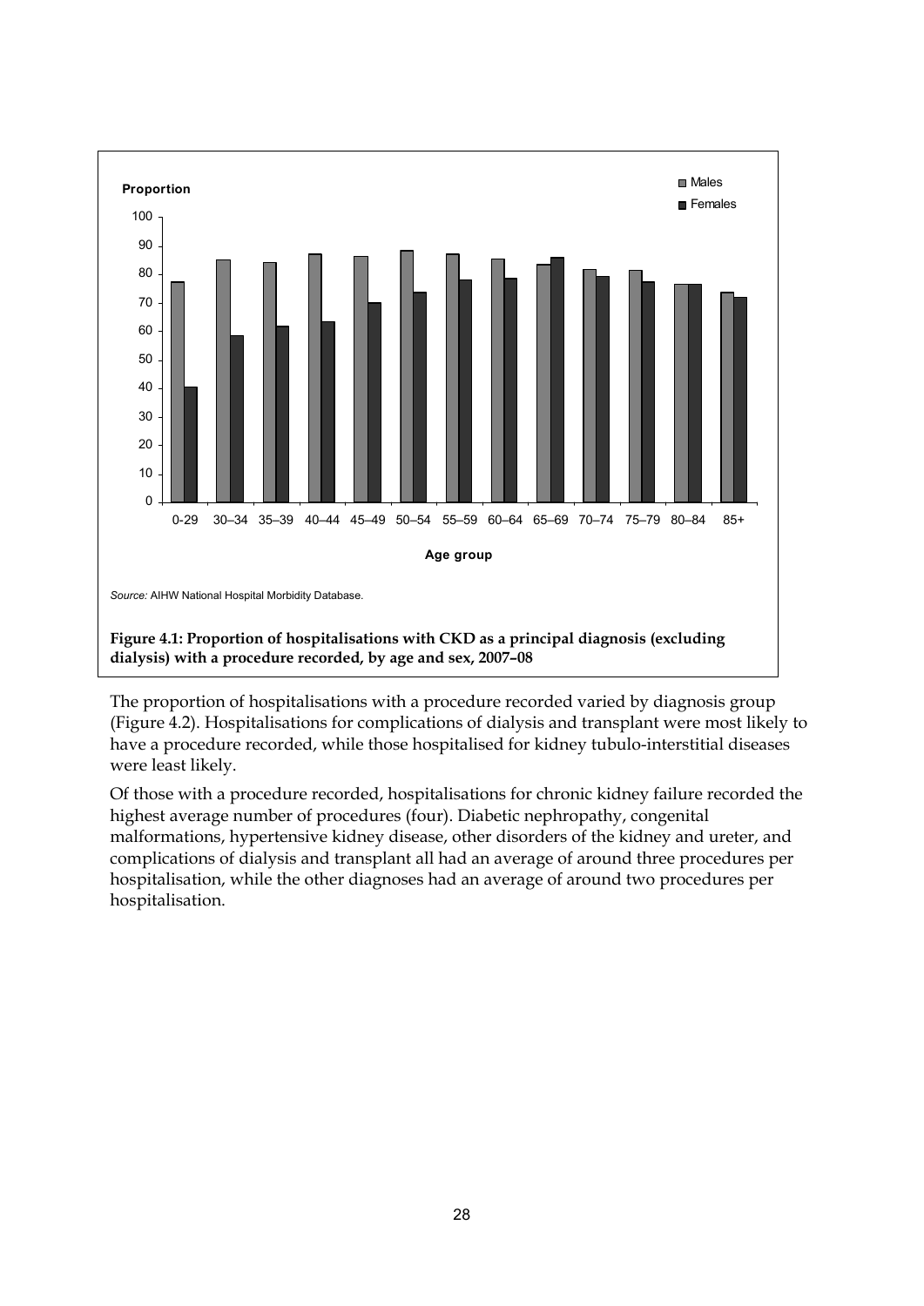**Figure 4.1: Proportion of hospitalisations with CKD as a principal diagnosis (excluding dialysis) with a procedure recorded, by age and sex, 2007–08**

*Source:* AIHW National Hospital Morbidity Database.

The proportion of hospitalisations with a procedure recorded varied by diagnosis group (Figure 4.2). Hospitalisations for complications of dialysis and transplant were most likely to have a procedure recorded, while those hospitalised for kidney tubulo-interstitial diseases were least likely.

Of those with a procedure recorded, hospitalisations for chronic kidney failure recorded the highest average number of procedures (four). Diabetic nephropathy, congenital malformations, hypertensive kidney disease, other disorders of the kidney and ureter, and complications of dialysis and transplant all had an average of around three procedures per hospitalisation, while the other diagnoses had an average of around two procedures per hospitalisation.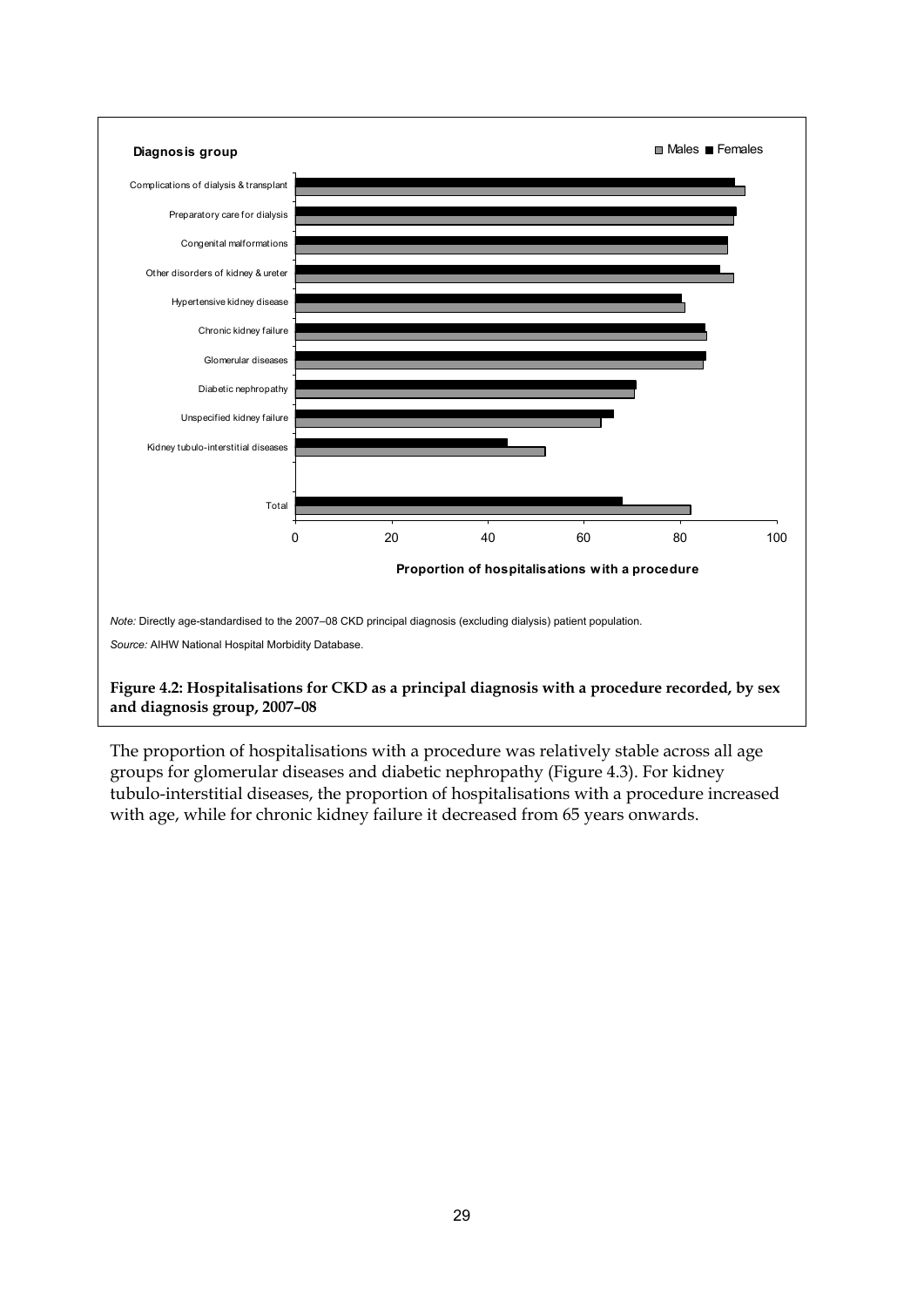Diagnosis group

■ Males ■ Females

Complications of dialysis & transplant
Preparatory care for dialysis
Congenital malformations
Other disorders of kidney & ureter
Hypertensive kidney disease
Chronic kidney failure
Glomerular diseases
Diabetic nephropathy
Unspecified kidney failure
Kidney tubulo-interstitial diseases

Total

0 20 40 60 80 100

**Proportion of hospitalisations with a procedure**

*Note:* Directly age-standardised to the 2007–08 CKD principal diagnosis (excluding dialysis) patient population.

*Source:* AIHW National Hospital Morbidity Database.

**Figure 4.2: Hospitalisations for CKD as a principal diagnosis with a procedure recorded, by sex and diagnosis group, 2007–08**

The proportion of hospitalisations with a procedure was relatively stable across all age groups for glomerular diseases and diabetic nephropathy (Figure 4.3). For kidney tubulo-interstitial diseases, the proportion of hospitalisations with a procedure increased with age, while for chronic kidney failure it decreased from 65 years onwards.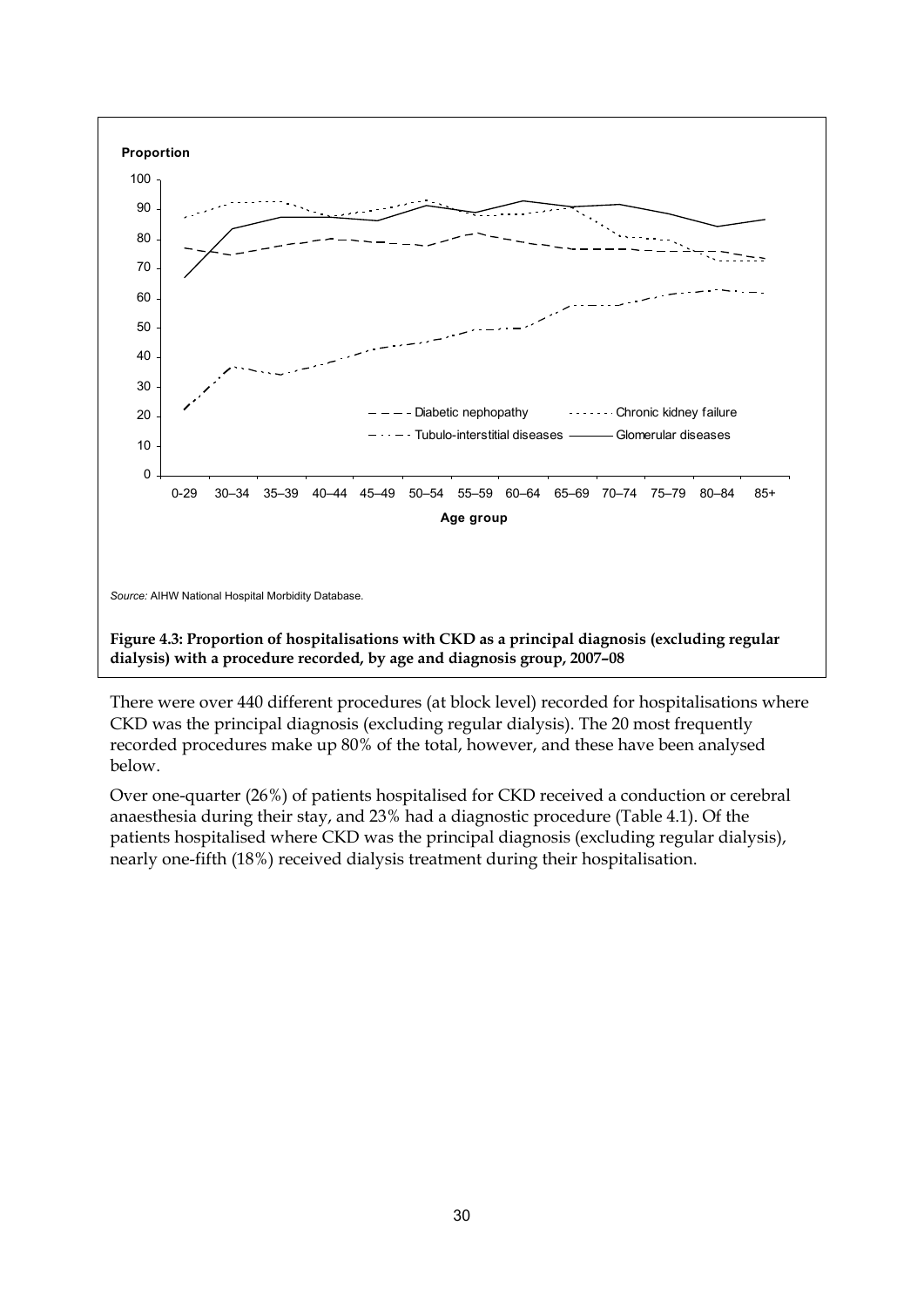Source: AIHW National Hospital Morbidity Database.

**Figure 4.3: Proportion of hospitalisations with CKD as a principal diagnosis (excluding regular dialysis) with a procedure recorded, by age and diagnosis group, 2007–08**

There were over 440 different procedures (at block level) recorded for hospitalisations where CKD was the principal diagnosis (excluding regular dialysis). The 20 most frequently recorded procedures make up 80% of the total, however, and these have been analysed below.

Over one-quarter (26%) of patients hospitalised for CKD received a conduction or cerebral anaesthesia during their stay, and 23% had a diagnostic procedure (Table 4.1). Of the patients hospitalised where CKD was the principal diagnosis (excluding regular dialysis), nearly one-fifth (18%) received dialysis treatment during their hospitalisation.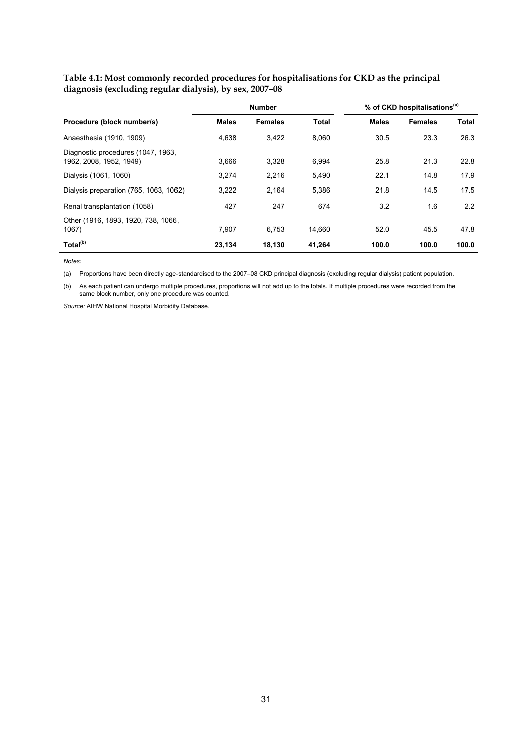**Table 4.1: Most commonly recorded procedures for hospitalisations for CKD as the principal diagnosis (excluding regular dialysis), by sex, 2007–08**

| | Number | | | % of CKD hospitalisations[(a)] | | |
|---|---|---|---|---|---|---|
| **Procedure (block number/s)** | **Males** | **Females** | **Total** | **Males** | **Females** | **Total** |
| Anaesthesia (1910, 1909) | 4,638 | 3,422 | 8,060 | 30.5 | 23.3 | 26.3 |
| Diagnostic procedures (1047, 1963, 1962, 2008, 1952, 1949) | 3,666 | 3,328 | 6,994 | 25.8 | 21.3 | 22.8 |
| Dialysis (1061, 1060) | 3,274 | 2,216 | 5,490 | 22.1 | 14.8 | 17.9 |
| Dialysis preparation (765, 1063, 1062) | 3,222 | 2,164 | 5,386 | 21.8 | 14.5 | 17.5 |
| Renal transplantation (1058) | 427 | 247 | 674 | 3.2 | 1.6 | 2.2 |
| Other (1916, 1893, 1920, 738, 1066, 1067) | 7,907 | 6,753 | 14,660 | 52.0 | 45.5 | 47.8 |
| **Total[(b)]** | **23,134** | **18,130** | **41,264** | **100.0** | **100.0** | **100.0** |

*Notes:*

(a) Proportions have been directly age-standardised to the 2007–08 CKD principal diagnosis (excluding regular dialysis) patient population.

(b) As each patient can undergo multiple procedures, proportions will not add up to the totals. If multiple procedures were recorded from the same block number, only one procedure was counted.

*Source:* AIHW National Hospital Morbidity Database.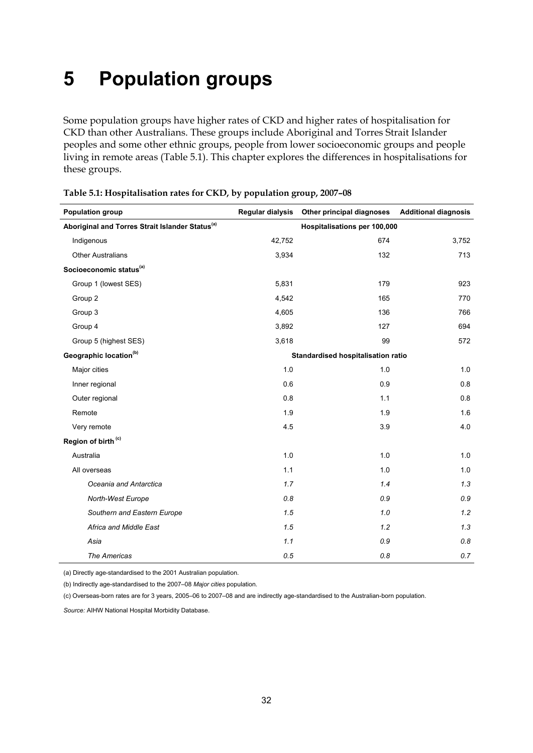# 5 Population groups

Some population groups have higher rates of CKD and higher rates of hospitalisation for CKD than other Australians. These groups include Aboriginal and Torres Strait Islander peoples and some other ethnic groups, people from lower socioeconomic groups and people living in remote areas (Table 5.1). This chapter explores the differences in hospitalisations for these groups.

**Table 5.1: Hospitalisation rates for CKD, by population group, 2007–08**

| Population group | Regular dialysis | Other principal diagnoses | Additional diagnosis |
|---|---|---|---|
| **Aboriginal and Torres Strait Islander Status[(a)]** | | Hospitalisations per 100,000 | |
| Indigenous | 42,752 | 674 | 3,752 |
| Other Australians | 3,934 | 132 | 713 |
| **Socioeconomic status[(a)]** | | | |
| Group 1 (lowest SES) | 5,831 | 179 | 923 |
| Group 2 | 4,542 | 165 | 770 |
| Group 3 | 4,605 | 136 | 766 |
| Group 4 | 3,892 | 127 | 694 |
| Group 5 (highest SES) | 3,618 | 99 | 572 |
| **Geographic location[(b)]** | | Standardised hospitalisation ratio | |
| Major cities | 1.0 | 1.0 | 1.0 |
| Inner regional | 0.6 | 0.9 | 0.8 |
| Outer regional | 0.8 | 1.1 | 0.8 |
| Remote | 1.9 | 1.9 | 1.6 |
| Very remote | 4.5 | 3.9 | 4.0 |
| **Region of birth[(c)]** | | | |
| Australia | 1.0 | 1.0 | 1.0 |
| All overseas | 1.1 | 1.0 | 1.0 |
| *Oceania and Antarctica* | *1.7* | *1.4* | *1.3* |
| *North-West Europe* | *0.8* | *0.9* | *0.9* |
| *Southern and Eastern Europe* | *1.5* | *1.0* | *1.2* |
| *Africa and Middle East* | *1.5* | *1.2* | *1.3* |
| *Asia* | *1.1* | *0.9* | *0.8* |
| *The Americas* | *0.5* | *0.8* | *0.7* |

(a) Directly age-standardised to the 2001 Australian population.

(b) Indirectly age-standardised to the 2007–08 *Major cities* population.

(c) Overseas-born rates are for 3 years, 2005–06 to 2007–08 and are indirectly age-standardised to the Australian-born population.

*Source:* AIHW National Hospital Morbidity Database.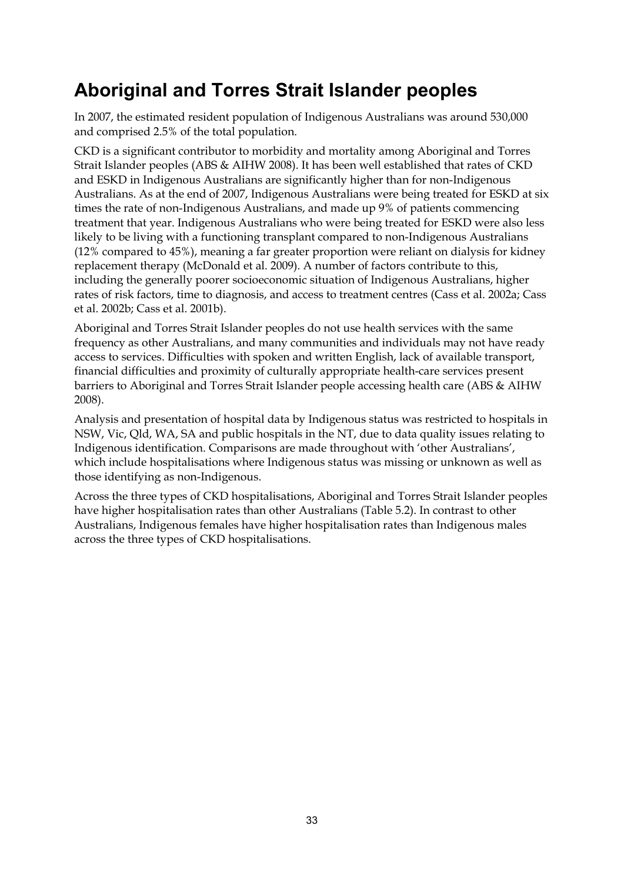## Aboriginal and Torres Strait Islander peoples

In 2007, the estimated resident population of Indigenous Australians was around 530,000 and comprised 2.5% of the total population.

CKD is a significant contributor to morbidity and mortality among Aboriginal and Torres Strait Islander peoples (ABS & AIHW 2008). It has been well established that rates of CKD and ESKD in Indigenous Australians are significantly higher than for non-Indigenous Australians. As at the end of 2007, Indigenous Australians were being treated for ESKD at six times the rate of non-Indigenous Australians, and made up 9% of patients commencing treatment that year. Indigenous Australians who were being treated for ESKD were also less likely to be living with a functioning transplant compared to non-Indigenous Australians (12% compared to 45%), meaning a far greater proportion were reliant on dialysis for kidney replacement therapy (McDonald et al. 2009). A number of factors contribute to this, including the generally poorer socioeconomic situation of Indigenous Australians, higher rates of risk factors, time to diagnosis, and access to treatment centres (Cass et al. 2002a; Cass et al. 2002b; Cass et al. 2001b).

Aboriginal and Torres Strait Islander peoples do not use health services with the same frequency as other Australians, and many communities and individuals may not have ready access to services. Difficulties with spoken and written English, lack of available transport, financial difficulties and proximity of culturally appropriate health-care services present barriers to Aboriginal and Torres Strait Islander people accessing health care (ABS & AIHW 2008).

Analysis and presentation of hospital data by Indigenous status was restricted to hospitals in NSW, Vic, Qld, WA, SA and public hospitals in the NT, due to data quality issues relating to Indigenous identification. Comparisons are made throughout with 'other Australians', which include hospitalisations where Indigenous status was missing or unknown as well as those identifying as non-Indigenous.

Across the three types of CKD hospitalisations, Aboriginal and Torres Strait Islander peoples have higher hospitalisation rates than other Australians (Table 5.2). In contrast to other Australians, Indigenous females have higher hospitalisation rates than Indigenous males across the three types of CKD hospitalisations.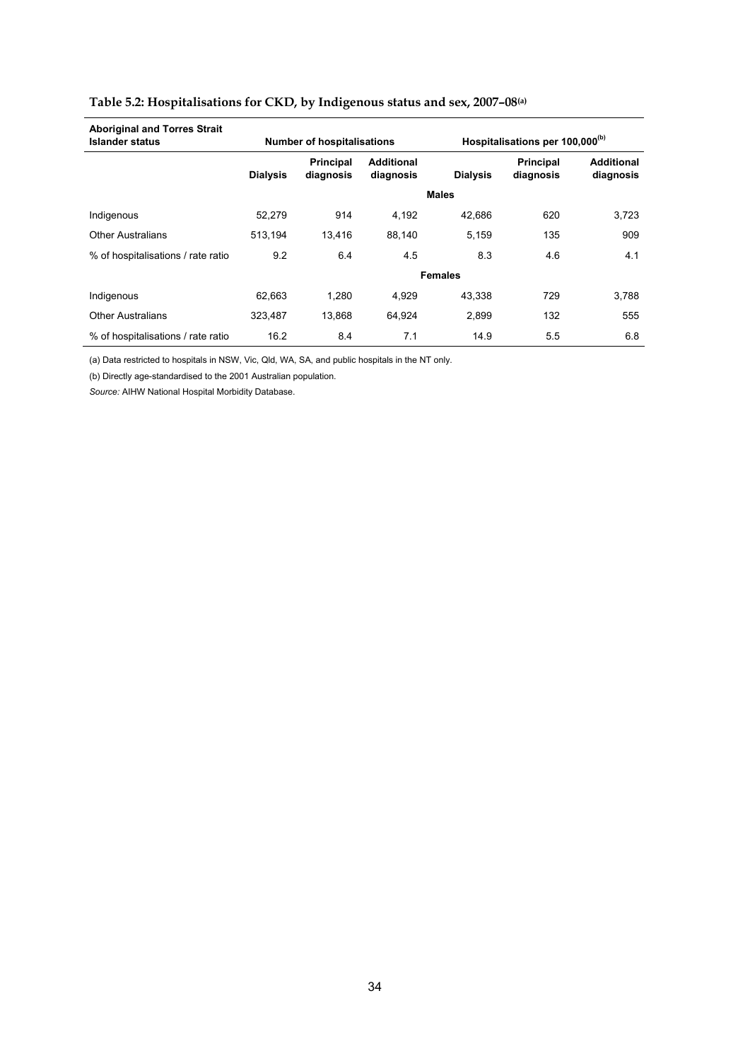**Table 5.2: Hospitalisations for CKD, by Indigenous status and sex, 2007–08[(a)]**

| Aboriginal and Torres Strait Islander status | Number of hospitalisations | | | Hospitalisations per 100,000[(b)] | | |
|---|---|---|---|---|---|---|
| | Dialysis | Principal diagnosis | Additional diagnosis | Dialysis | Principal diagnosis | Additional diagnosis |
| | | | **Males** | | | |
| Indigenous | 52,279 | 914 | 4,192 | 42,686 | 620 | 3,723 |
| Other Australians | 513,194 | 13,416 | 88,140 | 5,159 | 135 | 909 |
| % of hospitalisations / rate ratio | 9.2 | 6.4 | 4.5 | 8.3 | 4.6 | 4.1 |
| | | | **Females** | | | |
| Indigenous | 62,663 | 1,280 | 4,929 | 43,338 | 729 | 3,788 |
| Other Australians | 323,487 | 13,868 | 64,924 | 2,899 | 132 | 555 |
| % of hospitalisations / rate ratio | 16.2 | 8.4 | 7.1 | 14.9 | 5.5 | 6.8 |

(a) Data restricted to hospitals in NSW, Vic, Qld, WA, SA, and public hospitals in the NT only.

(b) Directly age-standardised to the 2001 Australian population.

*Source:* AIHW National Hospital Morbidity Database.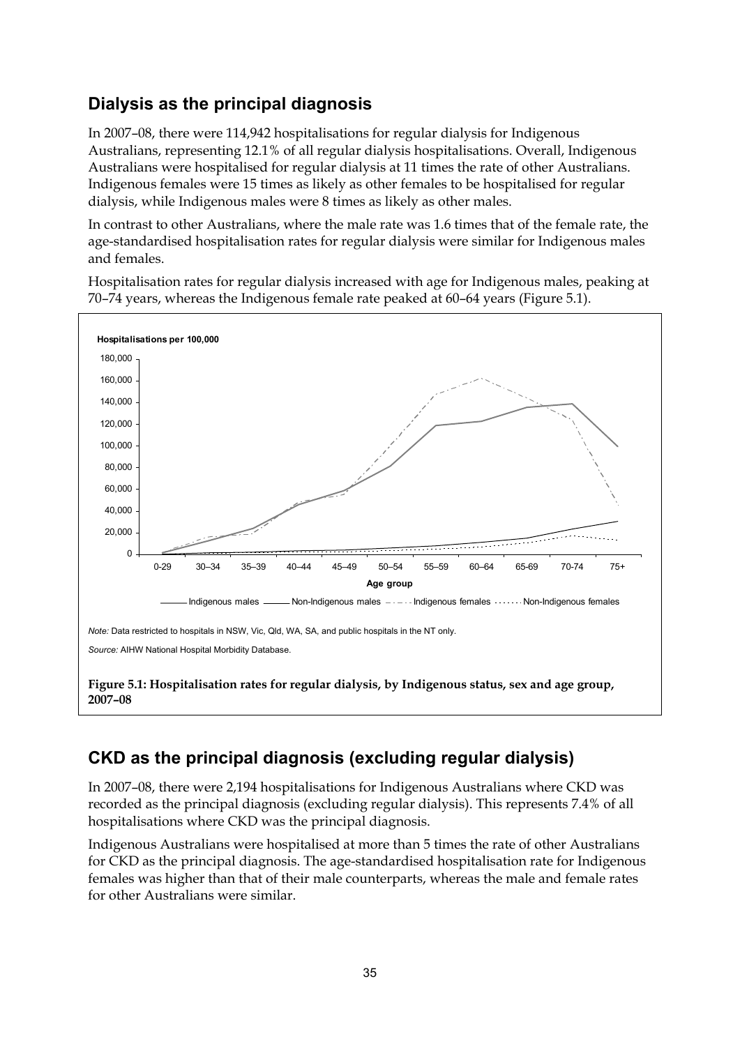## Dialysis as the principal diagnosis

In 2007–08, there were 114,942 hospitalisations for regular dialysis for Indigenous Australians, representing 12.1% of all regular dialysis hospitalisations. Overall, Indigenous Australians were hospitalised for regular dialysis at 11 times the rate of other Australians. Indigenous females were 15 times as likely as other females to be hospitalised for regular dialysis, while Indigenous males were 8 times as likely as other males.

In contrast to other Australians, where the male rate was 1.6 times that of the female rate, the age-standardised hospitalisation rates for regular dialysis were similar for Indigenous males and females.

Hospitalisation rates for regular dialysis increased with age for Indigenous males, peaking at 70–74 years, whereas the Indigenous female rate peaked at 60–64 years (Figure 5.1).

*Note:* Data restricted to hospitals in NSW, Vic, Qld, WA, SA, and public hospitals in the NT only.

*Source:* AIHW National Hospital Morbidity Database.

**Figure 5.1: Hospitalisation rates for regular dialysis, by Indigenous status, sex and age group, 2007–08**

## CKD as the principal diagnosis (excluding regular dialysis)

In 2007–08, there were 2,194 hospitalisations for Indigenous Australians where CKD was recorded as the principal diagnosis (excluding regular dialysis). This represents 7.4% of all hospitalisations where CKD was the principal diagnosis.

Indigenous Australians were hospitalised at more than 5 times the rate of other Australians for CKD as the principal diagnosis. The age-standardised hospitalisation rate for Indigenous females was higher than that of their male counterparts, whereas the male and female rates for other Australians were similar.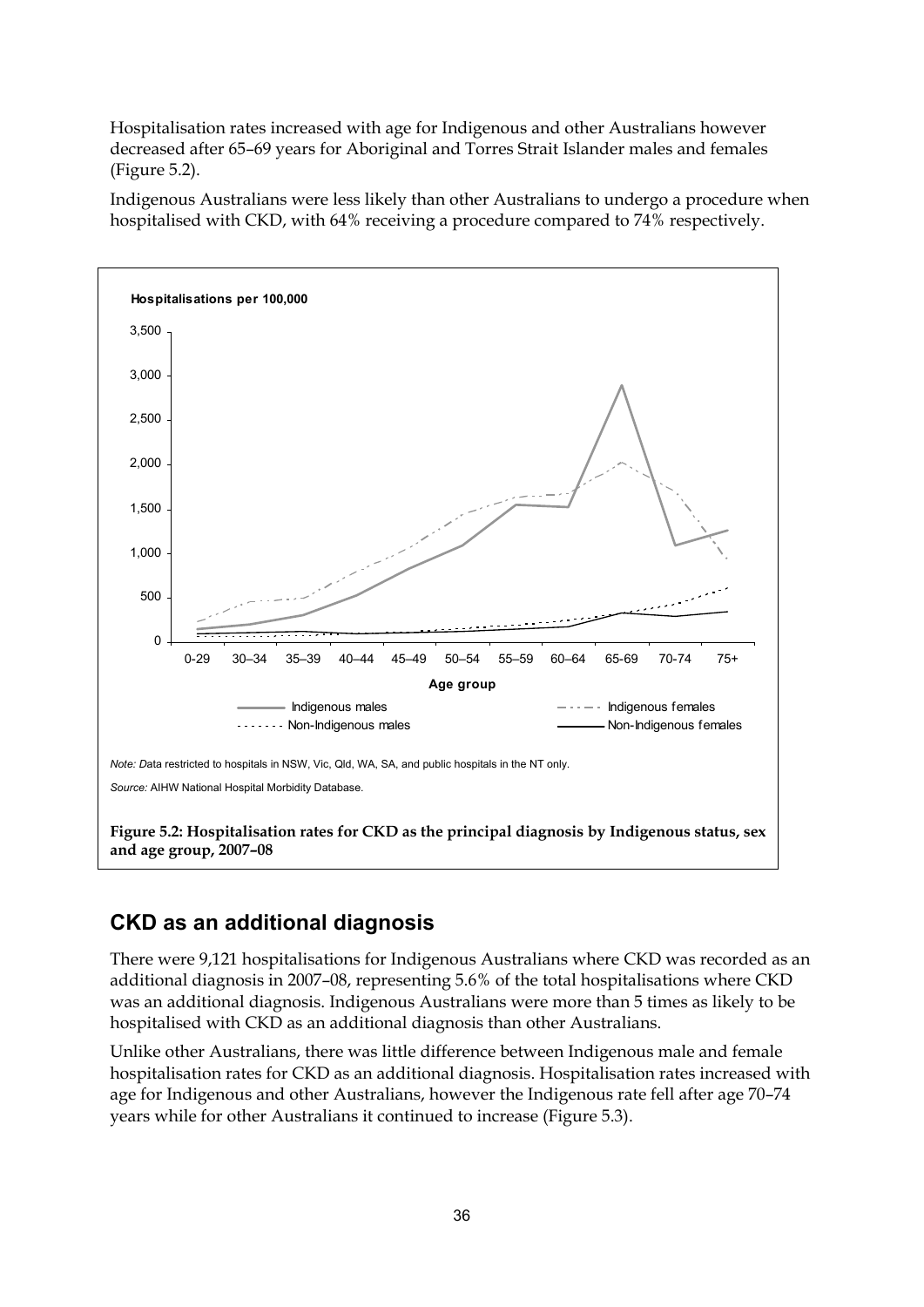Hospitalisation rates increased with age for Indigenous and other Australians however decreased after 65–69 years for Aboriginal and Torres Strait Islander males and females (Figure 5.2).

Indigenous Australians were less likely than other Australians to undergo a procedure when hospitalised with CKD, with 64% receiving a procedure compared to 74% respectively.

*Note: D*ata restricted to hospitals in NSW, Vic, Qld, WA, SA, and public hospitals in the NT only.

*Source:* AIHW National Hospital Morbidity Database.

**Figure 5.2: Hospitalisation rates for CKD as the principal diagnosis by Indigenous status, sex and age group, 2007–08**

## CKD as an additional diagnosis

There were 9,121 hospitalisations for Indigenous Australians where CKD was recorded as an additional diagnosis in 2007–08, representing 5.6% of the total hospitalisations where CKD was an additional diagnosis. Indigenous Australians were more than 5 times as likely to be hospitalised with CKD as an additional diagnosis than other Australians.

Unlike other Australians, there was little difference between Indigenous male and female hospitalisation rates for CKD as an additional diagnosis. Hospitalisation rates increased with age for Indigenous and other Australians, however the Indigenous rate fell after age 70–74 years while for other Australians it continued to increase (Figure 5.3).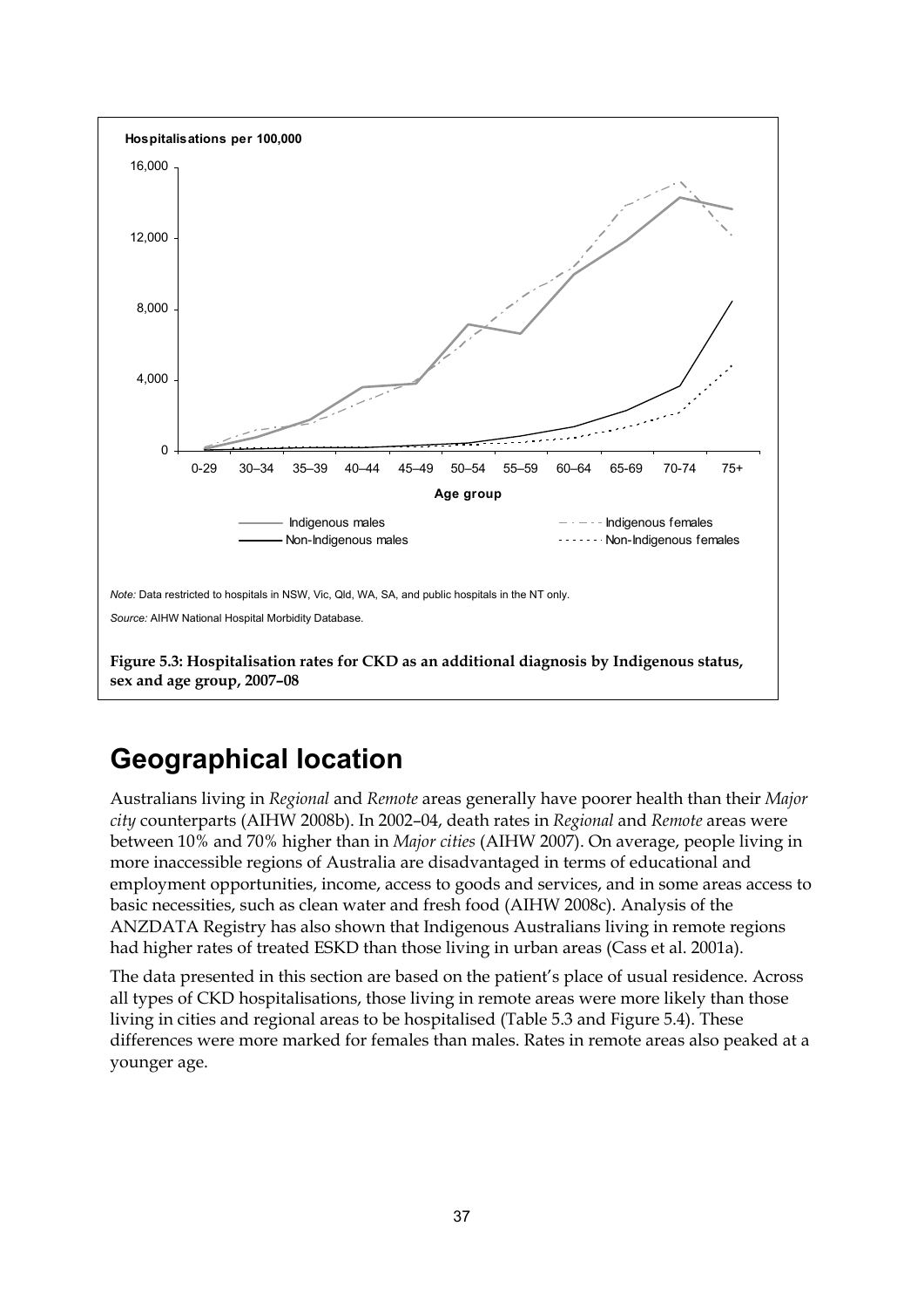Hospitalisations per 100,000

*Note:* Data restricted to hospitals in NSW, Vic, Qld, WA, SA, and public hospitals in the NT only.

*Source:* AIHW National Hospital Morbidity Database.

**Figure 5.3: Hospitalisation rates for CKD as an additional diagnosis by Indigenous status, sex and age group, 2007–08**

## Geographical location

Australians living in *Regional* and *Remote* areas generally have poorer health than their *Major city* counterparts (AIHW 2008b). In 2002–04, death rates in *Regional* and *Remote* areas were between 10% and 70% higher than in *Major cities* (AIHW 2007). On average, people living in more inaccessible regions of Australia are disadvantaged in terms of educational and employment opportunities, income, access to goods and services, and in some areas access to basic necessities, such as clean water and fresh food (AIHW 2008c). Analysis of the ANZDATA Registry has also shown that Indigenous Australians living in remote regions had higher rates of treated ESKD than those living in urban areas (Cass et al. 2001a).

The data presented in this section are based on the patient's place of usual residence. Across all types of CKD hospitalisations, those living in remote areas were more likely than those living in cities and regional areas to be hospitalised (Table 5.3 and Figure 5.4). These differences were more marked for females than males. Rates in remote areas also peaked at a younger age.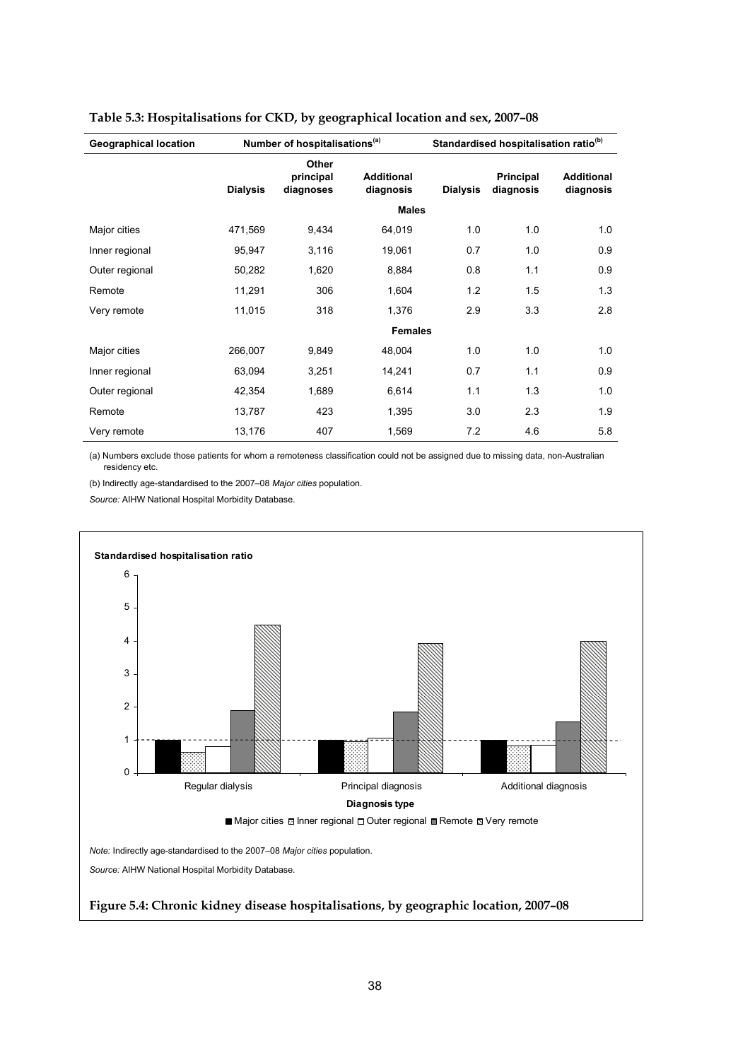**Table 5.3: Hospitalisations for CKD, by geographical location and sex, 2007–08**

| Geographical location | Number of hospitalisations[(a)] | | | Standardised hospitalisation ratio[(b)] | | |
|---|---|---|---|---|---|---|
| | Dialysis | Other principal diagnoses | Additional diagnosis | Dialysis | Principal diagnosis | Additional diagnosis |
| | | | **Males** | | | |
| Major cities | 471,569 | 9,434 | 64,019 | 1.0 | 1.0 | 1.0 |
| Inner regional | 95,947 | 3,116 | 19,061 | 0.7 | 1.0 | 0.9 |
| Outer regional | 50,282 | 1,620 | 8,884 | 0.8 | 1.1 | 0.9 |
| Remote | 11,291 | 306 | 1,604 | 1.2 | 1.5 | 1.3 |
| Very remote | 11,015 | 318 | 1,376 | 2.9 | 3.3 | 2.8 |
| | | | **Females** | | | |
| Major cities | 266,007 | 9,849 | 48,004 | 1.0 | 1.0 | 1.0 |
| Inner regional | 63,094 | 3,251 | 14,241 | 0.7 | 1.1 | 0.9 |
| Outer regional | 42,354 | 1,689 | 6,614 | 1.1 | 1.3 | 1.0 |
| Remote | 13,787 | 423 | 1,395 | 3.0 | 2.3 | 1.9 |
| Very remote | 13,176 | 407 | 1,569 | 7.2 | 4.6 | 5.8 |

(a) Numbers exclude those patients for whom a remoteness classification could not be assigned due to missing data, non-Australian residency etc.

(b) Indirectly age-standardised to the 2007–08 *Major cities* population.

*Source:* AIHW National Hospital Morbidity Database.

Standardised hospitalisation ratio

Regular dialysis, Principal diagnosis, Additional diagnosis

Diagnosis type

Major cities, Inner regional, Outer regional, Remote, Very remote

*Note:* Indirectly age-standardised to the 2007–08 *Major cities* population.

*Source:* AIHW National Hospital Morbidity Database.

**Figure 5.4: Chronic kidney disease hospitalisations, by geographic location, 2007–08**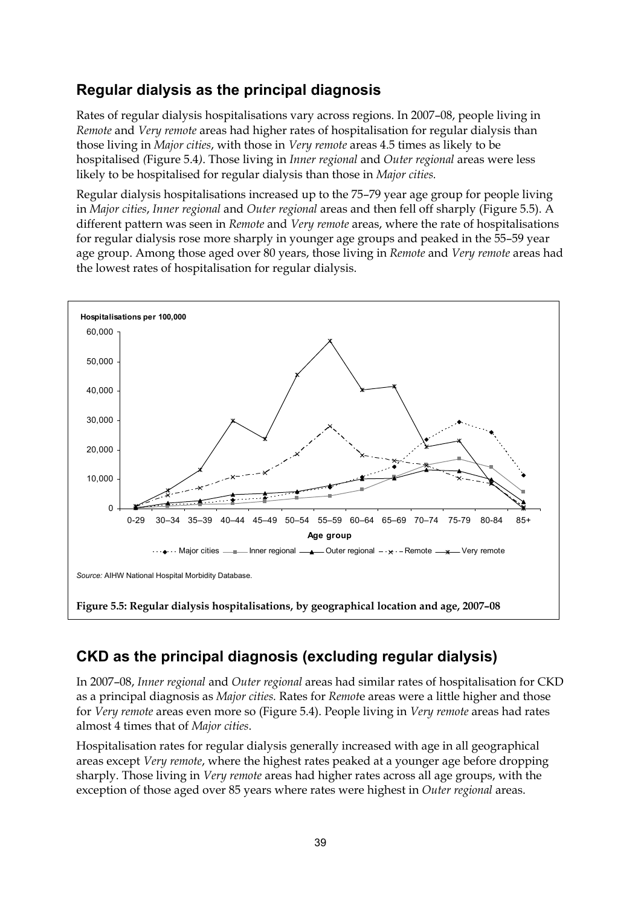## Regular dialysis as the principal diagnosis

Rates of regular dialysis hospitalisations vary across regions. In 2007–08, people living in *Remote* and *Very remote* areas had higher rates of hospitalisation for regular dialysis than those living in *Major cities*, with those in *Very remote* areas 4.5 times as likely to be hospitalised *(*Figure 5.4*)*. Those living in *Inner regional* and *Outer regional* areas were less likely to be hospitalised for regular dialysis than those in *Major cities.*

Regular dialysis hospitalisations increased up to the 75–79 year age group for people living in *Major cities*, *Inner regional* and *Outer regional* areas and then fell off sharply (Figure 5.5). A different pattern was seen in *Remote* and *Very remote* areas, where the rate of hospitalisations for regular dialysis rose more sharply in younger age groups and peaked in the 55–59 year age group. Among those aged over 80 years, those living in *Remote* and *Very remote* areas had the lowest rates of hospitalisation for regular dialysis.

*Source:* AIHW National Hospital Morbidity Database.

**Figure 5.5: Regular dialysis hospitalisations, by geographical location and age, 2007–08**

## CKD as the principal diagnosis (excluding regular dialysis)

In 2007–08, *Inner regional* and *Outer regional* areas had similar rates of hospitalisation for CKD as a principal diagnosis as *Major cities.* Rates for *Remot*e areas were a little higher and those for *Very remote* areas even more so (Figure 5.4). People living in *Very remote* areas had rates almost 4 times that of *Major cities*.

Hospitalisation rates for regular dialysis generally increased with age in all geographical areas except *Very remote*, where the highest rates peaked at a younger age before dropping sharply. Those living in *Very remote* areas had higher rates across all age groups, with the exception of those aged over 85 years where rates were highest in *Outer regional* areas.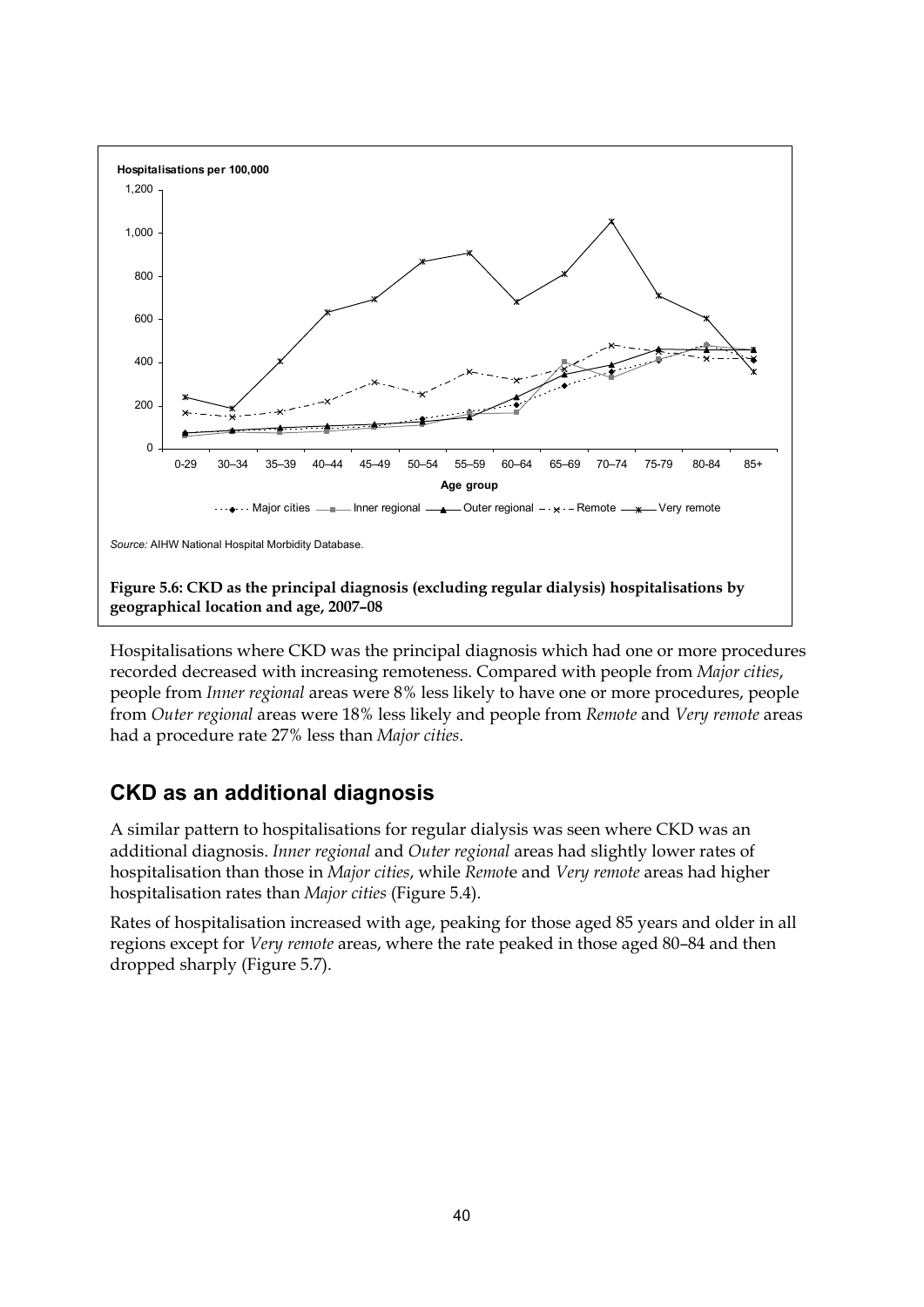Hospitalisations per 100,000

Source: AIHW National Hospital Morbidity Database.

**Figure 5.6: CKD as the principal diagnosis (excluding regular dialysis) hospitalisations by geographical location and age, 2007–08**

Hospitalisations where CKD was the principal diagnosis which had one or more procedures recorded decreased with increasing remoteness. Compared with people from *Major cities*, people from *Inner regional* areas were 8% less likely to have one or more procedures, people from *Outer regional* areas were 18% less likely and people from *Remote* and *Very remote* areas had a procedure rate 27% less than *Major cities*.

## CKD as an additional diagnosis

A similar pattern to hospitalisations for regular dialysis was seen where CKD was an additional diagnosis. *Inner regional* and *Outer regional* areas had slightly lower rates of hospitalisation than those in *Major cities*, while *Remote* and *Very remote* areas had higher hospitalisation rates than *Major cities* (Figure 5.4).

Rates of hospitalisation increased with age, peaking for those aged 85 years and older in all regions except for *Very remote* areas, where the rate peaked in those aged 80–84 and then dropped sharply (Figure 5.7).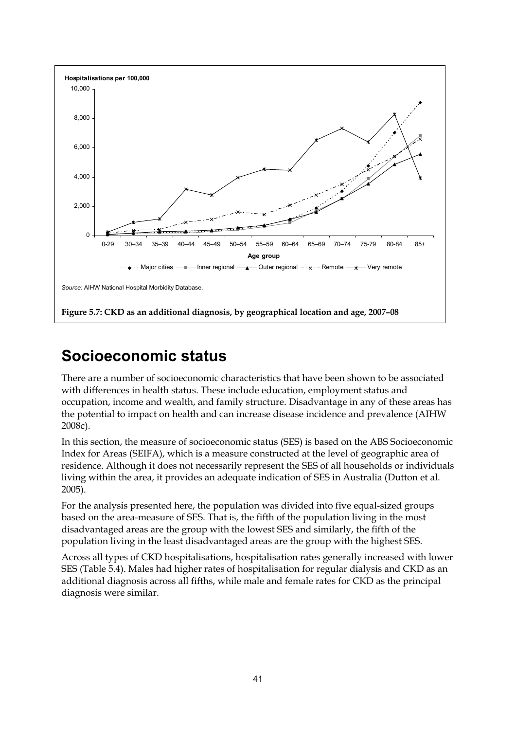Source: AIHW National Hospital Morbidity Database.

**Figure 5.7: CKD as an additional diagnosis, by geographical location and age, 2007–08**

## Socioeconomic status

There are a number of socioeconomic characteristics that have been shown to be associated with differences in health status. These include education, employment status and occupation, income and wealth, and family structure. Disadvantage in any of these areas has the potential to impact on health and can increase disease incidence and prevalence (AIHW 2008c).

In this section, the measure of socioeconomic status (SES) is based on the ABS Socioeconomic Index for Areas (SEIFA), which is a measure constructed at the level of geographic area of residence. Although it does not necessarily represent the SES of all households or individuals living within the area, it provides an adequate indication of SES in Australia (Dutton et al. 2005).

For the analysis presented here, the population was divided into five equal-sized groups based on the area-measure of SES. That is, the fifth of the population living in the most disadvantaged areas are the group with the lowest SES and similarly, the fifth of the population living in the least disadvantaged areas are the group with the highest SES.

Across all types of CKD hospitalisations, hospitalisation rates generally increased with lower SES (Table 5.4). Males had higher rates of hospitalisation for regular dialysis and CKD as an additional diagnosis across all fifths, while male and female rates for CKD as the principal diagnosis were similar.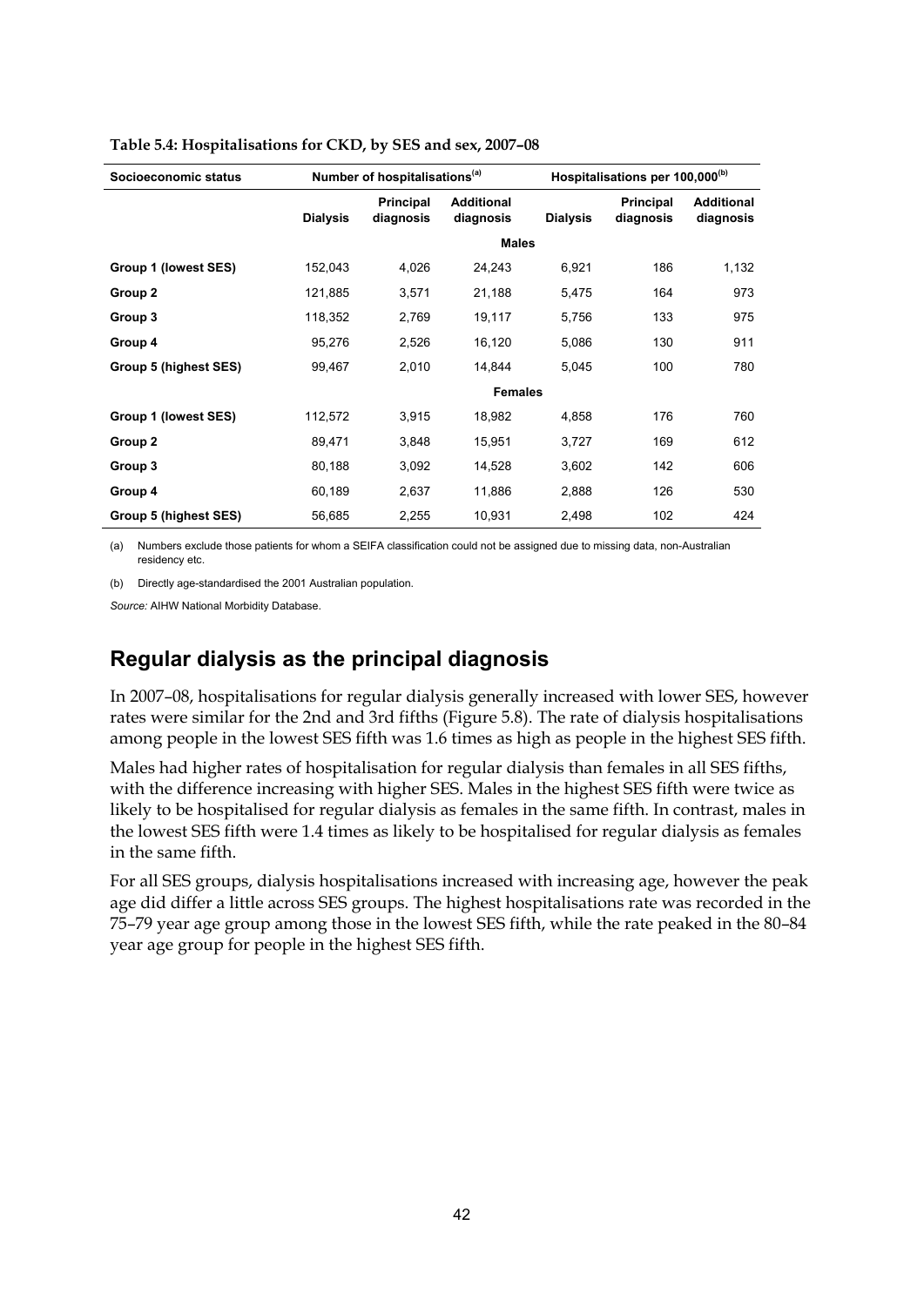**Table 5.4: Hospitalisations for CKD, by SES and sex, 2007–08**

| Socioeconomic status | Number of hospitalisations[(a)] | | | Hospitalisations per 100,000[(b)] | | |
|---|---|---|---|---|---|---|
| | Dialysis | Principal diagnosis | Additional diagnosis | Dialysis | Principal diagnosis | Additional diagnosis |
| | | | **Males** | | | |
| **Group 1 (lowest SES)** | 152,043 | 4,026 | 24,243 | 6,921 | 186 | 1,132 |
| **Group 2** | 121,885 | 3,571 | 21,188 | 5,475 | 164 | 973 |
| **Group 3** | 118,352 | 2,769 | 19,117 | 5,756 | 133 | 975 |
| **Group 4** | 95,276 | 2,526 | 16,120 | 5,086 | 130 | 911 |
| **Group 5 (highest SES)** | 99,467 | 2,010 | 14,844 | 5,045 | 100 | 780 |
| | | | **Females** | | | |
| **Group 1 (lowest SES)** | 112,572 | 3,915 | 18,982 | 4,858 | 176 | 760 |
| **Group 2** | 89,471 | 3,848 | 15,951 | 3,727 | 169 | 612 |
| **Group 3** | 80,188 | 3,092 | 14,528 | 3,602 | 142 | 606 |
| **Group 4** | 60,189 | 2,637 | 11,886 | 2,888 | 126 | 530 |
| **Group 5 (highest SES)** | 56,685 | 2,255 | 10,931 | 2,498 | 102 | 424 |

(a) Numbers exclude those patients for whom a SEIFA classification could not be assigned due to missing data, non-Australian residency etc.

(b) Directly age-standardised the 2001 Australian population.

*Source:* AIHW National Morbidity Database.

## Regular dialysis as the principal diagnosis

In 2007–08, hospitalisations for regular dialysis generally increased with lower SES, however rates were similar for the 2nd and 3rd fifths (Figure 5.8). The rate of dialysis hospitalisations among people in the lowest SES fifth was 1.6 times as high as people in the highest SES fifth.

Males had higher rates of hospitalisation for regular dialysis than females in all SES fifths, with the difference increasing with higher SES. Males in the highest SES fifth were twice as likely to be hospitalised for regular dialysis as females in the same fifth. In contrast, males in the lowest SES fifth were 1.4 times as likely to be hospitalised for regular dialysis as females in the same fifth.

For all SES groups, dialysis hospitalisations increased with increasing age, however the peak age did differ a little across SES groups. The highest hospitalisations rate was recorded in the 75–79 year age group among those in the lowest SES fifth, while the rate peaked in the 80–84 year age group for people in the highest SES fifth.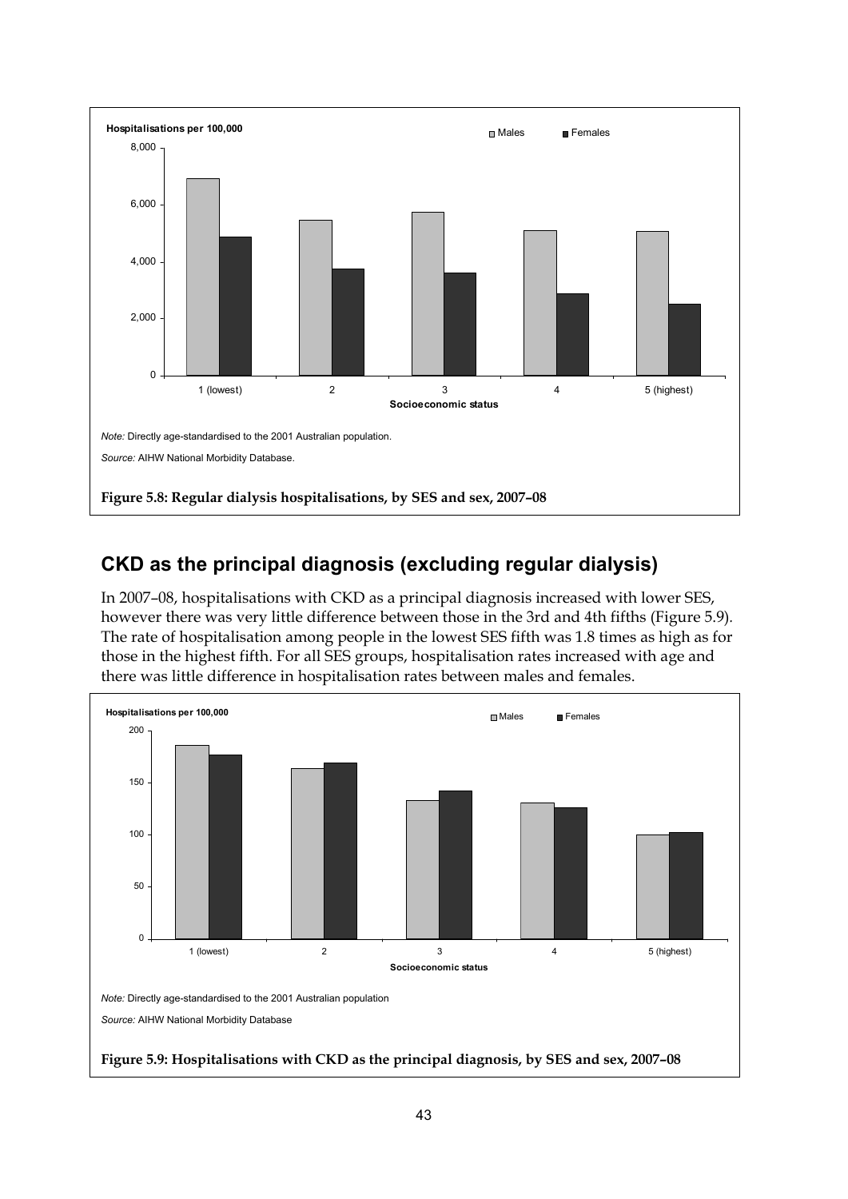Hospitalisations per 100,000

Males Females

*Note:* Directly age-standardised to the 2001 Australian population.

*Source:* AIHW National Morbidity Database.

**Figure 5.8: Regular dialysis hospitalisations, by SES and sex, 2007–08**

## CKD as the principal diagnosis (excluding regular dialysis)

In 2007–08, hospitalisations with CKD as a principal diagnosis increased with lower SES, however there was very little difference between those in the 3rd and 4th fifths (Figure 5.9). The rate of hospitalisation among people in the lowest SES fifth was 1.8 times as high as for those in the highest fifth. For all SES groups, hospitalisation rates increased with age and there was little difference in hospitalisation rates between males and females.

Hospitalisations per 100,000

Males Females

*Note:* Directly age-standardised to the 2001 Australian population

*Source:* AIHW National Morbidity Database

**Figure 5.9: Hospitalisations with CKD as the principal diagnosis, by SES and sex, 2007–08**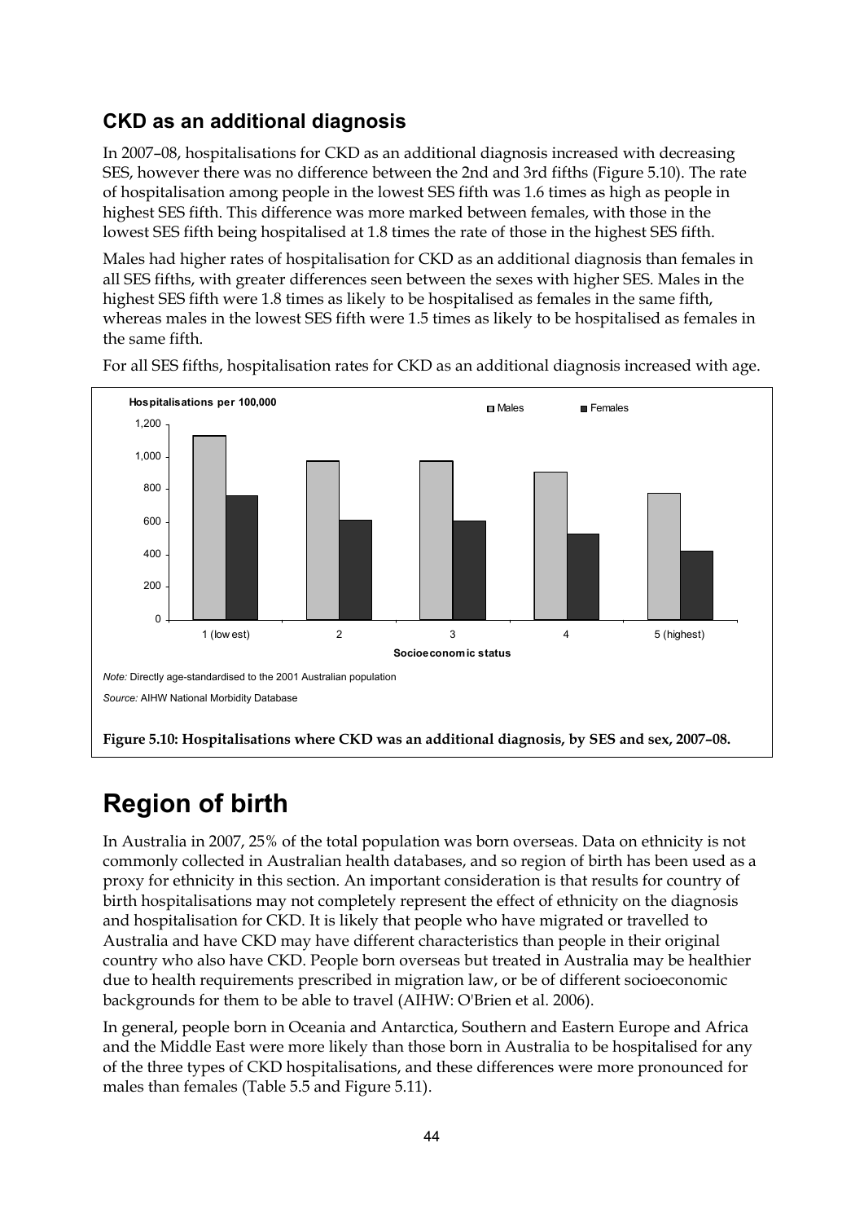### CKD as an additional diagnosis

In 2007–08, hospitalisations for CKD as an additional diagnosis increased with decreasing SES, however there was no difference between the 2nd and 3rd fifths (Figure 5.10). The rate of hospitalisation among people in the lowest SES fifth was 1.6 times as high as people in highest SES fifth. This difference was more marked between females, with those in the lowest SES fifth being hospitalised at 1.8 times the rate of those in the highest SES fifth.

Males had higher rates of hospitalisation for CKD as an additional diagnosis than females in all SES fifths, with greater differences seen between the sexes with higher SES. Males in the highest SES fifth were 1.8 times as likely to be hospitalised as females in the same fifth, whereas males in the lowest SES fifth were 1.5 times as likely to be hospitalised as females in the same fifth.

For all SES fifths, hospitalisation rates for CKD as an additional diagnosis increased with age.

*Note:* Directly age-standardised to the 2001 Australian population

*Source:* AIHW National Morbidity Database

**Figure 5.10: Hospitalisations where CKD was an additional diagnosis, by SES and sex, 2007–08.**

# Region of birth

In Australia in 2007, 25% of the total population was born overseas. Data on ethnicity is not commonly collected in Australian health databases, and so region of birth has been used as a proxy for ethnicity in this section. An important consideration is that results for country of birth hospitalisations may not completely represent the effect of ethnicity on the diagnosis and hospitalisation for CKD. It is likely that people who have migrated or travelled to Australia and have CKD may have different characteristics than people in their original country who also have CKD. People born overseas but treated in Australia may be healthier due to health requirements prescribed in migration law, or be of different socioeconomic backgrounds for them to be able to travel (AIHW: O'Brien et al. 2006).

In general, people born in Oceania and Antarctica, Southern and Eastern Europe and Africa and the Middle East were more likely than those born in Australia to be hospitalised for any of the three types of CKD hospitalisations, and these differences were more pronounced for males than females (Table 5.5 and Figure 5.11).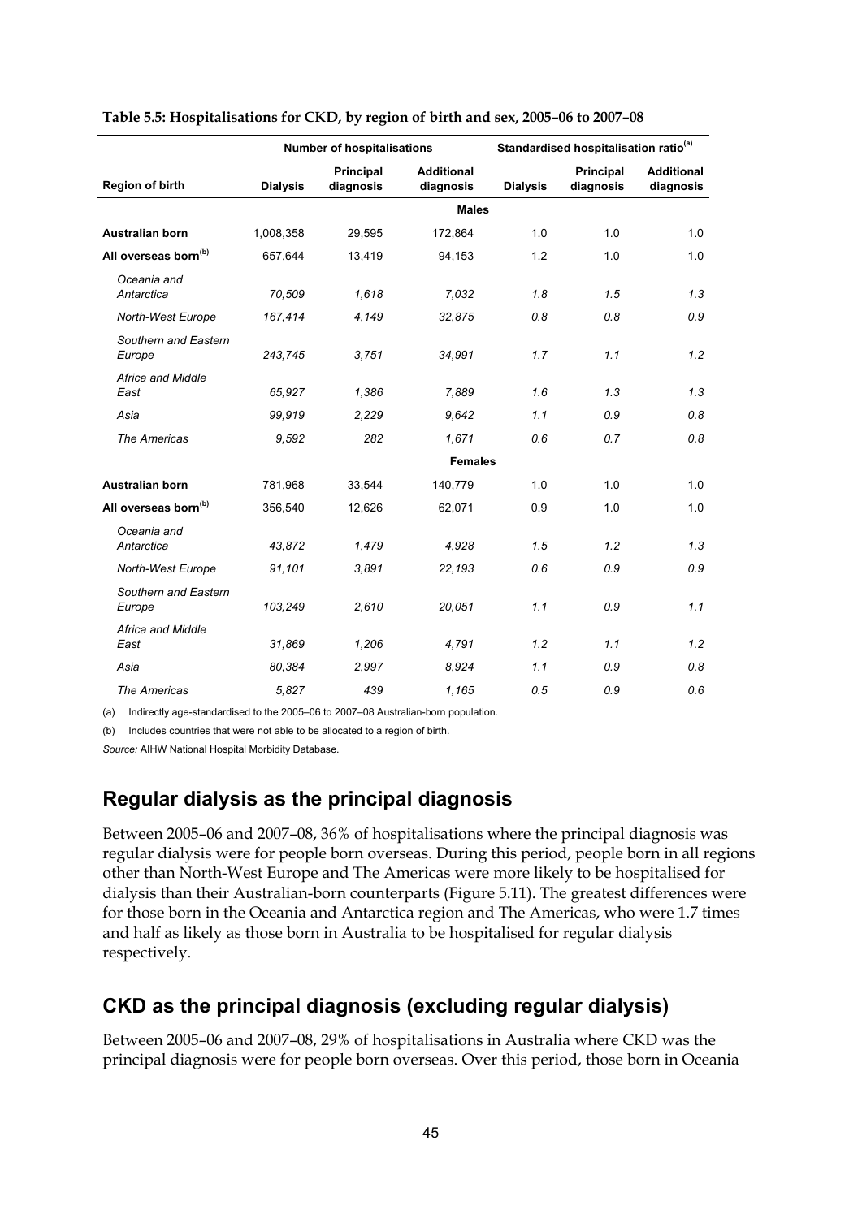**Table 5.5: Hospitalisations for CKD, by region of birth and sex, 2005–06 to 2007–08**

| | Number of hospitalisations | | | Standardised hospitalisation ratio[(a)] | | |
|---|---|---|---|---|---|---|
| **Region of birth** | **Dialysis** | **Principal diagnosis** | **Additional diagnosis** | **Dialysis** | **Principal diagnosis** | **Additional diagnosis** |
| | | | **Males** | | | |
| **Australian born** | 1,008,358 | 29,595 | 172,864 | 1.0 | 1.0 | 1.0 |
| **All overseas born[(b)]** | 657,644 | 13,419 | 94,153 | 1.2 | 1.0 | 1.0 |
| *Oceania and Antarctica* | *70,509* | *1,618* | *7,032* | *1.8* | *1.5* | *1.3* |
| *North-West Europe* | *167,414* | *4,149* | *32,875* | *0.8* | *0.8* | *0.9* |
| *Southern and Eastern Europe* | *243,745* | *3,751* | *34,991* | *1.7* | *1.1* | *1.2* |
| *Africa and Middle East* | *65,927* | *1,386* | *7,889* | *1.6* | *1.3* | *1.3* |
| *Asia* | *99,919* | *2,229* | *9,642* | *1.1* | *0.9* | *0.8* |
| *The Americas* | *9,592* | *282* | *1,671* | *0.6* | *0.7* | *0.8* |
| | | | **Females** | | | |
| **Australian born** | 781,968 | 33,544 | 140,779 | 1.0 | 1.0 | 1.0 |
| **All overseas born[(b)]** | 356,540 | 12,626 | 62,071 | 0.9 | 1.0 | 1.0 |
| *Oceania and Antarctica* | *43,872* | *1,479* | *4,928* | *1.5* | *1.2* | *1.3* |
| *North-West Europe* | *91,101* | *3,891* | *22,193* | *0.6* | *0.9* | *0.9* |
| *Southern and Eastern Europe* | *103,249* | *2,610* | *20,051* | *1.1* | *0.9* | *1.1* |
| *Africa and Middle East* | *31,869* | *1,206* | *4,791* | *1.2* | *1.1* | *1.2* |
| *Asia* | *80,384* | *2,997* | *8,924* | *1.1* | *0.9* | *0.8* |
| *The Americas* | *5,827* | *439* | *1,165* | *0.5* | *0.9* | *0.6* |

(a) Indirectly age-standardised to the 2005–06 to 2007–08 Australian-born population.

(b) Includes countries that were not able to be allocated to a region of birth.

*Source:* AIHW National Hospital Morbidity Database.

## Regular dialysis as the principal diagnosis

Between 2005–06 and 2007–08, 36% of hospitalisations where the principal diagnosis was regular dialysis were for people born overseas. During this period, people born in all regions other than North-West Europe and The Americas were more likely to be hospitalised for dialysis than their Australian-born counterparts (Figure 5.11). The greatest differences were for those born in the Oceania and Antarctica region and The Americas, who were 1.7 times and half as likely as those born in Australia to be hospitalised for regular dialysis respectively.

## CKD as the principal diagnosis (excluding regular dialysis)

Between 2005–06 and 2007–08, 29% of hospitalisations in Australia where CKD was the principal diagnosis were for people born overseas. Over this period, those born in Oceania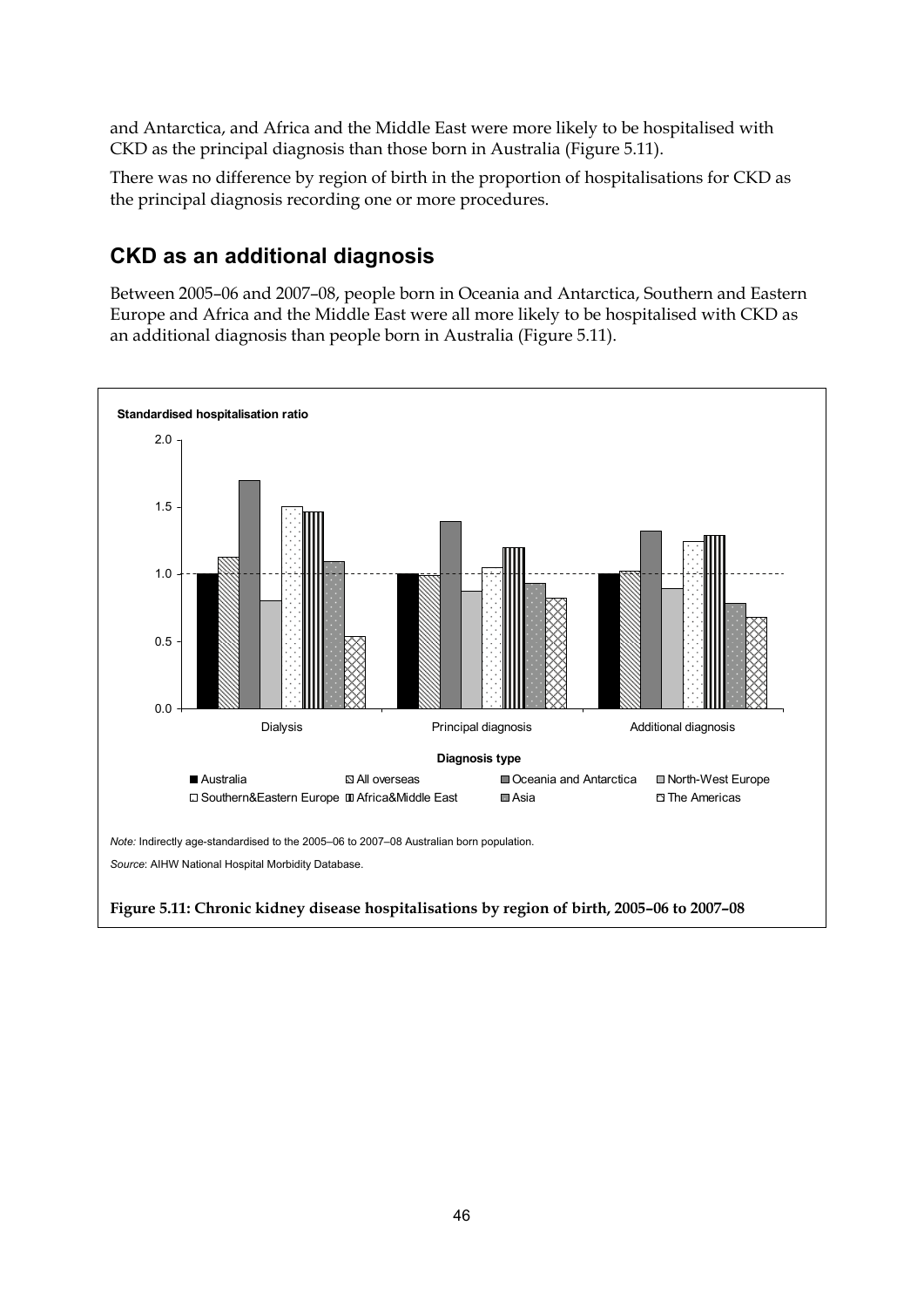and Antarctica, and Africa and the Middle East were more likely to be hospitalised with CKD as the principal diagnosis than those born in Australia (Figure 5.11).

There was no difference by region of birth in the proportion of hospitalisations for CKD as the principal diagnosis recording one or more procedures.

## CKD as an additional diagnosis

Between 2005–06 and 2007–08, people born in Oceania and Antarctica, Southern and Eastern Europe and Africa and the Middle East were all more likely to be hospitalised with CKD as an additional diagnosis than people born in Australia (Figure 5.11).

*Note:* Indirectly age-standardised to the 2005–06 to 2007–08 Australian born population.

*Source*: AIHW National Hospital Morbidity Database.

**Figure 5.11: Chronic kidney disease hospitalisations by region of birth, 2005–06 to 2007–08**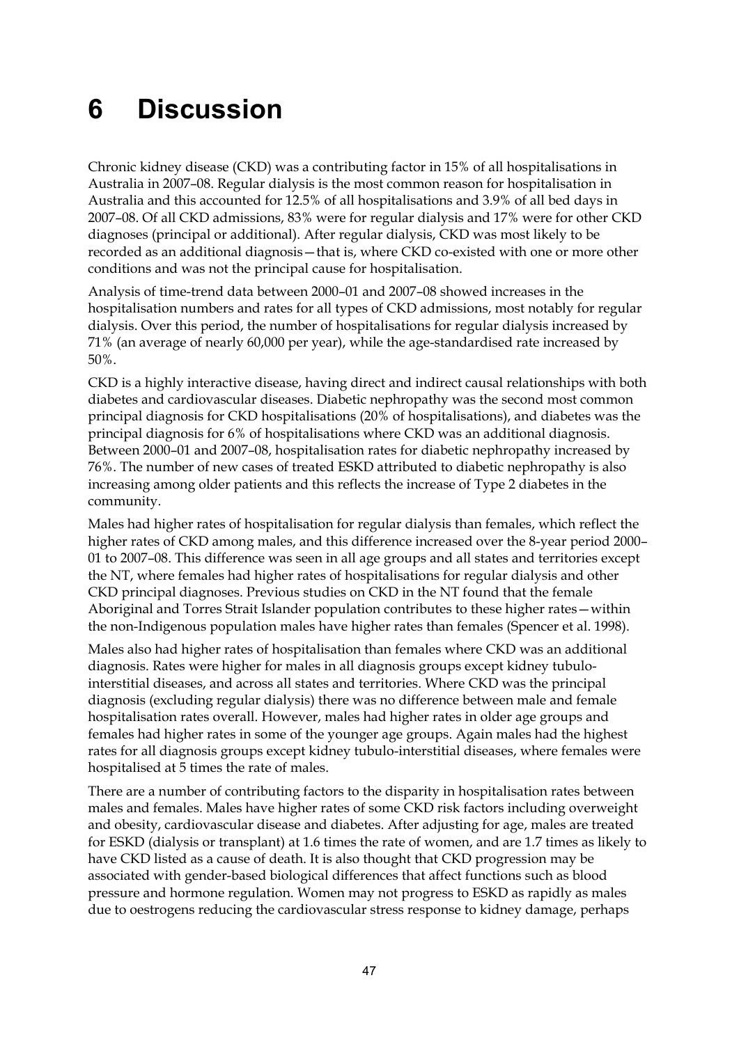# 6 Discussion

Chronic kidney disease (CKD) was a contributing factor in 15% of all hospitalisations in Australia in 2007–08. Regular dialysis is the most common reason for hospitalisation in Australia and this accounted for 12.5% of all hospitalisations and 3.9% of all bed days in 2007–08. Of all CKD admissions, 83% were for regular dialysis and 17% were for other CKD diagnoses (principal or additional). After regular dialysis, CKD was most likely to be recorded as an additional diagnosis—that is, where CKD co-existed with one or more other conditions and was not the principal cause for hospitalisation.

Analysis of time-trend data between 2000–01 and 2007–08 showed increases in the hospitalisation numbers and rates for all types of CKD admissions, most notably for regular dialysis. Over this period, the number of hospitalisations for regular dialysis increased by 71% (an average of nearly 60,000 per year), while the age-standardised rate increased by 50%.

CKD is a highly interactive disease, having direct and indirect causal relationships with both diabetes and cardiovascular diseases. Diabetic nephropathy was the second most common principal diagnosis for CKD hospitalisations (20% of hospitalisations), and diabetes was the principal diagnosis for 6% of hospitalisations where CKD was an additional diagnosis. Between 2000–01 and 2007–08, hospitalisation rates for diabetic nephropathy increased by 76%. The number of new cases of treated ESKD attributed to diabetic nephropathy is also increasing among older patients and this reflects the increase of Type 2 diabetes in the community.

Males had higher rates of hospitalisation for regular dialysis than females, which reflect the higher rates of CKD among males, and this difference increased over the 8-year period 2000–01 to 2007–08. This difference was seen in all age groups and all states and territories except the NT, where females had higher rates of hospitalisations for regular dialysis and other CKD principal diagnoses. Previous studies on CKD in the NT found that the female Aboriginal and Torres Strait Islander population contributes to these higher rates—within the non-Indigenous population males have higher rates than females (Spencer et al. 1998).

Males also had higher rates of hospitalisation than females where CKD was an additional diagnosis. Rates were higher for males in all diagnosis groups except kidney tubulo-interstitial diseases, and across all states and territories. Where CKD was the principal diagnosis (excluding regular dialysis) there was no difference between male and female hospitalisation rates overall. However, males had higher rates in older age groups and females had higher rates in some of the younger age groups. Again males had the highest rates for all diagnosis groups except kidney tubulo-interstitial diseases, where females were hospitalised at 5 times the rate of males.

There are a number of contributing factors to the disparity in hospitalisation rates between males and females. Males have higher rates of some CKD risk factors including overweight and obesity, cardiovascular disease and diabetes. After adjusting for age, males are treated for ESKD (dialysis or transplant) at 1.6 times the rate of women, and are 1.7 times as likely to have CKD listed as a cause of death. It is also thought that CKD progression may be associated with gender-based biological differences that affect functions such as blood pressure and hormone regulation. Women may not progress to ESKD as rapidly as males due to oestrogens reducing the cardiovascular stress response to kidney damage, perhaps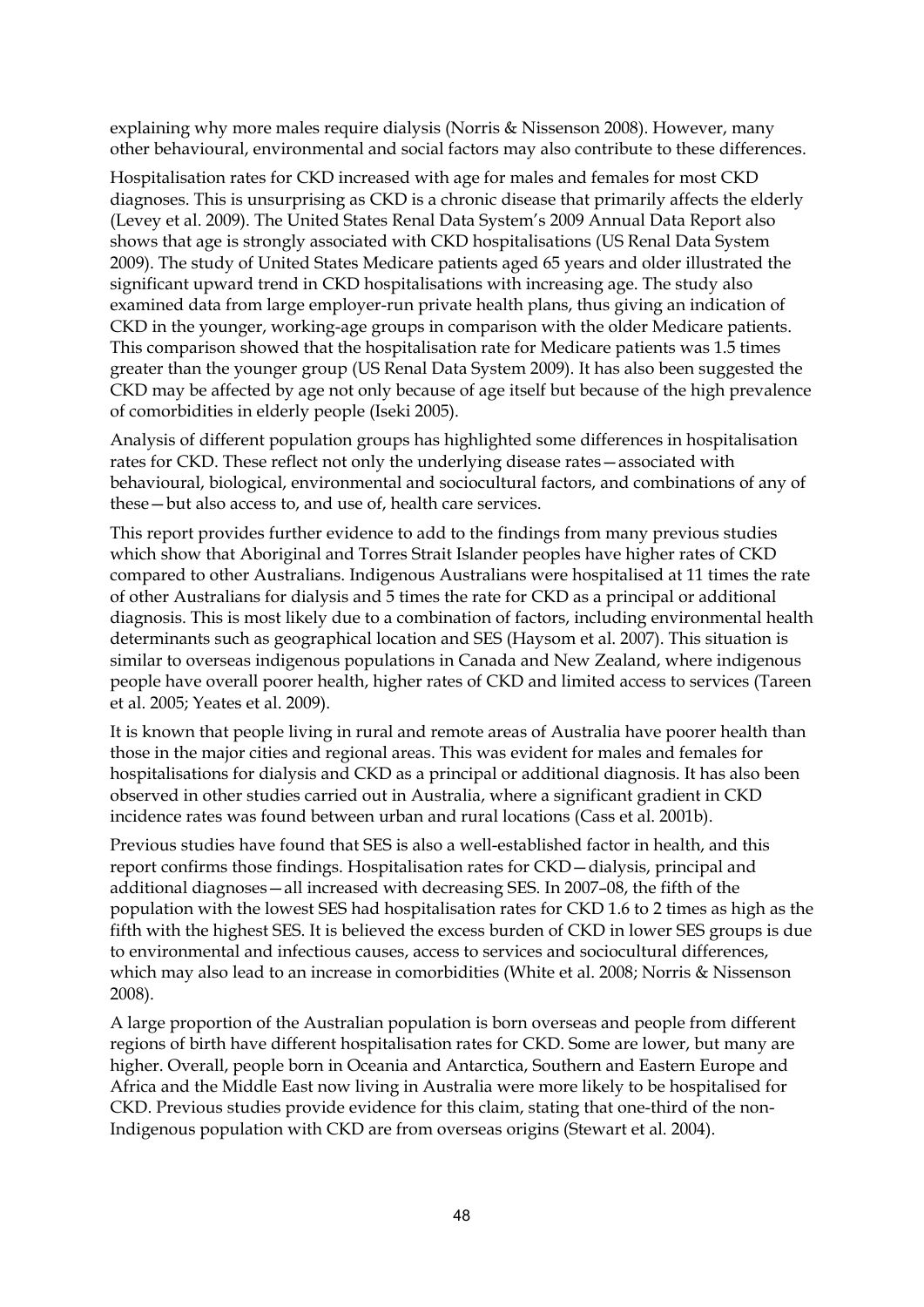explaining why more males require dialysis (Norris & Nissenson 2008). However, many other behavioural, environmental and social factors may also contribute to these differences.

Hospitalisation rates for CKD increased with age for males and females for most CKD diagnoses. This is unsurprising as CKD is a chronic disease that primarily affects the elderly (Levey et al. 2009). The United States Renal Data System's 2009 Annual Data Report also shows that age is strongly associated with CKD hospitalisations (US Renal Data System 2009). The study of United States Medicare patients aged 65 years and older illustrated the significant upward trend in CKD hospitalisations with increasing age. The study also examined data from large employer-run private health plans, thus giving an indication of CKD in the younger, working-age groups in comparison with the older Medicare patients. This comparison showed that the hospitalisation rate for Medicare patients was 1.5 times greater than the younger group (US Renal Data System 2009). It has also been suggested the CKD may be affected by age not only because of age itself but because of the high prevalence of comorbidities in elderly people (Iseki 2005).

Analysis of different population groups has highlighted some differences in hospitalisation rates for CKD. These reflect not only the underlying disease rates—associated with behavioural, biological, environmental and sociocultural factors, and combinations of any of these—but also access to, and use of, health care services.

This report provides further evidence to add to the findings from many previous studies which show that Aboriginal and Torres Strait Islander peoples have higher rates of CKD compared to other Australians. Indigenous Australians were hospitalised at 11 times the rate of other Australians for dialysis and 5 times the rate for CKD as a principal or additional diagnosis. This is most likely due to a combination of factors, including environmental health determinants such as geographical location and SES (Haysom et al. 2007). This situation is similar to overseas indigenous populations in Canada and New Zealand, where indigenous people have overall poorer health, higher rates of CKD and limited access to services (Tareen et al. 2005; Yeates et al. 2009).

It is known that people living in rural and remote areas of Australia have poorer health than those in the major cities and regional areas. This was evident for males and females for hospitalisations for dialysis and CKD as a principal or additional diagnosis. It has also been observed in other studies carried out in Australia, where a significant gradient in CKD incidence rates was found between urban and rural locations (Cass et al. 2001b).

Previous studies have found that SES is also a well-established factor in health, and this report confirms those findings. Hospitalisation rates for CKD—dialysis, principal and additional diagnoses—all increased with decreasing SES. In 2007–08, the fifth of the population with the lowest SES had hospitalisation rates for CKD 1.6 to 2 times as high as the fifth with the highest SES. It is believed the excess burden of CKD in lower SES groups is due to environmental and infectious causes, access to services and sociocultural differences, which may also lead to an increase in comorbidities (White et al. 2008; Norris & Nissenson 2008).

A large proportion of the Australian population is born overseas and people from different regions of birth have different hospitalisation rates for CKD. Some are lower, but many are higher. Overall, people born in Oceania and Antarctica, Southern and Eastern Europe and Africa and the Middle East now living in Australia were more likely to be hospitalised for CKD. Previous studies provide evidence for this claim, stating that one-third of the non-Indigenous population with CKD are from overseas origins (Stewart et al. 2004).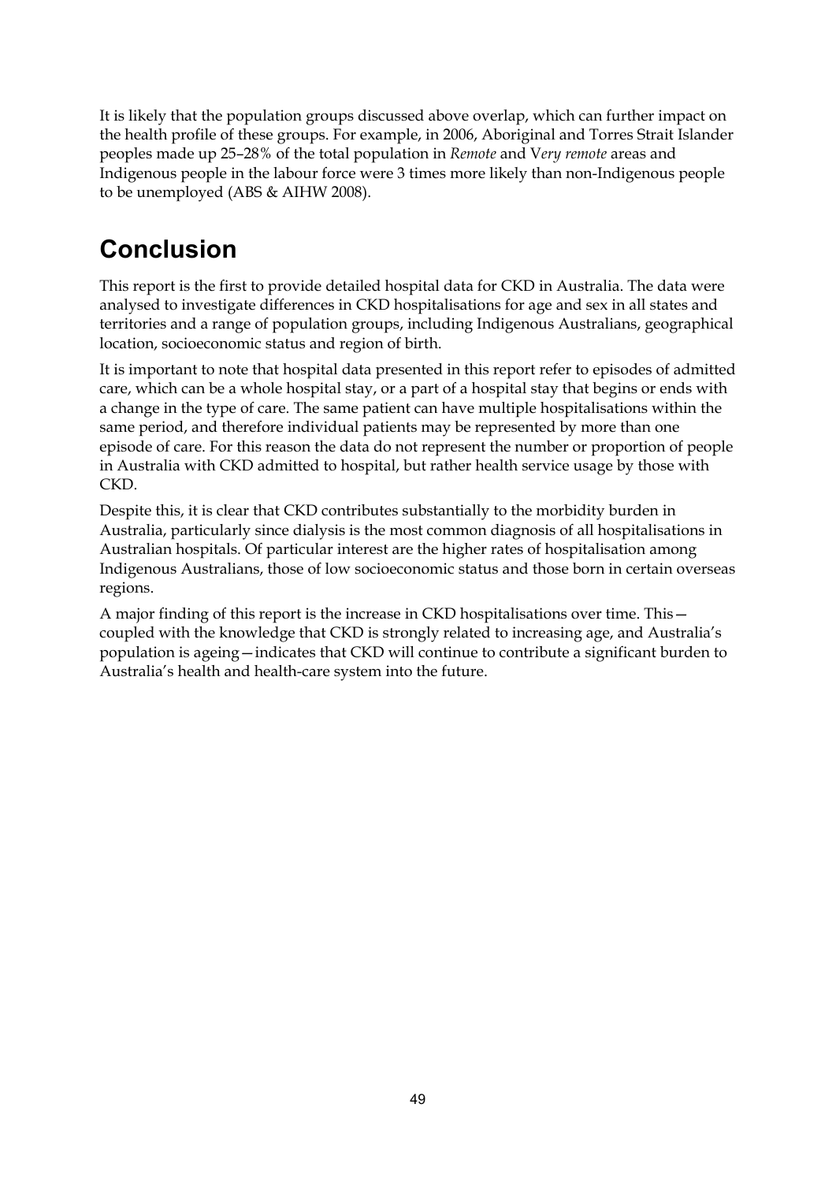It is likely that the population groups discussed above overlap, which can further impact on the health profile of these groups. For example, in 2006, Aboriginal and Torres Strait Islander peoples made up 25–28% of the total population in *Remote* and V*ery remote* areas and Indigenous people in the labour force were 3 times more likely than non-Indigenous people to be unemployed (ABS & AIHW 2008).

# Conclusion

This report is the first to provide detailed hospital data for CKD in Australia. The data were analysed to investigate differences in CKD hospitalisations for age and sex in all states and territories and a range of population groups, including Indigenous Australians, geographical location, socioeconomic status and region of birth.

It is important to note that hospital data presented in this report refer to episodes of admitted care, which can be a whole hospital stay, or a part of a hospital stay that begins or ends with a change in the type of care. The same patient can have multiple hospitalisations within the same period, and therefore individual patients may be represented by more than one episode of care. For this reason the data do not represent the number or proportion of people in Australia with CKD admitted to hospital, but rather health service usage by those with CKD.

Despite this, it is clear that CKD contributes substantially to the morbidity burden in Australia, particularly since dialysis is the most common diagnosis of all hospitalisations in Australian hospitals. Of particular interest are the higher rates of hospitalisation among Indigenous Australians, those of low socioeconomic status and those born in certain overseas regions.

A major finding of this report is the increase in CKD hospitalisations over time. This—coupled with the knowledge that CKD is strongly related to increasing age, and Australia's population is ageing—indicates that CKD will continue to contribute a significant burden to Australia's health and health-care system into the future.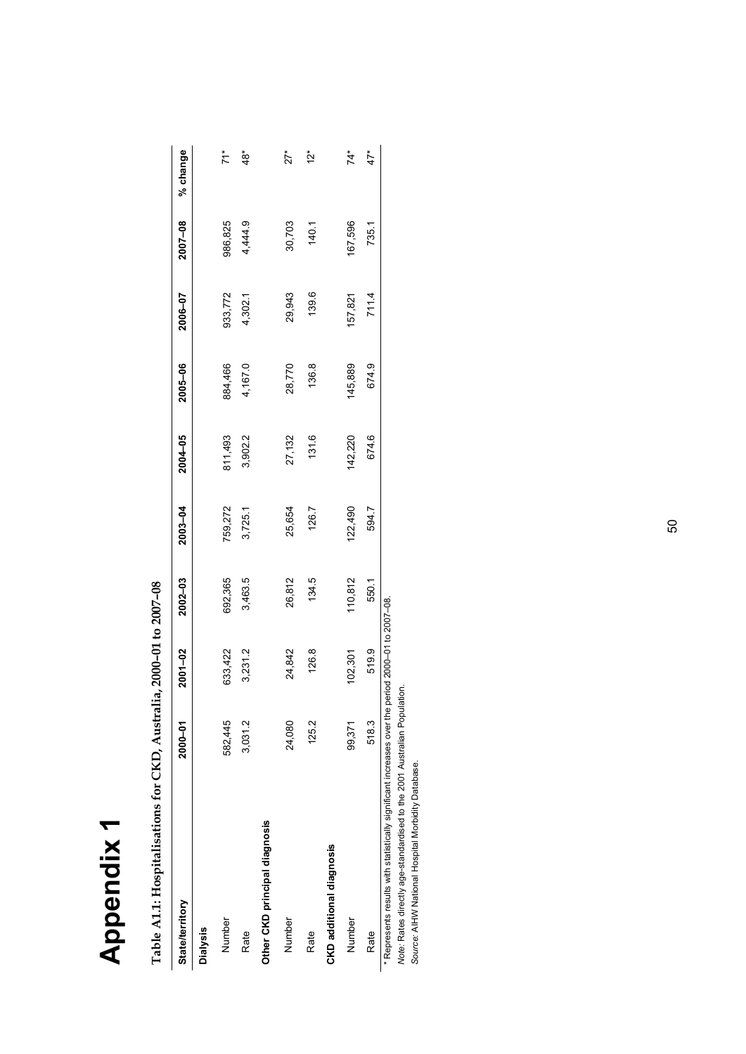# Appendix 1

**Table A1.1: Hospitalisations for CKD, Australia, 2000–01 to 2007–08**

| State/territory | 2000–01 | 2001–02 | 2002–03 | 2003–04 | 2004–05 | 2005–06 | 2006–07 | 2007–08 | % change |
|---|---|---|---|---|---|---|---|---|---|
| **Dialysis** | | | | | | | | | |
| Number | 582,445 | 633,422 | 692,365 | 759,272 | 811,493 | 884,466 | 933,772 | 986,825 | 71* |
| Rate | 3,031.2 | 3,231.2 | 3,463.5 | 3,725.1 | 3,902.2 | 4,167.0 | 4,302.1 | 4,444.9 | 48* |
| **Other CKD principal diagnosis** | | | | | | | | | |
| Number | 24,080 | 24,842 | 26,812 | 25,654 | 27,132 | 28,770 | 29,943 | 30,703 | 27* |
| Rate | 125.2 | 126.8 | 134.5 | 126.7 | 131.6 | 136.8 | 139.6 | 140.1 | 12* |
| **CKD additional diagnosis** | | | | | | | | | |
| Number | 99,371 | 102,301 | 110,812 | 122,490 | 142,220 | 145,889 | 157,821 | 167,596 | 74* |
| Rate | 518.3 | 519.9 | 550.1 | 594.7 | 674.6 | 674.9 | 711.4 | 735.1 | 47* |

\* Represents results with statistically significant increases over the period 2000–01 to 2007–08.

*Note:* Rates directly age-standardised to the 2001 Australian Population.

*Source:* AIHW National Hospital Morbidity Database.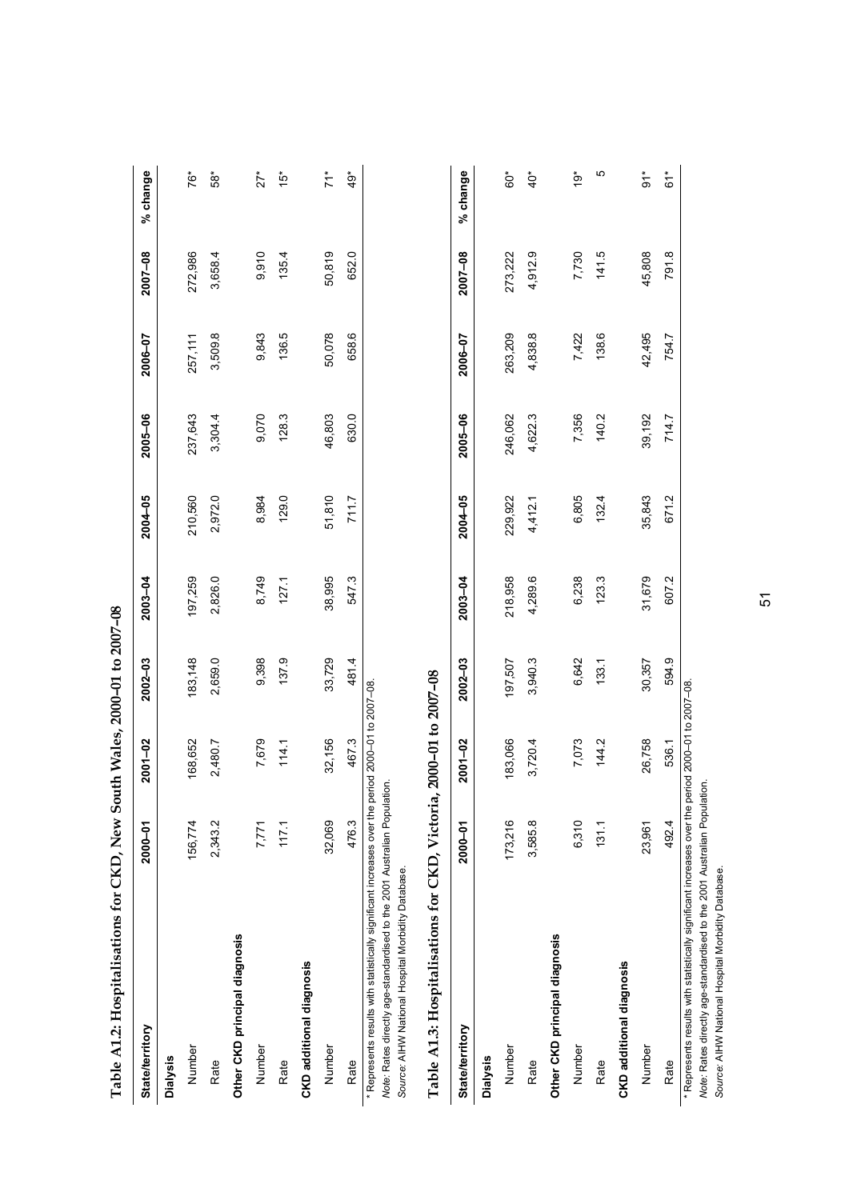**Table A1.2: Hospitalisations for CKD, New South Wales, 2000–01 to 2007–08**

| State/territory | 2000–01 | 2001–02 | 2002–03 | 2003–04 | 2004–05 | 2005–06 | 2006–07 | 2007–08 | % change |
|---|---|---|---|---|---|---|---|---|---|
| **Dialysis** | | | | | | | | | |
| Number | 156,774 | 168,652 | 183,148 | 197,259 | 210,560 | 237,643 | 257,111 | 272,986 | 76* |
| Rate | 2,343.2 | 2,480.7 | 2,659.0 | 2,826.0 | 2,972.0 | 3,304.4 | 3,509.8 | 3,658.4 | 58* |
| **Other CKD principal diagnosis** | | | | | | | | | |
| Number | 7,771 | 7,679 | 9,398 | 8,749 | 8,984 | 9,070 | 9,843 | 9,910 | 27* |
| Rate | 117.1 | 114.1 | 137.9 | 127.1 | 129.0 | 128.3 | 136.5 | 135.4 | 15* |
| **CKD additional diagnosis** | | | | | | | | | |
| Number | 32,069 | 32,156 | 33,729 | 38,995 | 51,810 | 46,803 | 50,078 | 50,819 | 71* |
| Rate | 476.3 | 467.3 | 481.4 | 547.3 | 711.7 | 630.0 | 658.6 | 652.0 | 49* |

\* Represents results with statistically significant increases over the period 2000–01 to 2007–08.

*Note:* Rates directly age-standardised to the 2001 Australian Population.

*Source:* AIHW National Hospital Morbidity Database.

**Table A1.3: Hospitalisations for CKD, Victoria, 2000–01 to 2007–08**

| State/territory | 2000–01 | 2001–02 | 2002–03 | 2003–04 | 2004–05 | 2005–06 | 2006–07 | 2007–08 | % change |
|---|---|---|---|---|---|---|---|---|---|
| **Dialysis** | | | | | | | | | |
| Number | 173,216 | 183,066 | 197,507 | 218,958 | 229,922 | 246,062 | 263,209 | 273,222 | 60* |
| Rate | 3,585.8 | 3,720.4 | 3,940.3 | 4,289.6 | 4,412.1 | 4,622.3 | 4,838.8 | 4,912.9 | 40* |
| **Other CKD principal diagnosis** | | | | | | | | | |
| Number | 6,310 | 7,073 | 6,642 | 6,238 | 6,805 | 7,356 | 7,422 | 7,730 | 19* |
| Rate | 131.1 | 144.2 | 133.1 | 123.3 | 132.4 | 140.2 | 138.6 | 141.5 | 5 |
| **CKD additional diagnosis** | | | | | | | | | |
| Number | 23,961 | 26,758 | 30,357 | 31,679 | 35,843 | 39,192 | 42,495 | 45,808 | 91* |
| Rate | 492.4 | 536.1 | 594.9 | 607.2 | 671.2 | 714.7 | 754.7 | 791.8 | 61* |

\* Represents results with statistically significant increases over the period 2000–01 to 2007–08.

*Note:* Rates directly age-standardised to the 2001 Australian Population.

*Source:* AIHW National Hospital Morbidity Database.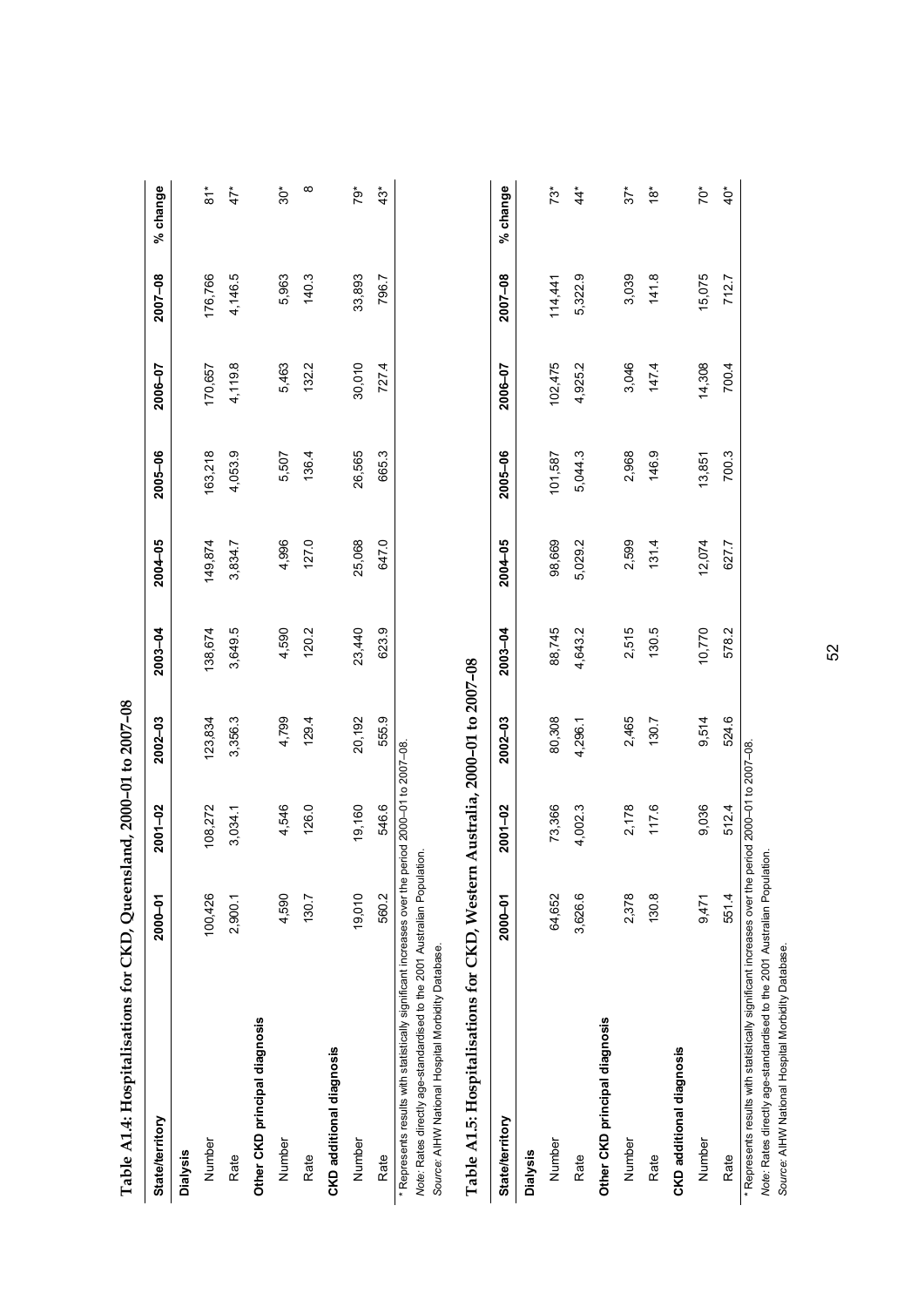## Table A1.4: Hospitalisations for CKD, Queensland, 2000–01 to 2007–08

| State/territory | 2000–01 | 2001–02 | 2002–03 | 2003–04 | 2004–05 | 2005–06 | 2006–07 | 2007–08 | % change |
|---|---|---|---|---|---|---|---|---|---|
| **Dialysis** | | | | | | | | | |
| Number | 100,426 | 108,272 | 123,834 | 138,674 | 149,874 | 163,218 | 170,657 | 176,766 | 81* |
| Rate | 2,900.1 | 3,034.1 | 3,356.3 | 3,649.5 | 3,834.7 | 4,053.9 | 4,119.8 | 4,146.5 | 47* |
| **Other CKD principal diagnosis** | | | | | | | | | |
| Number | 4,590 | 4,546 | 4,799 | 4,590 | 4,996 | 5,507 | 5,463 | 5,963 | 30* |
| Rate | 130.7 | 126.0 | 129.4 | 120.2 | 127.0 | 136.4 | 132.2 | 140.3 | 8 |
| **CKD additional diagnosis** | | | | | | | | | |
| Number | 19,010 | 19,160 | 20,192 | 23,440 | 25,068 | 26,565 | 30,010 | 33,893 | 79* |
| Rate | 560.2 | 546.6 | 555.9 | 623.9 | 647.0 | 665.3 | 727.4 | 796.7 | 43* |

\* Represents results with statistically significant increases over the period 2000–01 to 2007–08.

*Note:* Rates directly age-standardised to the 2001 Australian Population.

*Source:* AIHW National Hospital Morbidity Database.

## Table A1.5: Hospitalisations for CKD, Western Australia, 2000–01 to 2007–08

| State/territory | 2000–01 | 2001–02 | 2002–03 | 2003–04 | 2004–05 | 2005–06 | 2006–07 | 2007–08 | % change |
|---|---|---|---|---|---|---|---|---|---|
| **Dialysis** | | | | | | | | | |
| Number | 64,652 | 73,366 | 80,308 | 88,745 | 98,669 | 101,587 | 102,475 | 114,441 | 73* |
| Rate | 3,626.6 | 4,002.3 | 4,296.1 | 4,643.2 | 5,029.2 | 5,044.3 | 4,925.2 | 5,322.9 | 44* |
| **Other CKD principal diagnosis** | | | | | | | | | |
| Number | 2,378 | 2,178 | 2,465 | 2,515 | 2,599 | 2,968 | 3,046 | 3,039 | 37* |
| Rate | 130.8 | 117.6 | 130.7 | 130.5 | 131.4 | 146.9 | 147.4 | 141.8 | 18* |
| **CKD additional diagnosis** | | | | | | | | | |
| Number | 9,471 | 9,036 | 9,514 | 10,770 | 12,074 | 13,851 | 14,308 | 15,075 | 70* |
| Rate | 551.4 | 512.4 | 524.6 | 578.2 | 627.7 | 700.3 | 700.4 | 712.7 | 40* |

\* Represents results with statistically significant increases over the period 2000–01 to 2007–08.

*Note:* Rates directly age-standardised to the 2001 Australian Population.

*Source:* AIHW National Hospital Morbidity Database.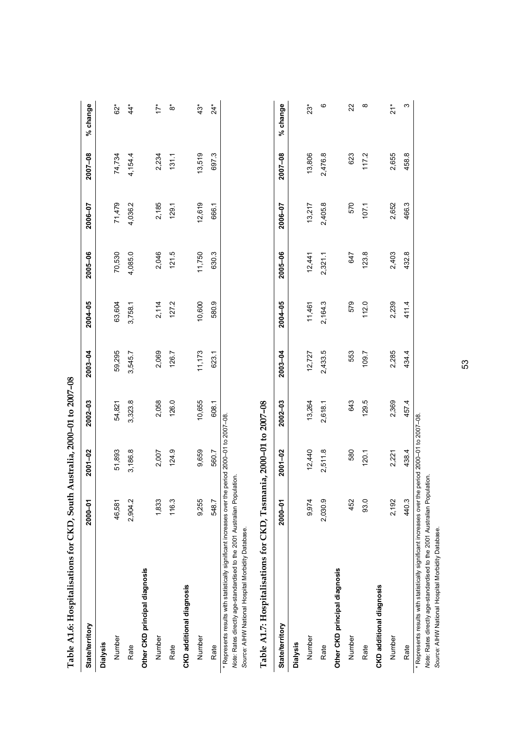**Table A1.6: Hospitalisations for CKD, South Australia, 2000–01 to 2007–08**

| State/territory | 2000–01 | 2001–02 | 2002–03 | 2003–04 | 2004–05 | 2005–06 | 2006–07 | 2007–08 | % change |
|---|---|---|---|---|---|---|---|---|---|
| **Dialysis** | | | | | | | | | |
| Number | 46,581 | 51,893 | 54,821 | 59,295 | 63,604 | 70,530 | 71,479 | 74,734 | 62* |
| Rate | 2,904.2 | 3,186.8 | 3,323.8 | 3,545.7 | 3,758.1 | 4,085.0 | 4,036.2 | 4,154.4 | 44* |
| **Other CKD principal diagnosis** | | | | | | | | | |
| Number | 1,833 | 2,007 | 2,058 | 2,069 | 2,114 | 2,046 | 2,185 | 2,234 | 17* |
| Rate | 116.3 | 124.9 | 126.0 | 126.7 | 127.2 | 121.5 | 129.1 | 131.1 | 8* |
| **CKD additional diagnosis** | | | | | | | | | |
| Number | 9,255 | 9,659 | 10,655 | 11,173 | 10,600 | 11,750 | 12,619 | 13,519 | 43* |
| Rate | 548.7 | 560.7 | 608.1 | 623.1 | 580.9 | 630.3 | 666.1 | 697.3 | 24* |

\* Represents results with statistically significant increases over the period 2000–01 to 2007–08.

*Note:* Rates directly age-standardised to the 2001 Australian Population.

*Source:* AIHW National Hospital Morbidity Database.

**Table A1.7: Hospitalisations for CKD, Tasmania, 2000–01 to 2007–08**

| State/territory | 2000–01 | 2001–02 | 2002–03 | 2003–04 | 2004–05 | 2005–06 | 2006–07 | 2007–08 | % change |
|---|---|---|---|---|---|---|---|---|---|
| **Dialysis** | | | | | | | | | |
| Number | 9,974 | 12,440 | 13,264 | 12,727 | 11,461 | 12,441 | 13,217 | 13,806 | 23* |
| Rate | 2,030.9 | 2,511.8 | 2,618.1 | 2,433.5 | 2,164.3 | 2,321.1 | 2,405.8 | 2,476.8 | 6 |
| **Other CKD principal diagnosis** | | | | | | | | | |
| Number | 452 | 580 | 643 | 553 | 579 | 647 | 570 | 623 | 22 |
| Rate | 93.0 | 120.1 | 129.5 | 109.7 | 112.0 | 123.8 | 107.1 | 117.2 | 8 |
| **CKD additional diagnosis** | | | | | | | | | |
| Number | 2,192 | 2,221 | 2,369 | 2,285 | 2,239 | 2,403 | 2,652 | 2,655 | 21* |
| Rate | 440.3 | 438.4 | 457.4 | 434.4 | 411.4 | 432.8 | 466.3 | 458.8 | 3 |

\* Represents results with statistically significant increases over the period 2000–01 to 2007–08.

*Note:* Rates directly age-standardised to the 2001 Australian Population.

*Source:* AIHW National Hospital Morbidity Database.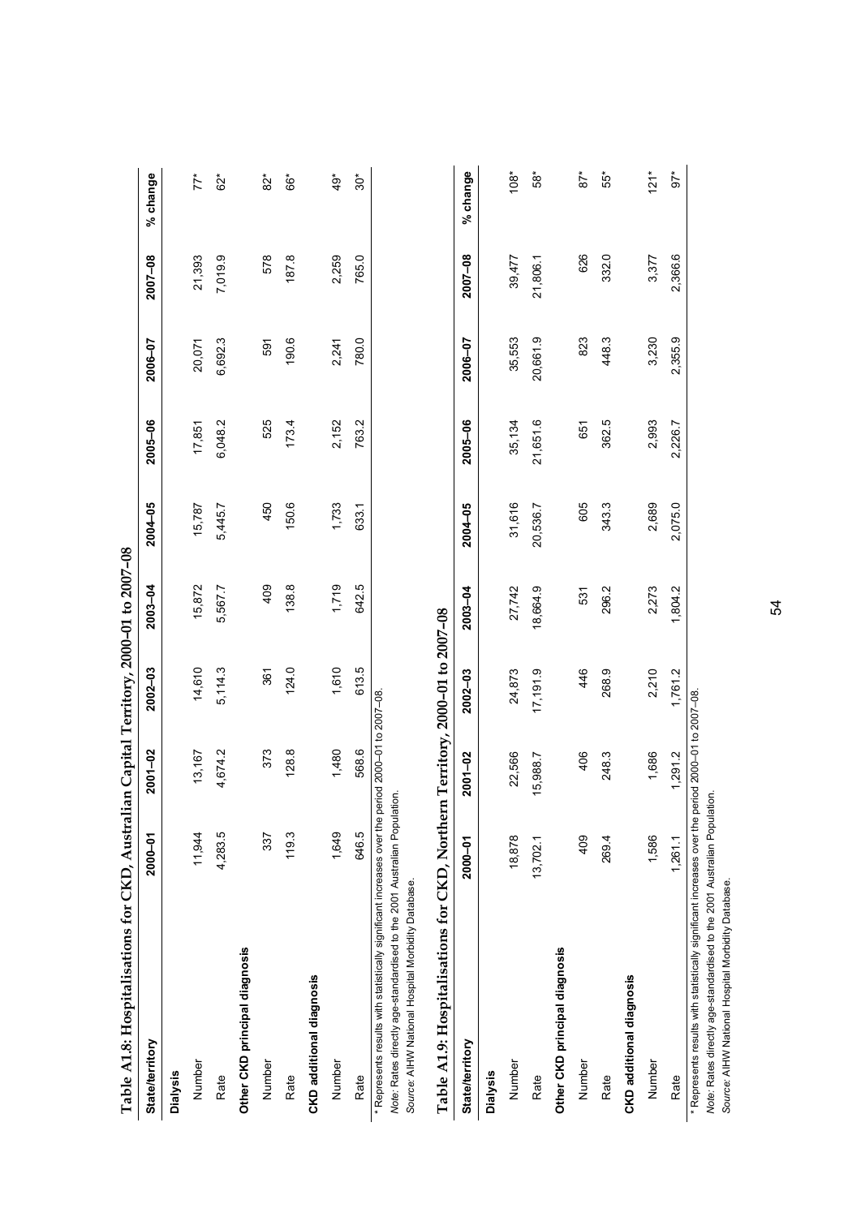**Table A1.8: Hospitalisations for CKD, Australian Capital Territory, 2000–01 to 2007–08**

| State/territory | 2000–01 | 2001–02 | 2002–03 | 2003–04 | 2004–05 | 2005–06 | 2006–07 | 2007–08 | % change |
|---|---|---|---|---|---|---|---|---|---|
| **Dialysis** | | | | | | | | | |
| Number | 11,944 | 13,167 | 14,610 | 15,872 | 15,787 | 17,851 | 20,071 | 21,393 | 77* |
| Rate | 4,283.5 | 4,674.2 | 5,114.3 | 5,567.7 | 5,445.7 | 6,048.2 | 6,692.3 | 7,019.9 | 62* |
| **Other CKD principal diagnosis** | | | | | | | | | |
| Number | 337 | 373 | 361 | 409 | 450 | 525 | 591 | 578 | 82* |
| Rate | 119.3 | 128.8 | 124.0 | 138.8 | 150.6 | 173.4 | 190.6 | 187.8 | 66* |
| **CKD additional diagnosis** | | | | | | | | | |
| Number | 1,649 | 1,480 | 1,610 | 1,719 | 1,733 | 2,152 | 2,241 | 2,259 | 49* |
| Rate | 646.5 | 568.6 | 613.5 | 642.5 | 633.1 | 763.2 | 780.0 | 765.0 | 30* |

\* Represents results with statistically significant increases over the period 2000–01 to 2007–08.

*Note:* Rates directly age-standardised to the 2001 Australian Population.

*Source:* AIHW National Hospital Morbidity Database.

**Table A1.9: Hospitalisations for CKD, Northern Territory, 2000–01 to 2007–08**

| State/territory | 2000–01 | 2001–02 | 2002–03 | 2003–04 | 2004–05 | 2005–06 | 2006–07 | 2007–08 | % change |
|---|---|---|---|---|---|---|---|---|---|
| **Dialysis** | | | | | | | | | |
| Number | 18,878 | 22,566 | 24,873 | 27,742 | 31,616 | 35,134 | 35,553 | 39,477 | 108* |
| Rate | 13,702.1 | 15,988.7 | 17,191.9 | 18,664.9 | 20,536.7 | 21,651.6 | 20,661.9 | 21,806.1 | 58* |
| **Other CKD principal diagnosis** | | | | | | | | | |
| Number | 409 | 406 | 446 | 531 | 605 | 651 | 823 | 626 | 87* |
| Rate | 269.4 | 248.3 | 268.9 | 296.2 | 343.3 | 362.5 | 448.3 | 332.0 | 55* |
| **CKD additional diagnosis** | | | | | | | | | |
| Number | 1,586 | 1,686 | 2,210 | 2,273 | 2,689 | 2,993 | 3,230 | 3,377 | 121* |
| Rate | 1,261.1 | 1,291.2 | 1,761.2 | 1,804.2 | 2,075.0 | 2,226.7 | 2,355.9 | 2,366.6 | 97* |

\* Represents results with statistically significant increases over the period 2000–01 to 2007–08.

*Note:* Rates directly age-standardised to the 2001 Australian Population.

*Source:* AIHW National Hospital Morbidity Database.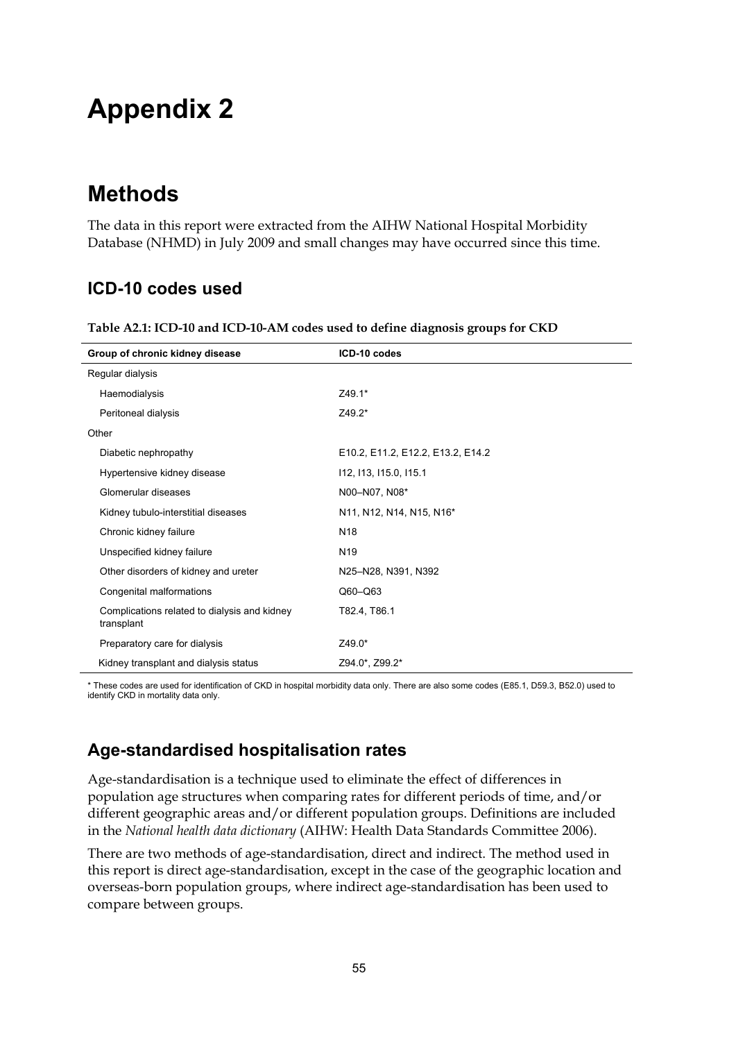# Appendix 2

## Methods

The data in this report were extracted from the AIHW National Hospital Morbidity Database (NHMD) in July 2009 and small changes may have occurred since this time.

### ICD-10 codes used

**Table A2.1: ICD-10 and ICD-10-AM codes used to define diagnosis groups for CKD**

| Group of chronic kidney disease | ICD-10 codes |
|---|---|
| Regular dialysis | |
| Haemodialysis | Z49.1* |
| Peritoneal dialysis | Z49.2* |
| Other | |
| Diabetic nephropathy | E10.2, E11.2, E12.2, E13.2, E14.2 |
| Hypertensive kidney disease | I12, I13, I15.0, I15.1 |
| Glomerular diseases | N00–N07, N08* |
| Kidney tubulo-interstitial diseases | N11, N12, N14, N15, N16* |
| Chronic kidney failure | N18 |
| Unspecified kidney failure | N19 |
| Other disorders of kidney and ureter | N25–N28, N391, N392 |
| Congenital malformations | Q60–Q63 |
| Complications related to dialysis and kidney transplant | T82.4, T86.1 |
| Preparatory care for dialysis | Z49.0* |
| Kidney transplant and dialysis status | Z94.0*, Z99.2* |

\* These codes are used for identification of CKD in hospital morbidity data only. There are also some codes (E85.1, D59.3, B52.0) used to identify CKD in mortality data only.

### Age-standardised hospitalisation rates

Age-standardisation is a technique used to eliminate the effect of differences in population age structures when comparing rates for different periods of time, and/or different geographic areas and/or different population groups. Definitions are included in the *National health data dictionary* (AIHW: Health Data Standards Committee 2006).

There are two methods of age-standardisation, direct and indirect. The method used in this report is direct age-standardisation, except in the case of the geographic location and overseas-born population groups, where indirect age-standardisation has been used to compare between groups.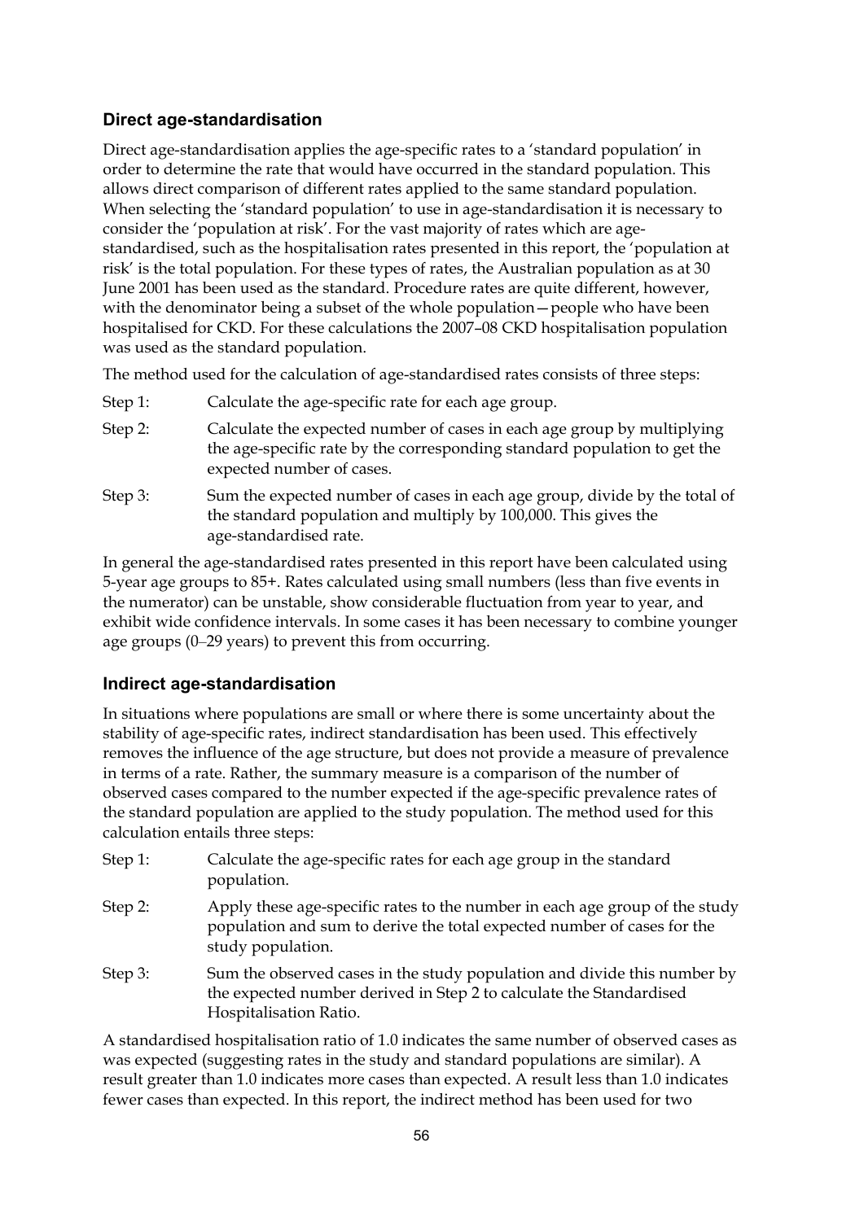### Direct age-standardisation

Direct age-standardisation applies the age-specific rates to a 'standard population' in order to determine the rate that would have occurred in the standard population. This allows direct comparison of different rates applied to the same standard population. When selecting the 'standard population' to use in age-standardisation it is necessary to consider the 'population at risk'. For the vast majority of rates which are age-standardised, such as the hospitalisation rates presented in this report, the 'population at risk' is the total population. For these types of rates, the Australian population as at 30 June 2001 has been used as the standard. Procedure rates are quite different, however, with the denominator being a subset of the whole population—people who have been hospitalised for CKD. For these calculations the 2007–08 CKD hospitalisation population was used as the standard population.

The method used for the calculation of age-standardised rates consists of three steps:

- Step 1: Calculate the age-specific rate for each age group.
- Step 2: Calculate the expected number of cases in each age group by multiplying the age-specific rate by the corresponding standard population to get the expected number of cases.
- Step 3: Sum the expected number of cases in each age group, divide by the total of the standard population and multiply by 100,000. This gives the age-standardised rate.

In general the age-standardised rates presented in this report have been calculated using 5-year age groups to 85+. Rates calculated using small numbers (less than five events in the numerator) can be unstable, show considerable fluctuation from year to year, and exhibit wide confidence intervals. In some cases it has been necessary to combine younger age groups (0–29 years) to prevent this from occurring.

### Indirect age-standardisation

In situations where populations are small or where there is some uncertainty about the stability of age-specific rates, indirect standardisation has been used. This effectively removes the influence of the age structure, but does not provide a measure of prevalence in terms of a rate. Rather, the summary measure is a comparison of the number of observed cases compared to the number expected if the age-specific prevalence rates of the standard population are applied to the study population. The method used for this calculation entails three steps:

- Step 1: Calculate the age-specific rates for each age group in the standard population.
- Step 2: Apply these age-specific rates to the number in each age group of the study population and sum to derive the total expected number of cases for the study population.
- Step 3: Sum the observed cases in the study population and divide this number by the expected number derived in Step 2 to calculate the Standardised Hospitalisation Ratio.

A standardised hospitalisation ratio of 1.0 indicates the same number of observed cases as was expected (suggesting rates in the study and standard populations are similar). A result greater than 1.0 indicates more cases than expected. A result less than 1.0 indicates fewer cases than expected. In this report, the indirect method has been used for two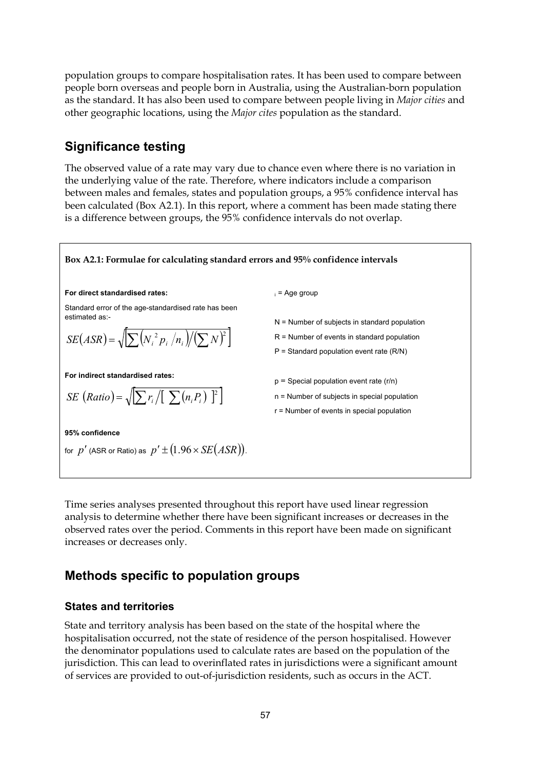population groups to compare hospitalisation rates. It has been used to compare between people born overseas and people born in Australia, using the Australian-born population as the standard. It has also been used to compare between people living in *Major cities* and other geographic locations, using the *Major cites* population as the standard.

## Significance testing

The observed value of a rate may vary due to chance even where there is no variation in the underlying value of the rate. Therefore, where indicators include a comparison between males and females, states and population groups, a 95% confidence interval has been calculated (Box A2.1). In this report, where a comment has been made stating there is a difference between groups, the 95% confidence intervals do not overlap.

**Box A2.1: Formulae for calculating standard errors and 95% confidence intervals**

**For direct standardised rates:**

Standard error of the age-standardised rate has been estimated as:-

$$SE(ASR) = \sqrt{\left[\sum \left(N_i^2 p_i / n_i\right) / \left(\sum N\right)^2\right]}$$

**For indirect standardised rates:**

$$SE\ (Ratio) = \sqrt{\left[\sum r_i / \left[\ \sum (n_i P_i)\ \right]^2\right]}$$

**95% confidence**

for $p'$ (ASR or Ratio) as $p' \pm (1.96 \times SE(ASR))$.

$_i$ = Age group

N = Number of subjects in standard population

R = Number of events in standard population

P = Standard population event rate (R/N)

p = Special population event rate (r/n)

n = Number of subjects in special population

r = Number of events in special population

Time series analyses presented throughout this report have used linear regression analysis to determine whether there have been significant increases or decreases in the observed rates over the period. Comments in this report have been made on significant increases or decreases only.

## Methods specific to population groups

### States and territories

State and territory analysis has been based on the state of the hospital where the hospitalisation occurred, not the state of residence of the person hospitalised. However the denominator populations used to calculate rates are based on the population of the jurisdiction. This can lead to overinflated rates in jurisdictions were a significant amount of services are provided to out-of-jurisdiction residents, such as occurs in the ACT.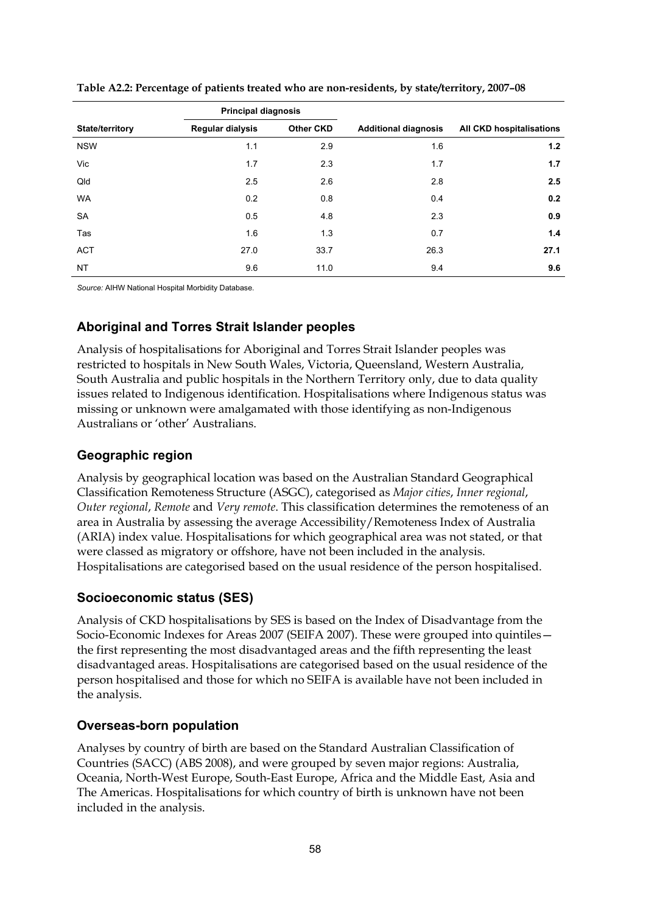**Table A2.2: Percentage of patients treated who are non-residents, by state/territory, 2007–08**

| | Principal diagnosis | | | |
|---|---|---|---|---|
| **State/territory** | **Regular dialysis** | **Other CKD** | **Additional diagnosis** | **All CKD hospitalisations** |
| NSW | 1.1 | 2.9 | 1.6 | **1.2** |
| Vic | 1.7 | 2.3 | 1.7 | **1.7** |
| Qld | 2.5 | 2.6 | 2.8 | **2.5** |
| WA | 0.2 | 0.8 | 0.4 | **0.2** |
| SA | 0.5 | 4.8 | 2.3 | **0.9** |
| Tas | 1.6 | 1.3 | 0.7 | **1.4** |
| ACT | 27.0 | 33.7 | 26.3 | **27.1** |
| NT | 9.6 | 11.0 | 9.4 | **9.6** |

*Source:* AIHW National Hospital Morbidity Database.

### Aboriginal and Torres Strait Islander peoples

Analysis of hospitalisations for Aboriginal and Torres Strait Islander peoples was restricted to hospitals in New South Wales, Victoria, Queensland, Western Australia, South Australia and public hospitals in the Northern Territory only, due to data quality issues related to Indigenous identification. Hospitalisations where Indigenous status was missing or unknown were amalgamated with those identifying as non-Indigenous Australians or 'other' Australians.

### Geographic region

Analysis by geographical location was based on the Australian Standard Geographical Classification Remoteness Structure (ASGC), categorised as *Major cities*, *Inner regional*, *Outer regional*, *Remote* and *Very remote*. This classification determines the remoteness of an area in Australia by assessing the average Accessibility/Remoteness Index of Australia (ARIA) index value. Hospitalisations for which geographical area was not stated, or that were classed as migratory or offshore, have not been included in the analysis. Hospitalisations are categorised based on the usual residence of the person hospitalised.

### Socioeconomic status (SES)

Analysis of CKD hospitalisations by SES is based on the Index of Disadvantage from the Socio-Economic Indexes for Areas 2007 (SEIFA 2007). These were grouped into quintiles—the first representing the most disadvantaged areas and the fifth representing the least disadvantaged areas. Hospitalisations are categorised based on the usual residence of the person hospitalised and those for which no SEIFA is available have not been included in the analysis.

### Overseas-born population

Analyses by country of birth are based on the Standard Australian Classification of Countries (SACC) (ABS 2008), and were grouped by seven major regions: Australia, Oceania, North-West Europe, South-East Europe, Africa and the Middle East, Asia and The Americas. Hospitalisations for which country of birth is unknown have not been included in the analysis.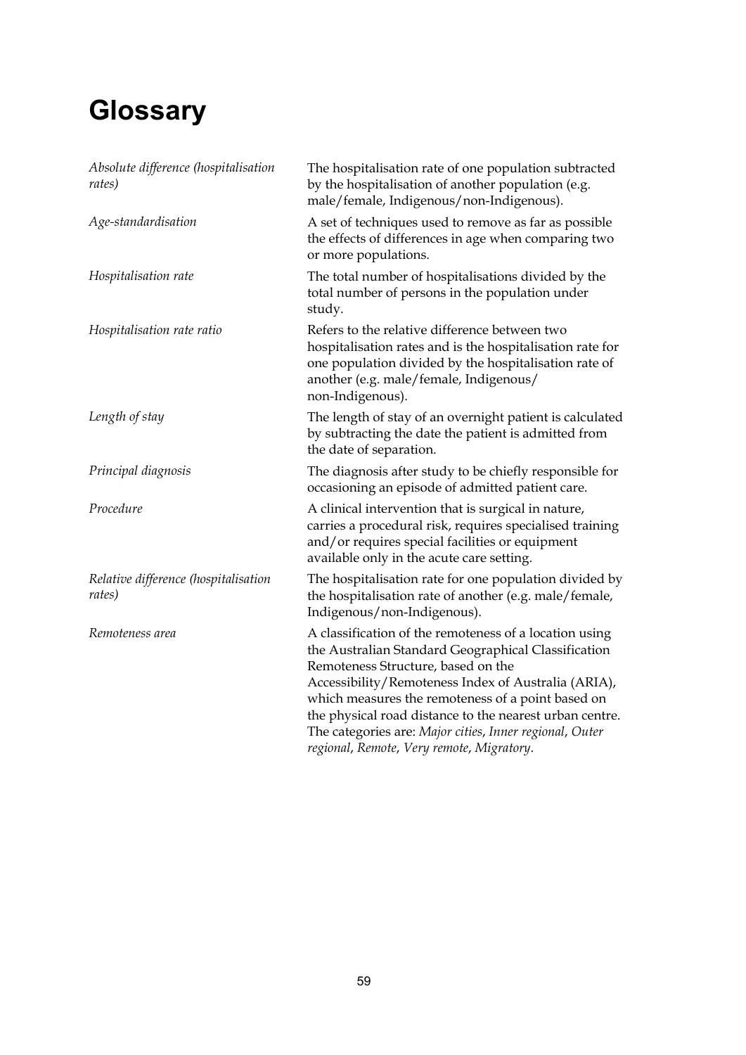# Glossary

| | |
|---|---|
| *Absolute difference (hospitalisation rates)* | The hospitalisation rate of one population subtracted by the hospitalisation of another population (e.g. male/female, Indigenous/non-Indigenous). |
| *Age-standardisation* | A set of techniques used to remove as far as possible the effects of differences in age when comparing two or more populations. |
| *Hospitalisation rate* | The total number of hospitalisations divided by the total number of persons in the population under study. |
| *Hospitalisation rate ratio* | Refers to the relative difference between two hospitalisation rates and is the hospitalisation rate for one population divided by the hospitalisation rate of another (e.g. male/female, Indigenous/ non-Indigenous). |
| *Length of stay* | The length of stay of an overnight patient is calculated by subtracting the date the patient is admitted from the date of separation. |
| *Principal diagnosis* | The diagnosis after study to be chiefly responsible for occasioning an episode of admitted patient care. |
| *Procedure* | A clinical intervention that is surgical in nature, carries a procedural risk, requires specialised training and/or requires special facilities or equipment available only in the acute care setting. |
| *Relative difference (hospitalisation rates)* | The hospitalisation rate for one population divided by the hospitalisation rate of another (e.g. male/female, Indigenous/non-Indigenous). |
| *Remoteness area* | A classification of the remoteness of a location using the Australian Standard Geographical Classification Remoteness Structure, based on the Accessibility/Remoteness Index of Australia (ARIA), which measures the remoteness of a point based on the physical road distance to the nearest urban centre. The categories are: *Major cities*, *Inner regional*, *Outer regional*, *Remote*, *Very remote*, *Migratory*. |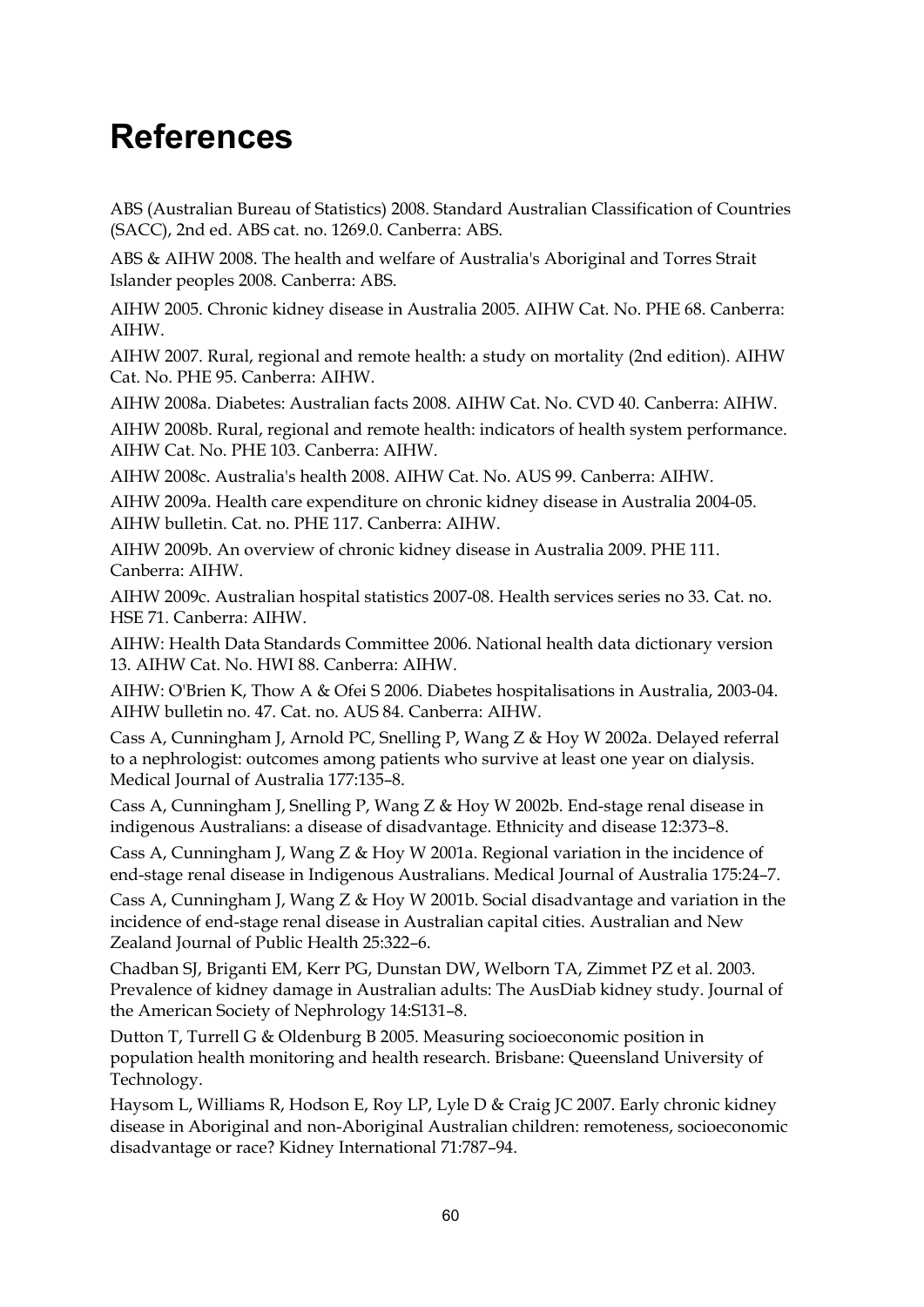# References

ABS (Australian Bureau of Statistics) 2008. Standard Australian Classification of Countries (SACC), 2nd ed. ABS cat. no. 1269.0. Canberra: ABS.

ABS & AIHW 2008. The health and welfare of Australia's Aboriginal and Torres Strait Islander peoples 2008. Canberra: ABS.

AIHW 2005. Chronic kidney disease in Australia 2005. AIHW Cat. No. PHE 68. Canberra: AIHW.

AIHW 2007. Rural, regional and remote health: a study on mortality (2nd edition). AIHW Cat. No. PHE 95. Canberra: AIHW.

AIHW 2008a. Diabetes: Australian facts 2008. AIHW Cat. No. CVD 40. Canberra: AIHW.

AIHW 2008b. Rural, regional and remote health: indicators of health system performance. AIHW Cat. No. PHE 103. Canberra: AIHW.

AIHW 2008c. Australia's health 2008. AIHW Cat. No. AUS 99. Canberra: AIHW.

AIHW 2009a. Health care expenditure on chronic kidney disease in Australia 2004-05. AIHW bulletin. Cat. no. PHE 117. Canberra: AIHW.

AIHW 2009b. An overview of chronic kidney disease in Australia 2009. PHE 111. Canberra: AIHW.

AIHW 2009c. Australian hospital statistics 2007-08. Health services series no 33. Cat. no. HSE 71. Canberra: AIHW.

AIHW: Health Data Standards Committee 2006. National health data dictionary version 13. AIHW Cat. No. HWI 88. Canberra: AIHW.

AIHW: O'Brien K, Thow A & Ofei S 2006. Diabetes hospitalisations in Australia, 2003-04. AIHW bulletin no. 47. Cat. no. AUS 84. Canberra: AIHW.

Cass A, Cunningham J, Arnold PC, Snelling P, Wang Z & Hoy W 2002a. Delayed referral to a nephrologist: outcomes among patients who survive at least one year on dialysis. Medical Journal of Australia 177:135–8.

Cass A, Cunningham J, Snelling P, Wang Z & Hoy W 2002b. End-stage renal disease in indigenous Australians: a disease of disadvantage. Ethnicity and disease 12:373–8.

Cass A, Cunningham J, Wang Z & Hoy W 2001a. Regional variation in the incidence of end-stage renal disease in Indigenous Australians. Medical Journal of Australia 175:24–7.

Cass A, Cunningham J, Wang Z & Hoy W 2001b. Social disadvantage and variation in the incidence of end-stage renal disease in Australian capital cities. Australian and New Zealand Journal of Public Health 25:322–6.

Chadban SJ, Briganti EM, Kerr PG, Dunstan DW, Welborn TA, Zimmet PZ et al. 2003. Prevalence of kidney damage in Australian adults: The AusDiab kidney study. Journal of the American Society of Nephrology 14:S131–8.

Dutton T, Turrell G & Oldenburg B 2005. Measuring socioeconomic position in population health monitoring and health research. Brisbane: Queensland University of Technology.

Haysom L, Williams R, Hodson E, Roy LP, Lyle D & Craig JC 2007. Early chronic kidney disease in Aboriginal and non-Aboriginal Australian children: remoteness, socioeconomic disadvantage or race? Kidney International 71:787–94.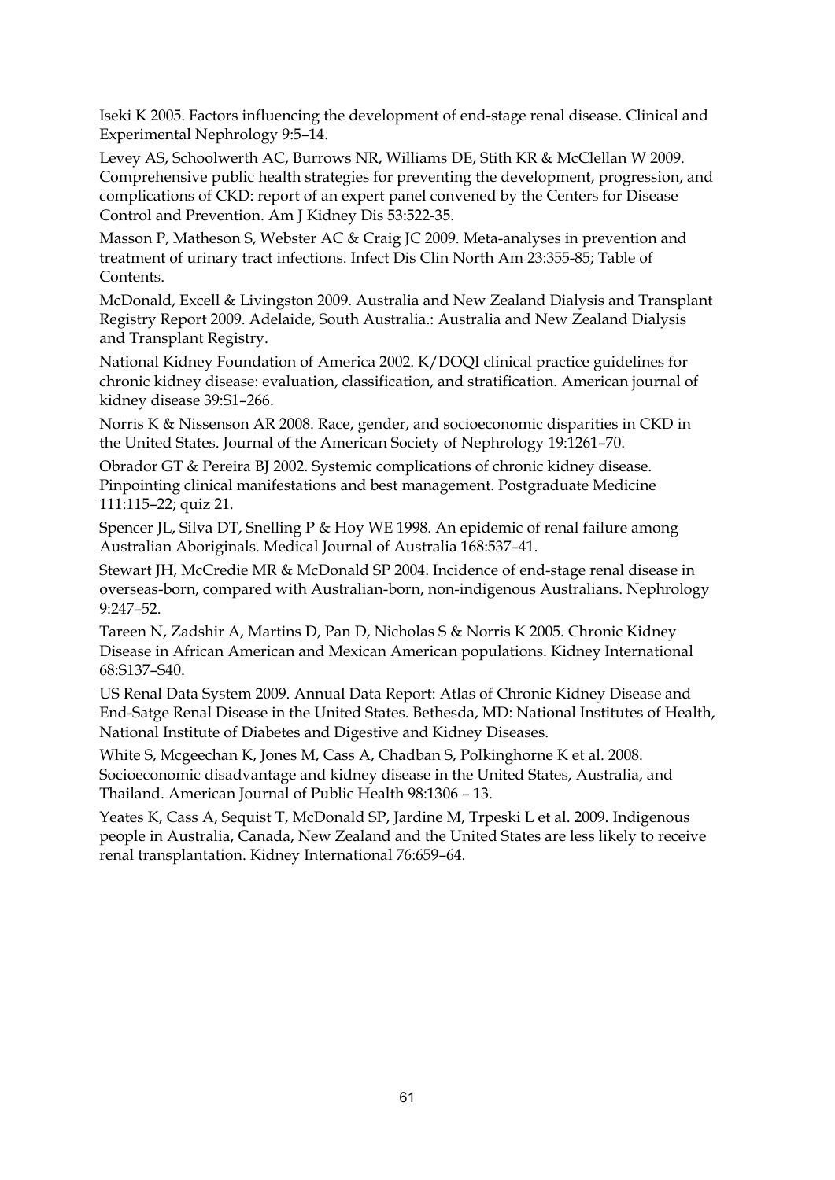Iseki K 2005. Factors influencing the development of end-stage renal disease. Clinical and Experimental Nephrology 9:5–14.

Levey AS, Schoolwerth AC, Burrows NR, Williams DE, Stith KR & McClellan W 2009. Comprehensive public health strategies for preventing the development, progression, and complications of CKD: report of an expert panel convened by the Centers for Disease Control and Prevention. Am J Kidney Dis 53:522-35.

Masson P, Matheson S, Webster AC & Craig JC 2009. Meta-analyses in prevention and treatment of urinary tract infections. Infect Dis Clin North Am 23:355-85; Table of Contents.

McDonald, Excell & Livingston 2009. Australia and New Zealand Dialysis and Transplant Registry Report 2009. Adelaide, South Australia.: Australia and New Zealand Dialysis and Transplant Registry.

National Kidney Foundation of America 2002. K/DOQI clinical practice guidelines for chronic kidney disease: evaluation, classification, and stratification. American journal of kidney disease 39:S1–266.

Norris K & Nissenson AR 2008. Race, gender, and socioeconomic disparities in CKD in the United States. Journal of the American Society of Nephrology 19:1261–70.

Obrador GT & Pereira BJ 2002. Systemic complications of chronic kidney disease. Pinpointing clinical manifestations and best management. Postgraduate Medicine 111:115–22; quiz 21.

Spencer JL, Silva DT, Snelling P & Hoy WE 1998. An epidemic of renal failure among Australian Aboriginals. Medical Journal of Australia 168:537–41.

Stewart JH, McCredie MR & McDonald SP 2004. Incidence of end-stage renal disease in overseas-born, compared with Australian-born, non-indigenous Australians. Nephrology 9:247–52.

Tareen N, Zadshir A, Martins D, Pan D, Nicholas S & Norris K 2005. Chronic Kidney Disease in African American and Mexican American populations. Kidney International 68:S137–S40.

US Renal Data System 2009. Annual Data Report: Atlas of Chronic Kidney Disease and End-Satge Renal Disease in the United States. Bethesda, MD: National Institutes of Health, National Institute of Diabetes and Digestive and Kidney Diseases.

White S, Mcgeechan K, Jones M, Cass A, Chadban S, Polkinghorne K et al. 2008. Socioeconomic disadvantage and kidney disease in the United States, Australia, and Thailand. American Journal of Public Health 98:1306 – 13.

Yeates K, Cass A, Sequist T, McDonald SP, Jardine M, Trpeski L et al. 2009. Indigenous people in Australia, Canada, New Zealand and the United States are less likely to receive renal transplantation. Kidney International 76:659–64.